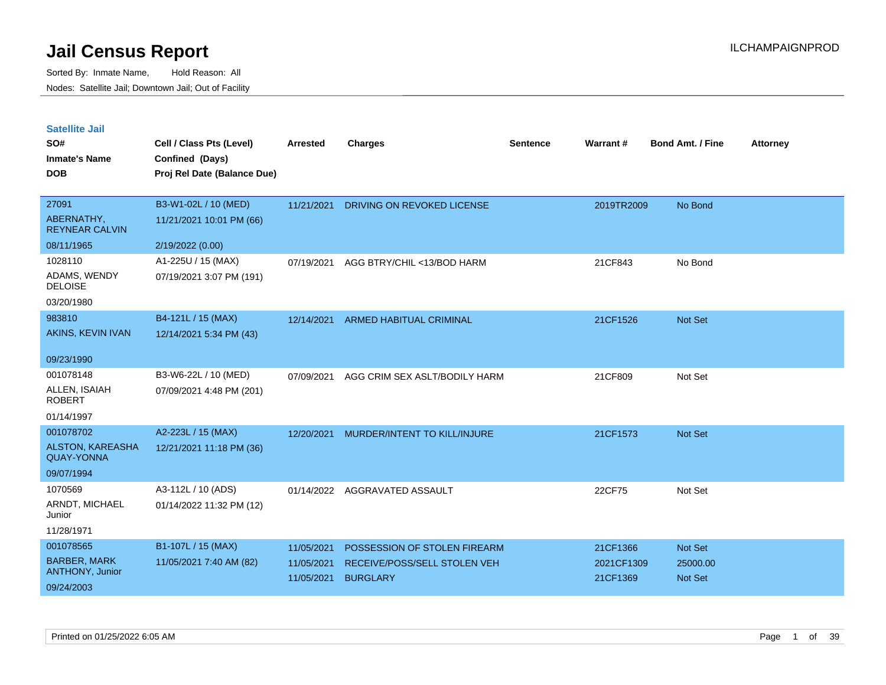# Jail Census Report

Sorted By: Inmate Name, Hold Reason: All

Nodes: Satellite Jail; Downtown Jail; Out of Facility

ILCHAMPAIGNPROD

## Satellite Jail

| SO# / Inmate's Name / DOB | Cell / Class Pts (Level) / Confined (Days) / Proj Rel Date (Balance Due) | Arrested | Charges | Sentence | Warrant # | Bond Amt. / Fine | Attorney |
|---|---|---|---|---|---|---|---|
| 27091<br>ABERNATHY, REYNEAR CALVIN<br>08/11/1965 | B3-W1-02L / 10 (MED)<br>11/21/2021 10:01 PM (66)<br>2/19/2022 (0.00) | 11/21/2021 | DRIVING ON REVOKED LICENSE | | 2019TR2009 | No Bond | |
| 1028110<br>ADAMS, WENDY DELOISE<br>03/20/1980 | A1-225U / 15 (MAX)<br>07/19/2021 3:07 PM (191) | 07/19/2021 | AGG BTRY/CHIL <13/BOD HARM | | 21CF843 | No Bond | |
| 983810<br>AKINS, KEVIN IVAN<br>09/23/1990 | B4-121L / 15 (MAX)<br>12/14/2021 5:34 PM (43) | 12/14/2021 | ARMED HABITUAL CRIMINAL | | 21CF1526 | Not Set | |
| 001078148<br>ALLEN, ISAIAH ROBERT<br>01/14/1997 | B3-W6-22L / 10 (MED)<br>07/09/2021 4:48 PM (201) | 07/09/2021 | AGG CRIM SEX ASLT/BODILY HARM | | 21CF809 | Not Set | |
| 001078702<br>ALSTON, KAREASHA QUAY-YONNA<br>09/07/1994 | A2-223L / 15 (MAX)<br>12/21/2021 11:18 PM (36) | 12/20/2021 | MURDER/INTENT TO KILL/INJURE | | 21CF1573 | Not Set | |
| 1070569<br>ARNDT, MICHAEL Junior<br>11/28/1971 | A3-112L / 10 (ADS)<br>01/14/2022 11:32 PM (12) | 01/14/2022 | AGGRAVATED ASSAULT | | 22CF75 | Not Set | |
| 001078565<br>BARBER, MARK ANTHONY, Junior<br>09/24/2003 | B1-107L / 15 (MAX)<br>11/05/2021 7:40 AM (82) | 11/05/2021<br>11/05/2021<br>11/05/2021 | POSSESSION OF STOLEN FIREARM<br>RECEIVE/POSS/SELL STOLEN VEH<br>BURGLARY | | 21CF1366<br>2021CF1309<br>21CF1369 | Not Set<br>25000.00<br>Not Set | |

Printed on 01/25/2022 6:05 AM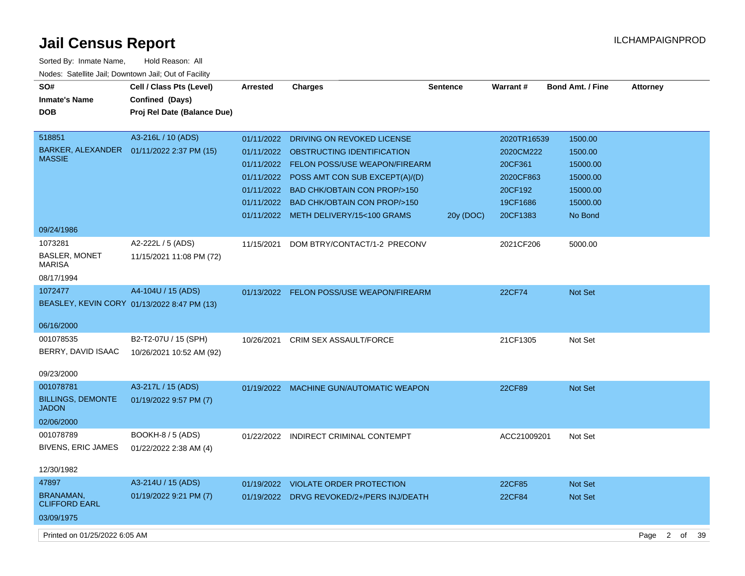# Jail Census Report

ILCHAMPAIGNPROD

Sorted By: Inmate Name, Hold Reason: All

Nodes: Satellite Jail; Downtown Jail; Out of Facility

| SO# / Inmate's Name / DOB | Cell / Class Pts (Level) / Confined (Days) / Proj Rel Date (Balance Due) | Arrested | Charges | Sentence | Warrant # | Bond Amt. / Fine | Attorney |
|---|---|---|---|---|---|---|---|
| 518851 BARKER, ALEXANDER MASSIE 09/24/1986 | A3-216L / 10 (ADS) 01/11/2022 2:37 PM (15) | 01/11/2022 | DRIVING ON REVOKED LICENSE | | 2020TR16539 | 1500.00 | |
| | | 01/11/2022 | OBSTRUCTING IDENTIFICATION | | 2020CM222 | 1500.00 | |
| | | 01/11/2022 | FELON POSS/USE WEAPON/FIREARM | | 20CF361 | 15000.00 | |
| | | 01/11/2022 | POSS AMT CON SUB EXCEPT(A)/(D) | | 2020CF863 | 15000.00 | |
| | | 01/11/2022 | BAD CHK/OBTAIN CON PROP/>150 | | 20CF192 | 15000.00 | |
| | | 01/11/2022 | BAD CHK/OBTAIN CON PROP/>150 | | 19CF1686 | 15000.00 | |
| | | 01/11/2022 | METH DELIVERY/15<100 GRAMS | 20y (DOC) | 20CF1383 | No Bond | |
| 1073281 BASLER, MONET MARISA 08/17/1994 | A2-222L / 5 (ADS) 11/15/2021 11:08 PM (72) | 11/15/2021 | DOM BTRY/CONTACT/1-2 PRECONV | | 2021CF206 | 5000.00 | |
| 1072477 BEASLEY, KEVIN CORY 06/16/2000 | A4-104U / 15 (ADS) 01/13/2022 8:47 PM (13) | 01/13/2022 | FELON POSS/USE WEAPON/FIREARM | | 22CF74 | Not Set | |
| 001078535 BERRY, DAVID ISAAC 09/23/2000 | B2-T2-07U / 15 (SPH) 10/26/2021 10:52 AM (92) | 10/26/2021 | CRIM SEX ASSAULT/FORCE | | 21CF1305 | Not Set | |
| 001078781 BILLINGS, DEMONTE JADON 02/06/2000 | A3-217L / 15 (ADS) 01/19/2022 9:57 PM (7) | 01/19/2022 | MACHINE GUN/AUTOMATIC WEAPON | | 22CF89 | Not Set | |
| 001078789 BIVENS, ERIC JAMES 12/30/1982 | BOOKH-8 / 5 (ADS) 01/22/2022 2:38 AM (4) | 01/22/2022 | INDIRECT CRIMINAL CONTEMPT | | ACC21009201 | Not Set | |
| 47897 BRANAMAN, CLIFFORD EARL 03/09/1975 | A3-214U / 15 (ADS) 01/19/2022 9:21 PM (7) | 01/19/2022 | VIOLATE ORDER PROTECTION | | 22CF85 | Not Set | |
| | | 01/19/2022 | DRVG REVOKED/2+/PERS INJ/DEATH | | 22CF84 | Not Set | |

Printed on 01/25/2022 6:05 AM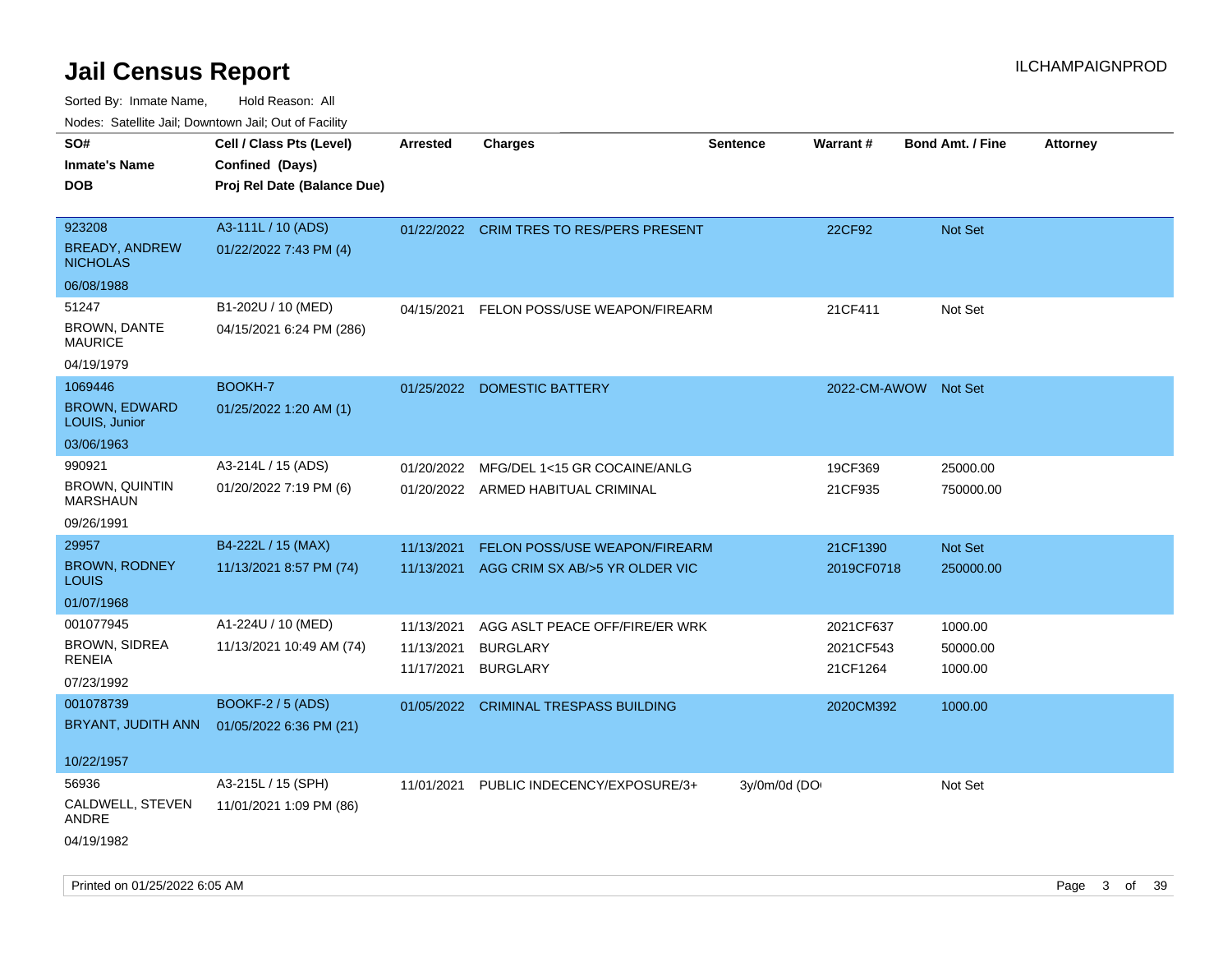# Jail Census Report

Sorted By: Inmate Name, Hold Reason: All

Nodes: Satellite Jail; Downtown Jail; Out of Facility

| SO# / Inmate's Name / DOB | Cell / Class Pts (Level) / Confined (Days) / Proj Rel Date (Balance Due) | Arrested | Charges | Sentence | Warrant # | Bond Amt. / Fine | Attorney |
|---|---|---|---|---|---|---|---|
| 923208<br>BREADY, ANDREW NICHOLAS<br>06/08/1988 | A3-111L / 10 (ADS)<br>01/22/2022 7:43 PM (4) | 01/22/2022 | CRIM TRES TO RES/PERS PRESENT | | 22CF92 | Not Set | |
| 51247<br>BROWN, DANTE MAURICE<br>04/19/1979 | B1-202U / 10 (MED)<br>04/15/2021 6:24 PM (286) | 04/15/2021 | FELON POSS/USE WEAPON/FIREARM | | 21CF411 | Not Set | |
| 1069446<br>BROWN, EDWARD LOUIS, Junior<br>03/06/1963 | BOOKH-7<br>01/25/2022 1:20 AM (1) | 01/25/2022 | DOMESTIC BATTERY | | 2022-CM-AWOW | Not Set | |
| 990921<br>BROWN, QUINTIN MARSHAUN<br>09/26/1991 | A3-214L / 15 (ADS)<br>01/20/2022 7:19 PM (6) | 01/20/2022<br>01/20/2022 | MFG/DEL 1<15 GR COCAINE/ANLG<br>ARMED HABITUAL CRIMINAL | | 19CF369<br>21CF935 | 25000.00<br>750000.00 | |
| 29957<br>BROWN, RODNEY LOUIS<br>01/07/1968 | B4-222L / 15 (MAX)<br>11/13/2021 8:57 PM (74) | 11/13/2021<br>11/13/2021 | FELON POSS/USE WEAPON/FIREARM<br>AGG CRIM SX AB/>5 YR OLDER VIC | | 21CF1390<br>2019CF0718 | Not Set<br>250000.00 | |
| 001077945<br>BROWN, SIDREA RENEIA<br>07/23/1992 | A1-224U / 10 (MED)<br>11/13/2021 10:49 AM (74) | 11/13/2021<br>11/13/2021<br>11/17/2021 | AGG ASLT PEACE OFF/FIRE/ER WRK<br>BURGLARY<br>BURGLARY | | 2021CF637<br>2021CF543<br>21CF1264 | 1000.00<br>50000.00<br>1000.00 | |
| 001078739<br>BRYANT, JUDITH ANN<br>10/22/1957 | BOOKF-2 / 5 (ADS)<br>01/05/2022 6:36 PM (21) | 01/05/2022 | CRIMINAL TRESPASS BUILDING | | 2020CM392 | 1000.00 | |
| 56936<br>CALDWELL, STEVEN ANDRE<br>04/19/1982 | A3-215L / 15 (SPH)<br>11/01/2021 1:09 PM (86) | 11/01/2021 | PUBLIC INDECENCY/EXPOSURE/3+ | 3y/0m/0d (DO | | Not Set | |

Printed on 01/25/2022 6:05 AM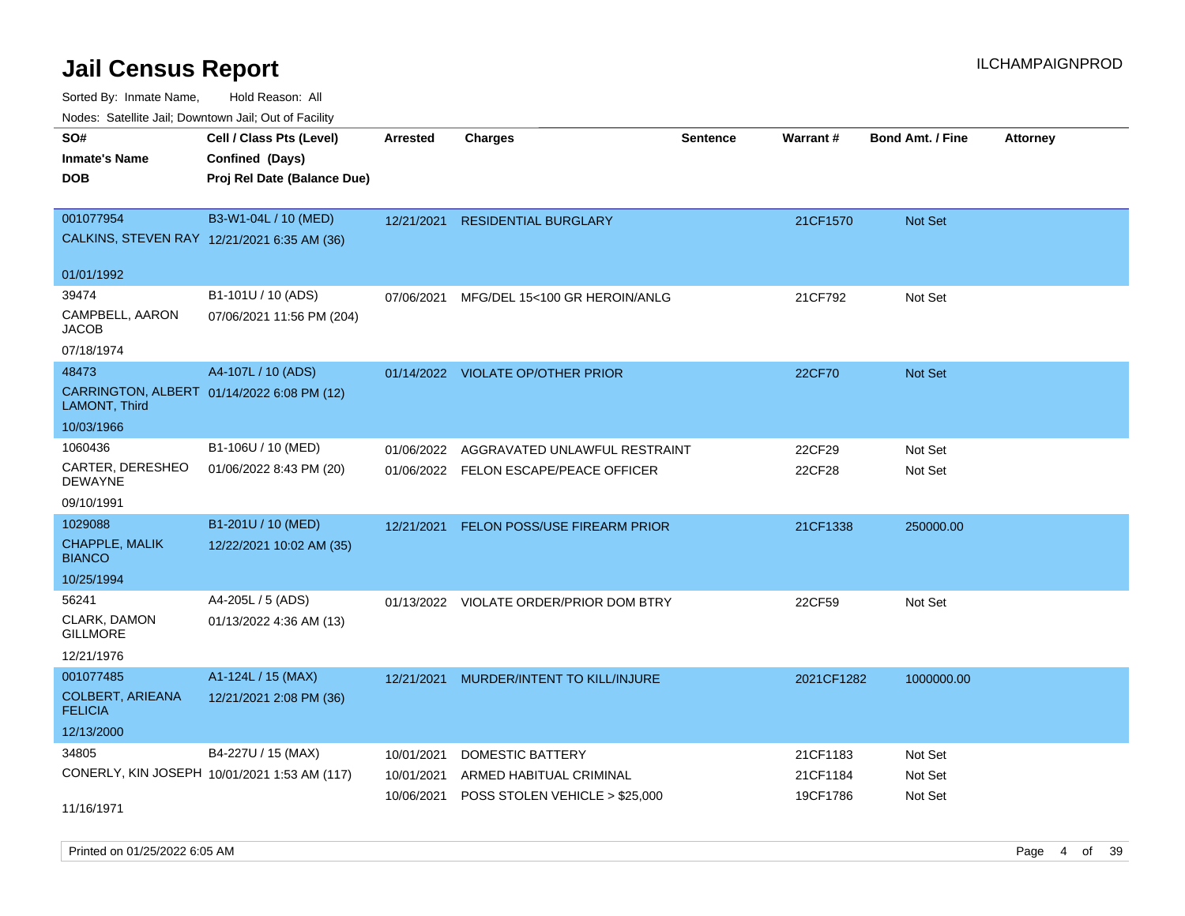# Jail Census Report

Sorted By: Inmate Name, Hold Reason: All

Nodes: Satellite Jail; Downtown Jail; Out of Facility

| SO# / Inmate's Name / DOB | Cell / Class Pts (Level) / Confined (Days) / Proj Rel Date (Balance Due) | Arrested | Charges | Sentence | Warrant # | Bond Amt. / Fine | Attorney |
|---|---|---|---|---|---|---|---|
| 001077954<br>CALKINS, STEVEN RAY<br>01/01/1992 | B3-W1-04L / 10 (MED)<br>12/21/2021 6:35 AM (36) | 12/21/2021 | RESIDENTIAL BURGLARY | | 21CF1570 | Not Set | |
| 39474<br>CAMPBELL, AARON JACOB<br>07/18/1974 | B1-101U / 10 (ADS)<br>07/06/2021 11:56 PM (204) | 07/06/2021 | MFG/DEL 15<100 GR HEROIN/ANLG | | 21CF792 | Not Set | |
| 48473<br>CARRINGTON, ALBERT LAMONT, Third<br>10/03/1966 | A4-107L / 10 (ADS)<br>01/14/2022 6:08 PM (12) | 01/14/2022 | VIOLATE OP/OTHER PRIOR | | 22CF70 | Not Set | |
| 1060436<br>CARTER, DERESHEO DEWAYNE<br>09/10/1991 | B1-106U / 10 (MED)<br>01/06/2022 8:43 PM (20) | 01/06/2022<br>01/06/2022 | AGGRAVATED UNLAWFUL RESTRAINT<br>FELON ESCAPE/PEACE OFFICER | | 22CF29<br>22CF28 | Not Set<br>Not Set | |
| 1029088<br>CHAPPLE, MALIK BIANCO<br>10/25/1994 | B1-201U / 10 (MED)<br>12/22/2021 10:02 AM (35) | 12/21/2021 | FELON POSS/USE FIREARM PRIOR | | 21CF1338 | 250000.00 | |
| 56241<br>CLARK, DAMON GILLMORE<br>12/21/1976 | A4-205L / 5 (ADS)<br>01/13/2022 4:36 AM (13) | 01/13/2022 | VIOLATE ORDER/PRIOR DOM BTRY | | 22CF59 | Not Set | |
| 001077485<br>COLBERT, ARIEANA FELICIA<br>12/13/2000 | A1-124L / 15 (MAX)<br>12/21/2021 2:08 PM (36) | 12/21/2021 | MURDER/INTENT TO KILL/INJURE | | 2021CF1282 | 1000000.00 | |
| 34805<br>CONERLY, KIN JOSEPH<br>11/16/1971 | B4-227U / 15 (MAX)<br>10/01/2021 1:53 AM (117) | 10/01/2021<br>10/01/2021<br>10/06/2021 | DOMESTIC BATTERY<br>ARMED HABITUAL CRIMINAL<br>POSS STOLEN VEHICLE > $25,000 | | 21CF1183<br>21CF1184<br>19CF1786 | Not Set<br>Not Set<br>Not Set | |

Printed on 01/25/2022 6:05 AM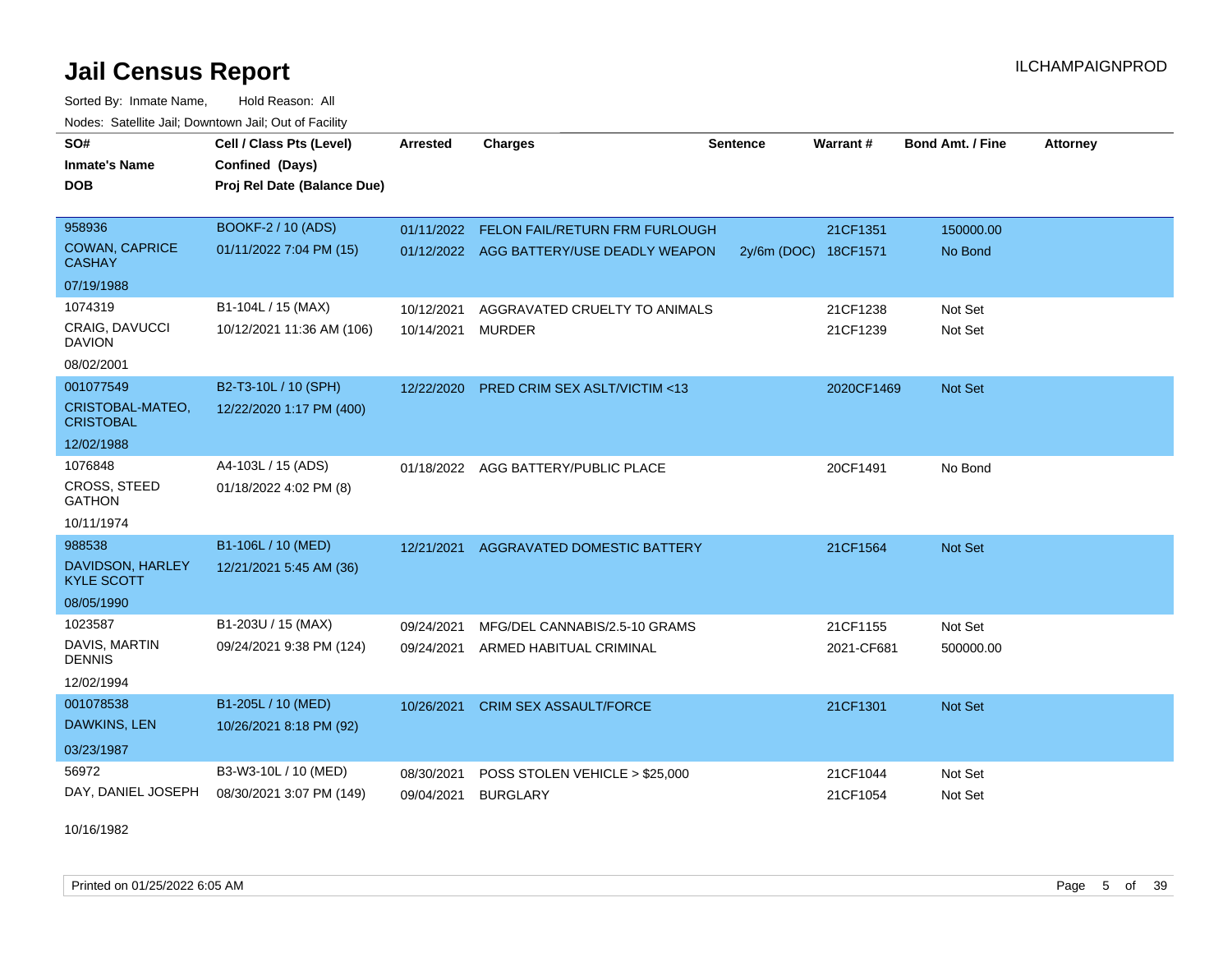# Jail Census Report

ILCHAMPAIGNPROD

Sorted By: Inmate Name, Hold Reason: All

Nodes: Satellite Jail; Downtown Jail; Out of Facility

| SO# / Inmate's Name / DOB | Cell / Class Pts (Level) / Confined (Days) / Proj Rel Date (Balance Due) | Arrested | Charges | Sentence | Warrant # | Bond Amt. / Fine | Attorney |
|---|---|---|---|---|---|---|---|
| 958936<br>COWAN, CAPRICE CASHAY<br>07/19/1988 | BOOKF-2 / 10 (ADS)<br>01/11/2022 7:04 PM (15) | 01/11/2022<br>01/12/2022 | FELON FAIL/RETURN FRM FURLOUGH<br>AGG BATTERY/USE DEADLY WEAPON | <br>2y/6m (DOC) | 21CF1351<br>18CF1571 | 150000.00<br>No Bond | |
| 1074319<br>CRAIG, DAVUCCI DAVION<br>08/02/2001 | B1-104L / 15 (MAX)<br>10/12/2021 11:36 AM (106) | 10/12/2021<br>10/14/2021 | AGGRAVATED CRUELTY TO ANIMALS<br>MURDER | | 21CF1238<br>21CF1239 | Not Set<br>Not Set | |
| 001077549<br>CRISTOBAL-MATEO, CRISTOBAL<br>12/02/1988 | B2-T3-10L / 10 (SPH)<br>12/22/2020 1:17 PM (400) | 12/22/2020 | PRED CRIM SEX ASLT/VICTIM <13 | | 2020CF1469 | Not Set | |
| 1076848<br>CROSS, STEED GATHON<br>10/11/1974 | A4-103L / 15 (ADS)<br>01/18/2022 4:02 PM (8) | 01/18/2022 | AGG BATTERY/PUBLIC PLACE | | 20CF1491 | No Bond | |
| 988538<br>DAVIDSON, HARLEY KYLE SCOTT<br>08/05/1990 | B1-106L / 10 (MED)<br>12/21/2021 5:45 AM (36) | 12/21/2021 | AGGRAVATED DOMESTIC BATTERY | | 21CF1564 | Not Set | |
| 1023587<br>DAVIS, MARTIN DENNIS<br>12/02/1994 | B1-203U / 15 (MAX)<br>09/24/2021 9:38 PM (124) | 09/24/2021<br>09/24/2021 | MFG/DEL CANNABIS/2.5-10 GRAMS<br>ARMED HABITUAL CRIMINAL | | 21CF1155<br>2021-CF681 | Not Set<br>500000.00 | |
| 001078538<br>DAWKINS, LEN<br>03/23/1987 | B1-205L / 10 (MED)<br>10/26/2021 8:18 PM (92) | 10/26/2021 | CRIM SEX ASSAULT/FORCE | | 21CF1301 | Not Set | |
| 56972<br>DAY, DANIEL JOSEPH<br>10/16/1982 | B3-W3-10L / 10 (MED)<br>08/30/2021 3:07 PM (149) | 08/30/2021<br>09/04/2021 | POSS STOLEN VEHICLE > $25,000<br>BURGLARY | | 21CF1044<br>21CF1054 | Not Set<br>Not Set | |

Printed on 01/25/2022 6:05 AM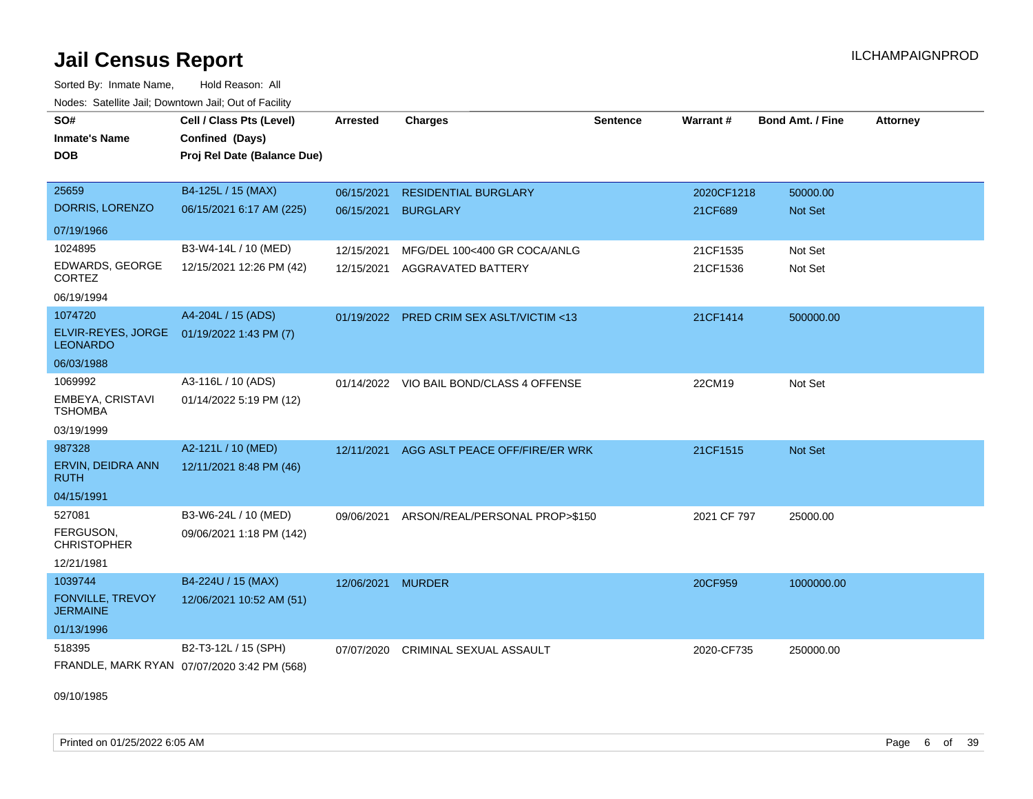# Jail Census Report

Sorted By: Inmate Name, Hold Reason: All

Nodes: Satellite Jail; Downtown Jail; Out of Facility

| SO# / Inmate's Name / DOB | Cell / Class Pts (Level) / Confined (Days) / Proj Rel Date (Balance Due) | Arrested | Charges | Sentence | Warrant # | Bond Amt. / Fine | Attorney |
|---|---|---|---|---|---|---|---|
| 25659 DORRIS, LORENZO 07/19/1966 | B4-125L / 15 (MAX) 06/15/2021 6:17 AM (225) | 06/15/2021 | RESIDENTIAL BURGLARY | | 2020CF1218 | 50000.00 | |
| | | 06/15/2021 | BURGLARY | | 21CF689 | Not Set | |
| 1024895 EDWARDS, GEORGE CORTEZ 06/19/1994 | B3-W4-14L / 10 (MED) 12/15/2021 12:26 PM (42) | 12/15/2021 | MFG/DEL 100<400 GR COCA/ANLG | | 21CF1535 | Not Set | |
| | | 12/15/2021 | AGGRAVATED BATTERY | | 21CF1536 | Not Set | |
| 1074720 ELVIR-REYES, JORGE LEONARDO 06/03/1988 | A4-204L / 15 (ADS) 01/19/2022 1:43 PM (7) | 01/19/2022 | PRED CRIM SEX ASLT/VICTIM <13 | | 21CF1414 | 500000.00 | |
| 1069992 EMBEYA, CRISTAVI TSHOMBA 03/19/1999 | A3-116L / 10 (ADS) 01/14/2022 5:19 PM (12) | 01/14/2022 | VIO BAIL BOND/CLASS 4 OFFENSE | | 22CM19 | Not Set | |
| 987328 ERVIN, DEIDRA ANN RUTH 04/15/1991 | A2-121L / 10 (MED) 12/11/2021 8:48 PM (46) | 12/11/2021 | AGG ASLT PEACE OFF/FIRE/ER WRK | | 21CF1515 | Not Set | |
| 527081 FERGUSON, CHRISTOPHER 12/21/1981 | B3-W6-24L / 10 (MED) 09/06/2021 1:18 PM (142) | 09/06/2021 | ARSON/REAL/PERSONAL PROP>$150 | | 2021 CF 797 | 25000.00 | |
| 1039744 FONVILLE, TREVOY JERMAINE 01/13/1996 | B4-224U / 15 (MAX) 12/06/2021 10:52 AM (51) | 12/06/2021 | MURDER | | 20CF959 | 1000000.00 | |
| 518395 FRANDLE, MARK RYAN 09/10/1985 | B2-T3-12L / 15 (SPH) 07/07/2020 3:42 PM (568) | 07/07/2020 | CRIMINAL SEXUAL ASSAULT | | 2020-CF735 | 250000.00 | |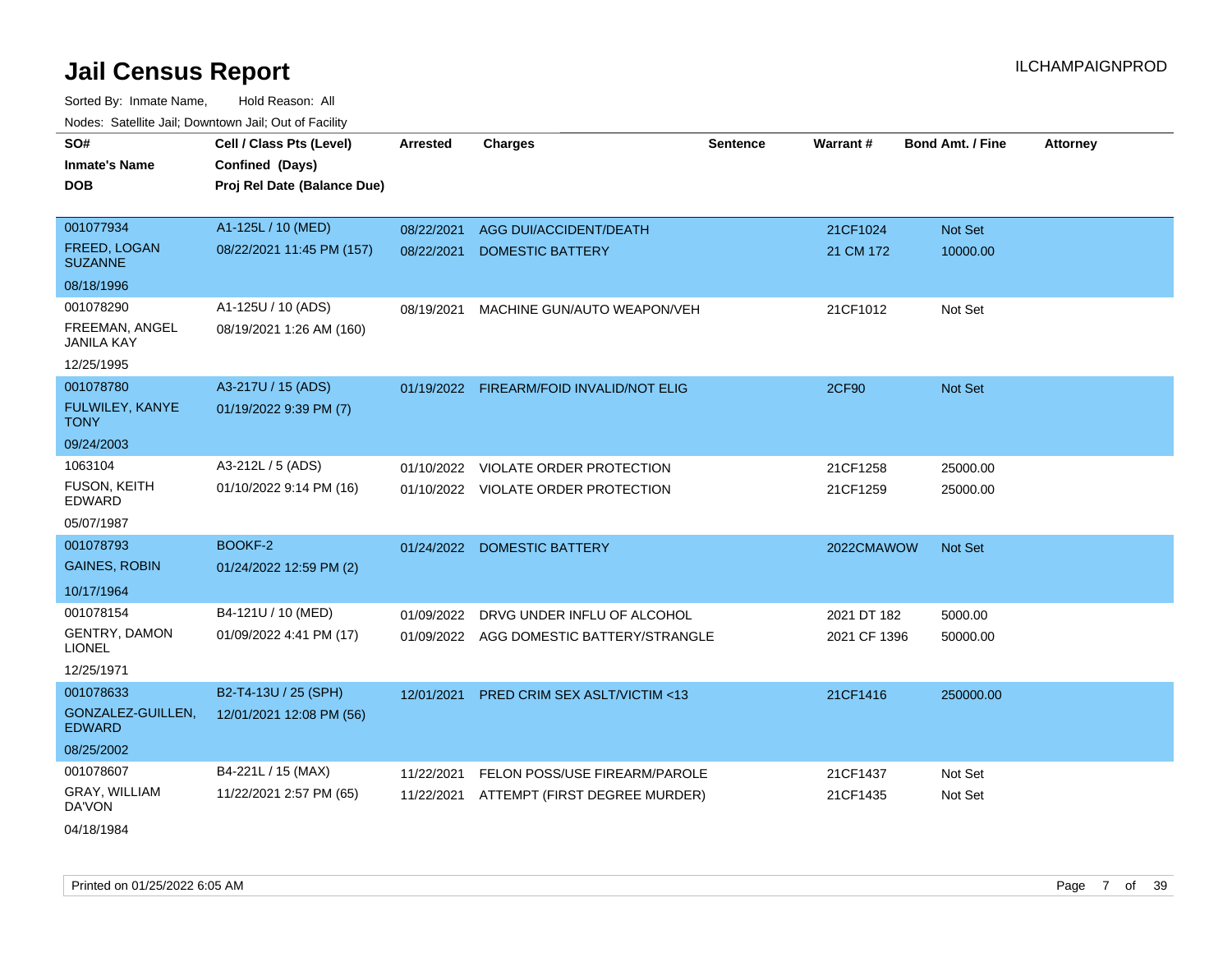# Jail Census Report

ILCHAMPAIGNPROD

Sorted By: Inmate Name, Hold Reason: All

Nodes: Satellite Jail; Downtown Jail; Out of Facility

| SO# / Inmate's Name / DOB | Cell / Class Pts (Level) / Confined (Days) / Proj Rel Date (Balance Due) | Arrested | Charges | Sentence | Warrant # | Bond Amt. / Fine | Attorney |
|---|---|---|---|---|---|---|---|
| 001077934<br>FREED, LOGAN SUZANNE<br>08/18/1996 | A1-125L / 10 (MED)<br>08/22/2021 11:45 PM (157) | 08/22/2021<br>08/22/2021 | AGG DUI/ACCIDENT/DEATH<br>DOMESTIC BATTERY | | 21CF1024<br>21 CM 172 | Not Set<br>10000.00 | |
| 001078290<br>FREEMAN, ANGEL JANILA KAY<br>12/25/1995 | A1-125U / 10 (ADS)<br>08/19/2021 1:26 AM (160) | 08/19/2021 | MACHINE GUN/AUTO WEAPON/VEH | | 21CF1012 | Not Set | |
| 001078780<br>FULWILEY, KANYE TONY<br>09/24/2003 | A3-217U / 15 (ADS)<br>01/19/2022 9:39 PM (7) | 01/19/2022 | FIREARM/FOID INVALID/NOT ELIG | | 2CF90 | Not Set | |
| 1063104<br>FUSON, KEITH EDWARD<br>05/07/1987 | A3-212L / 5 (ADS)<br>01/10/2022 9:14 PM (16) | 01/10/2022<br>01/10/2022 | VIOLATE ORDER PROTECTION<br>VIOLATE ORDER PROTECTION | | 21CF1258<br>21CF1259 | 25000.00<br>25000.00 | |
| 001078793<br>GAINES, ROBIN<br>10/17/1964 | BOOKF-2<br>01/24/2022 12:59 PM (2) | 01/24/2022 | DOMESTIC BATTERY | | 2022CMAWOW | Not Set | |
| 001078154<br>GENTRY, DAMON LIONEL<br>12/25/1971 | B4-121U / 10 (MED)<br>01/09/2022 4:41 PM (17) | 01/09/2022<br>01/09/2022 | DRVG UNDER INFLU OF ALCOHOL<br>AGG DOMESTIC BATTERY/STRANGLE | | 2021 DT 182<br>2021 CF 1396 | 5000.00<br>50000.00 | |
| 001078633<br>GONZALEZ-GUILLEN, EDWARD<br>08/25/2002 | B2-T4-13U / 25 (SPH)<br>12/01/2021 12:08 PM (56) | 12/01/2021 | PRED CRIM SEX ASLT/VICTIM <13 | | 21CF1416 | 250000.00 | |
| 001078607<br>GRAY, WILLIAM DA'VON<br>04/18/1984 | B4-221L / 15 (MAX)<br>11/22/2021 2:57 PM (65) | 11/22/2021<br>11/22/2021 | FELON POSS/USE FIREARM/PAROLE<br>ATTEMPT (FIRST DEGREE MURDER) | | 21CF1437<br>21CF1435 | Not Set<br>Not Set | |

Printed on 01/25/2022 6:05 AM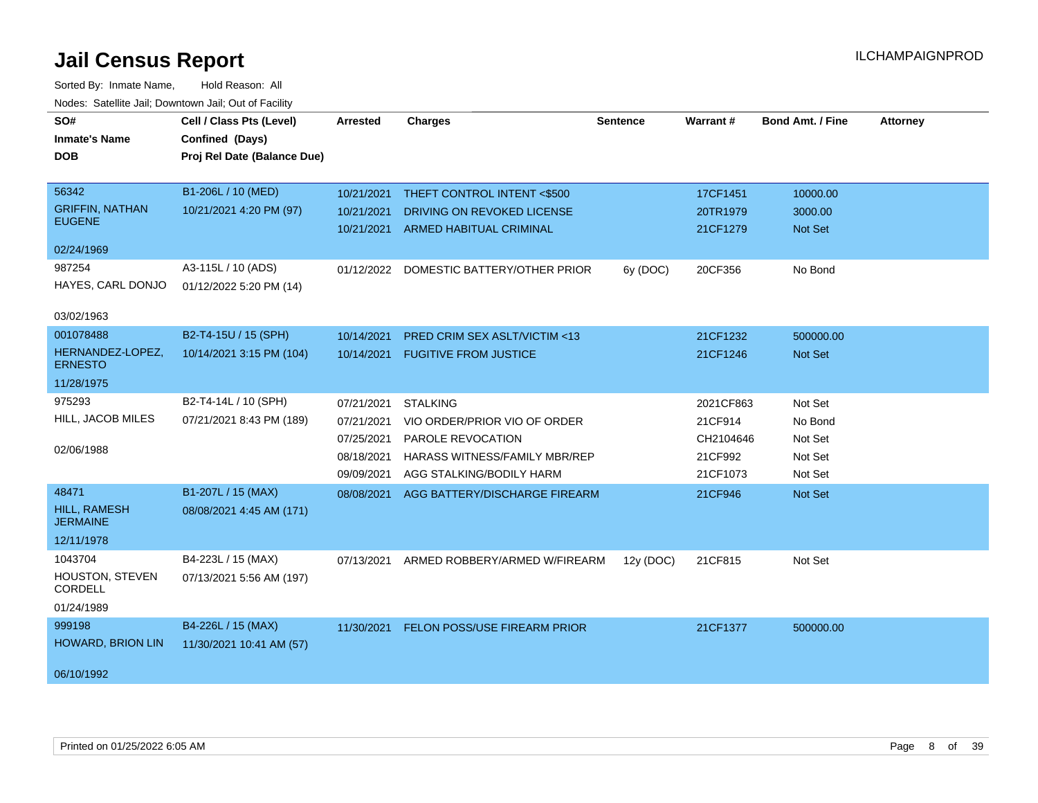# Jail Census Report

ILCHAMPAIGNPROD

Sorted By: Inmate Name, Hold Reason: All

Nodes: Satellite Jail; Downtown Jail; Out of Facility

| SO# / Inmate's Name / DOB | Cell / Class Pts (Level) / Confined (Days) / Proj Rel Date (Balance Due) | Arrested | Charges | Sentence | Warrant # | Bond Amt. / Fine | Attorney |
|---|---|---|---|---|---|---|---|
| 56342 GRIFFIN, NATHAN EUGENE 02/24/1969 | B1-206L / 10 (MED) 10/21/2021 4:20 PM (97) | 10/21/2021 | THEFT CONTROL INTENT <$500 | | 17CF1451 | 10000.00 | |
| | | 10/21/2021 | DRIVING ON REVOKED LICENSE | | 20TR1979 | 3000.00 | |
| | | 10/21/2021 | ARMED HABITUAL CRIMINAL | | 21CF1279 | Not Set | |
| 987254 HAYES, CARL DONJO 03/02/1963 | A3-115L / 10 (ADS) 01/12/2022 5:20 PM (14) | 01/12/2022 | DOMESTIC BATTERY/OTHER PRIOR | 6y (DOC) | 20CF356 | No Bond | |
| 001078488 HERNANDEZ-LOPEZ, ERNESTO 11/28/1975 | B2-T4-15U / 15 (SPH) 10/14/2021 3:15 PM (104) | 10/14/2021 | PRED CRIM SEX ASLT/VICTIM <13 | | 21CF1232 | 500000.00 | |
| | | 10/14/2021 | FUGITIVE FROM JUSTICE | | 21CF1246 | Not Set | |
| 975293 HILL, JACOB MILES 02/06/1988 | B2-T4-14L / 10 (SPH) 07/21/2021 8:43 PM (189) | 07/21/2021 | STALKING | | 2021CF863 | Not Set | |
| | | 07/21/2021 | VIO ORDER/PRIOR VIO OF ORDER | | 21CF914 | No Bond | |
| | | 07/25/2021 | PAROLE REVOCATION | | CH2104646 | Not Set | |
| | | 08/18/2021 | HARASS WITNESS/FAMILY MBR/REP | | 21CF992 | Not Set | |
| | | 09/09/2021 | AGG STALKING/BODILY HARM | | 21CF1073 | Not Set | |
| 48471 HILL, RAMESH JERMAINE 12/11/1978 | B1-207L / 15 (MAX) 08/08/2021 4:45 AM (171) | 08/08/2021 | AGG BATTERY/DISCHARGE FIREARM | | 21CF946 | Not Set | |
| 1043704 HOUSTON, STEVEN CORDELL 01/24/1989 | B4-223L / 15 (MAX) 07/13/2021 5:56 AM (197) | 07/13/2021 | ARMED ROBBERY/ARMED W/FIREARM | 12y (DOC) | 21CF815 | Not Set | |
| 999198 HOWARD, BRION LIN 06/10/1992 | B4-226L / 15 (MAX) 11/30/2021 10:41 AM (57) | 11/30/2021 | FELON POSS/USE FIREARM PRIOR | | 21CF1377 | 500000.00 | |

Printed on 01/25/2022 6:05 AM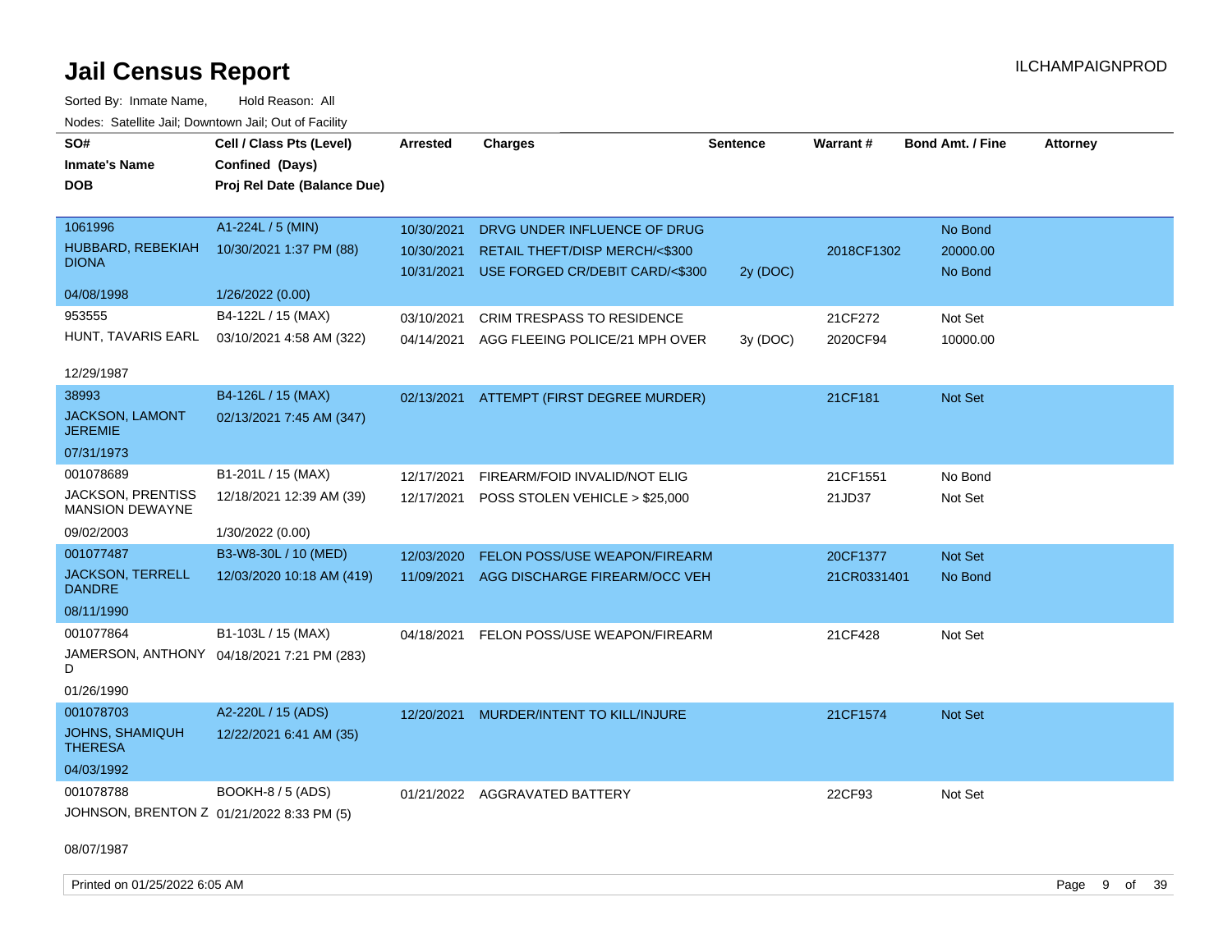# Jail Census Report

ILCHAMPAIGNPROD

Sorted By: Inmate Name, Hold Reason: All

Nodes: Satellite Jail; Downtown Jail; Out of Facility

| SO# / Inmate's Name / DOB | Cell / Class Pts (Level) / Confined (Days) / Proj Rel Date (Balance Due) | Arrested | Charges | Sentence | Warrant # | Bond Amt. / Fine | Attorney |
|---|---|---|---|---|---|---|---|
| 1061996 | A1-224L / 5 (MIN) | 10/30/2021 | DRVG UNDER INFLUENCE OF DRUG | | | No Bond | |
| HUBBARD, REBEKIAH DIONA | 10/30/2021 1:37 PM (88) | 10/30/2021 | RETAIL THEFT/DISP MERCH/<$300 | | 2018CF1302 | 20000.00 | |
| | | 10/31/2021 | USE FORGED CR/DEBIT CARD/<$300 | 2y (DOC) | | No Bond | |
| 04/08/1998 | 1/26/2022 (0.00) | | | | | | |
| 953555 | B4-122L / 15 (MAX) | 03/10/2021 | CRIM TRESPASS TO RESIDENCE | | 21CF272 | Not Set | |
| HUNT, TAVARIS EARL | 03/10/2021 4:58 AM (322) | 04/14/2021 | AGG FLEEING POLICE/21 MPH OVER | 3y (DOC) | 2020CF94 | 10000.00 | |
| 12/29/1987 | | | | | | | |
| 38993 | B4-126L / 15 (MAX) | 02/13/2021 | ATTEMPT (FIRST DEGREE MURDER) | | 21CF181 | Not Set | |
| JACKSON, LAMONT JEREMIE | 02/13/2021 7:45 AM (347) | | | | | | |
| 07/31/1973 | | | | | | | |
| 001078689 | B1-201L / 15 (MAX) | 12/17/2021 | FIREARM/FOID INVALID/NOT ELIG | | 21CF1551 | No Bond | |
| JACKSON, PRENTISS MANSION DEWAYNE | 12/18/2021 12:39 AM (39) | 12/17/2021 | POSS STOLEN VEHICLE > $25,000 | | 21JD37 | Not Set | |
| 09/02/2003 | 1/30/2022 (0.00) | | | | | | |
| 001077487 | B3-W8-30L / 10 (MED) | 12/03/2020 | FELON POSS/USE WEAPON/FIREARM | | 20CF1377 | Not Set | |
| JACKSON, TERRELL DANDRE | 12/03/2020 10:18 AM (419) | 11/09/2021 | AGG DISCHARGE FIREARM/OCC VEH | | 21CR0331401 | No Bond | |
| 08/11/1990 | | | | | | | |
| 001077864 | B1-103L / 15 (MAX) | 04/18/2021 | FELON POSS/USE WEAPON/FIREARM | | 21CF428 | Not Set | |
| JAMERSON, ANTHONY D | 04/18/2021 7:21 PM (283) | | | | | | |
| 01/26/1990 | | | | | | | |
| 001078703 | A2-220L / 15 (ADS) | 12/20/2021 | MURDER/INTENT TO KILL/INJURE | | 21CF1574 | Not Set | |
| JOHNS, SHAMIQUH THERESA | 12/22/2021 6:41 AM (35) | | | | | | |
| 04/03/1992 | | | | | | | |
| 001078788 | BOOKH-8 / 5 (ADS) | 01/21/2022 | AGGRAVATED BATTERY | | 22CF93 | Not Set | |
| JOHNSON, BRENTON Z | 01/21/2022 8:33 PM (5) | | | | | | |
| 08/07/1987 | | | | | | | |

Printed on 01/25/2022 6:05 AM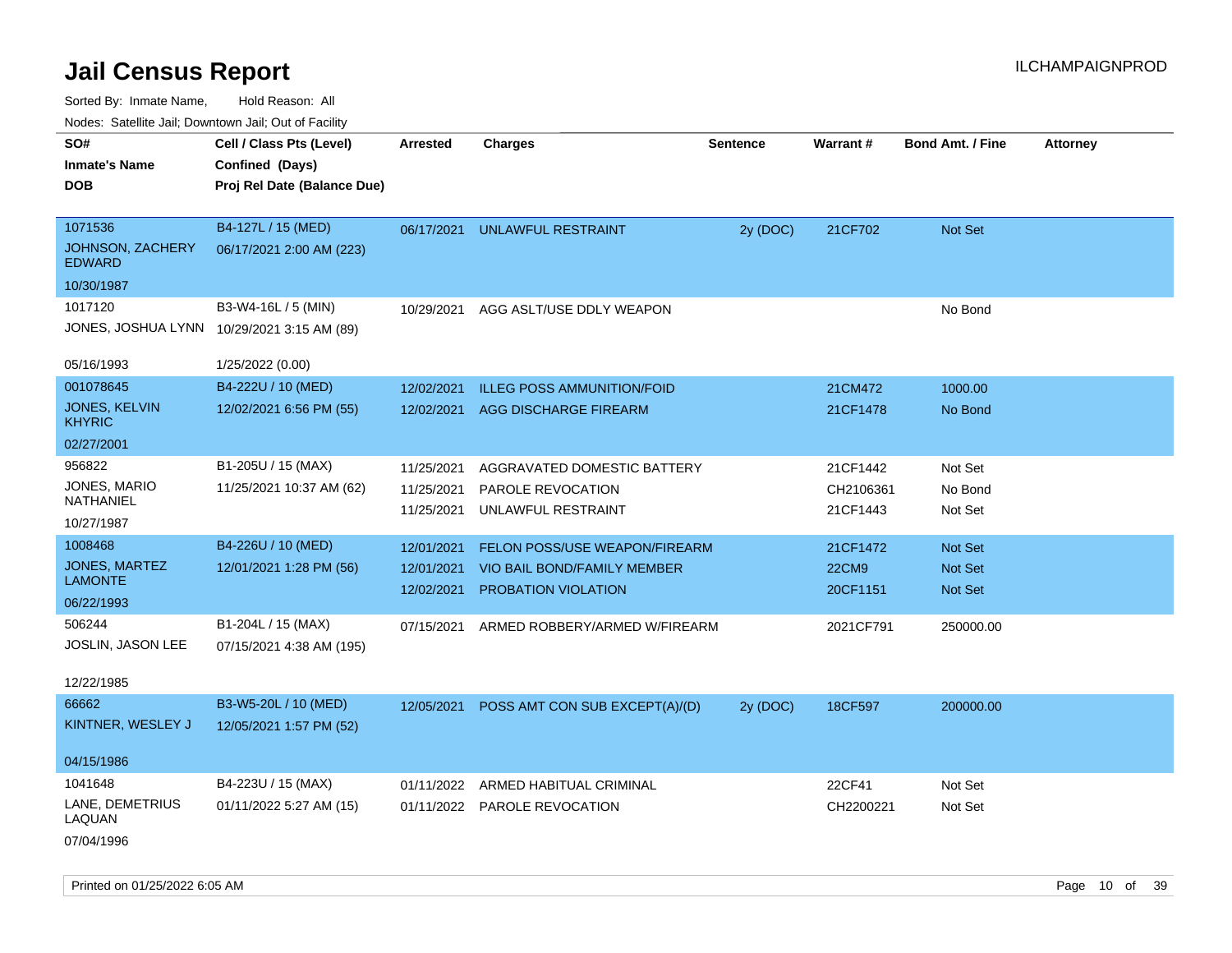# Jail Census Report

ILCHAMPAIGNPROD

Sorted By: Inmate Name, Hold Reason: All

Nodes: Satellite Jail; Downtown Jail; Out of Facility

| SO# / Inmate's Name / DOB | Cell / Class Pts (Level) / Confined (Days) / Proj Rel Date (Balance Due) | Arrested | Charges | Sentence | Warrant # | Bond Amt. / Fine | Attorney |
|---|---|---|---|---|---|---|---|
| 1071536 JOHNSON, ZACHERY EDWARD 10/30/1987 | B4-127L / 15 (MED) 06/17/2021 2:00 AM (223) | 06/17/2021 | UNLAWFUL RESTRAINT | 2y (DOC) | 21CF702 | Not Set | |
| 1017120 JONES, JOSHUA LYNN 05/16/1993 | B3-W4-16L / 5 (MIN) 10/29/2021 3:15 AM (89) 1/25/2022 (0.00) | 10/29/2021 | AGG ASLT/USE DDLY WEAPON | | | No Bond | |
| 001078645 JONES, KELVIN KHYRIC 02/27/2001 | B4-222U / 10 (MED) 12/02/2021 6:56 PM (55) | 12/02/2021 | ILLEG POSS AMMUNITION/FOID | | 21CM472 | 1000.00 | |
| | | 12/02/2021 | AGG DISCHARGE FIREARM | | 21CF1478 | No Bond | |
| 956822 JONES, MARIO NATHANIEL 10/27/1987 | B1-205U / 15 (MAX) 11/25/2021 10:37 AM (62) | 11/25/2021 | AGGRAVATED DOMESTIC BATTERY | | 21CF1442 | Not Set | |
| | | 11/25/2021 | PAROLE REVOCATION | | CH2106361 | No Bond | |
| | | 11/25/2021 | UNLAWFUL RESTRAINT | | 21CF1443 | Not Set | |
| 1008468 JONES, MARTEZ LAMONTE 06/22/1993 | B4-226U / 10 (MED) 12/01/2021 1:28 PM (56) | 12/01/2021 | FELON POSS/USE WEAPON/FIREARM | | 21CF1472 | Not Set | |
| | | 12/01/2021 | VIO BAIL BOND/FAMILY MEMBER | | 22CM9 | Not Set | |
| | | 12/02/2021 | PROBATION VIOLATION | | 20CF1151 | Not Set | |
| 506244 JOSLIN, JASON LEE 12/22/1985 | B1-204L / 15 (MAX) 07/15/2021 4:38 AM (195) | 07/15/2021 | ARMED ROBBERY/ARMED W/FIREARM | | 2021CF791 | 250000.00 | |
| 66662 KINTNER, WESLEY J 04/15/1986 | B3-W5-20L / 10 (MED) 12/05/2021 1:57 PM (52) | 12/05/2021 | POSS AMT CON SUB EXCEPT(A)/(D) | 2y (DOC) | 18CF597 | 200000.00 | |
| 1041648 LANE, DEMETRIUS LAQUAN 07/04/1996 | B4-223U / 15 (MAX) 01/11/2022 5:27 AM (15) | 01/11/2022 | ARMED HABITUAL CRIMINAL | | 22CF41 | Not Set | |
| | | 01/11/2022 | PAROLE REVOCATION | | CH2200221 | Not Set | |

Printed on 01/25/2022 6:05 AM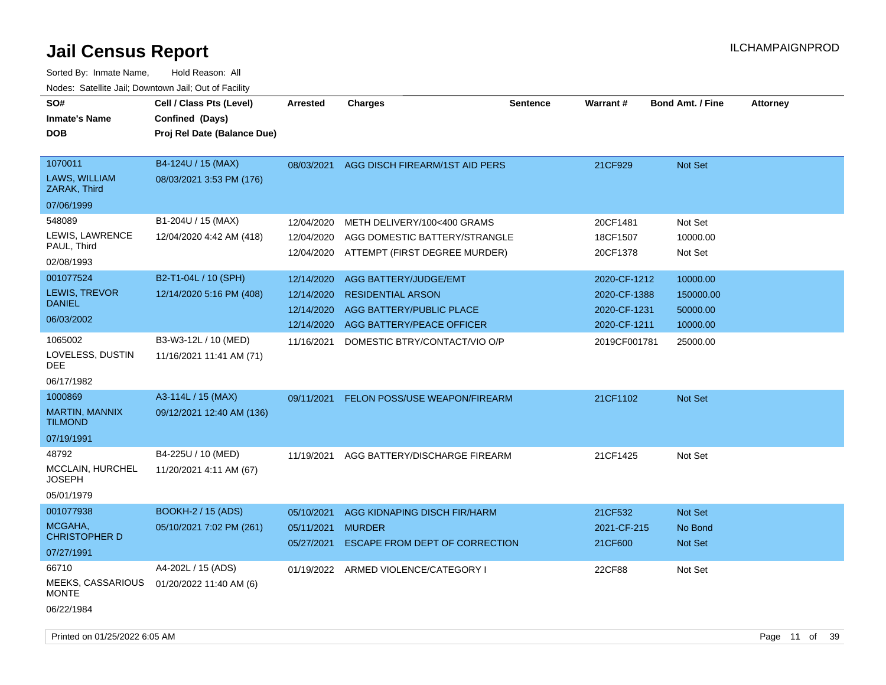# Jail Census Report

ILCHAMPAIGNPROD

Sorted By: Inmate Name, Hold Reason: All

Nodes: Satellite Jail; Downtown Jail; Out of Facility

| SO# / Inmate's Name / DOB | Cell / Class Pts (Level) / Confined (Days) / Proj Rel Date (Balance Due) | Arrested | Charges | Sentence | Warrant # | Bond Amt. / Fine | Attorney |
|---|---|---|---|---|---|---|---|
| 1070011<br>LAWS, WILLIAM ZARAK, Third<br>07/06/1999 | B4-124U / 15 (MAX)<br>08/03/2021 3:53 PM (176) | 08/03/2021 | AGG DISCH FIREARM/1ST AID PERS | | 21CF929 | Not Set | |
| 548089<br>LEWIS, LAWRENCE PAUL, Third<br>02/08/1993 | B1-204U / 15 (MAX)<br>12/04/2020 4:42 AM (418) | 12/04/2020 | METH DELIVERY/100<400 GRAMS | | 20CF1481 | Not Set | |
| | | 12/04/2020 | AGG DOMESTIC BATTERY/STRANGLE | | 18CF1507 | 10000.00 | |
| | | 12/04/2020 | ATTEMPT (FIRST DEGREE MURDER) | | 20CF1378 | Not Set | |
| 001077524<br>LEWIS, TREVOR DANIEL<br>06/03/2002 | B2-T1-04L / 10 (SPH)<br>12/14/2020 5:16 PM (408) | 12/14/2020 | AGG BATTERY/JUDGE/EMT | | 2020-CF-1212 | 10000.00 | |
| | | 12/14/2020 | RESIDENTIAL ARSON | | 2020-CF-1388 | 150000.00 | |
| | | 12/14/2020 | AGG BATTERY/PUBLIC PLACE | | 2020-CF-1231 | 50000.00 | |
| | | 12/14/2020 | AGG BATTERY/PEACE OFFICER | | 2020-CF-1211 | 10000.00 | |
| 1065002<br>LOVELESS, DUSTIN DEE<br>06/17/1982 | B3-W3-12L / 10 (MED)<br>11/16/2021 11:41 AM (71) | 11/16/2021 | DOMESTIC BTRY/CONTACT/VIO O/P | | 2019CF001781 | 25000.00 | |
| 1000869<br>MARTIN, MANNIX TILMOND<br>07/19/1991 | A3-114L / 15 (MAX)<br>09/12/2021 12:40 AM (136) | 09/11/2021 | FELON POSS/USE WEAPON/FIREARM | | 21CF1102 | Not Set | |
| 48792<br>MCCLAIN, HURCHEL JOSEPH<br>05/01/1979 | B4-225U / 10 (MED)<br>11/20/2021 4:11 AM (67) | 11/19/2021 | AGG BATTERY/DISCHARGE FIREARM | | 21CF1425 | Not Set | |
| 001077938<br>MCGAHA, CHRISTOPHER D<br>07/27/1991 | BOOKH-2 / 15 (ADS)<br>05/10/2021 7:02 PM (261) | 05/10/2021 | AGG KIDNAPING DISCH FIR/HARM | | 21CF532 | Not Set | |
| | | 05/11/2021 | MURDER | | 2021-CF-215 | No Bond | |
| | | 05/27/2021 | ESCAPE FROM DEPT OF CORRECTION | | 21CF600 | Not Set | |
| 66710<br>MEEKS, CASSARIOUS MONTE<br>06/22/1984 | A4-202L / 15 (ADS)<br>01/20/2022 11:40 AM (6) | 01/19/2022 | ARMED VIOLENCE/CATEGORY I | | 22CF88 | Not Set | |

Printed on 01/25/2022 6:05 AM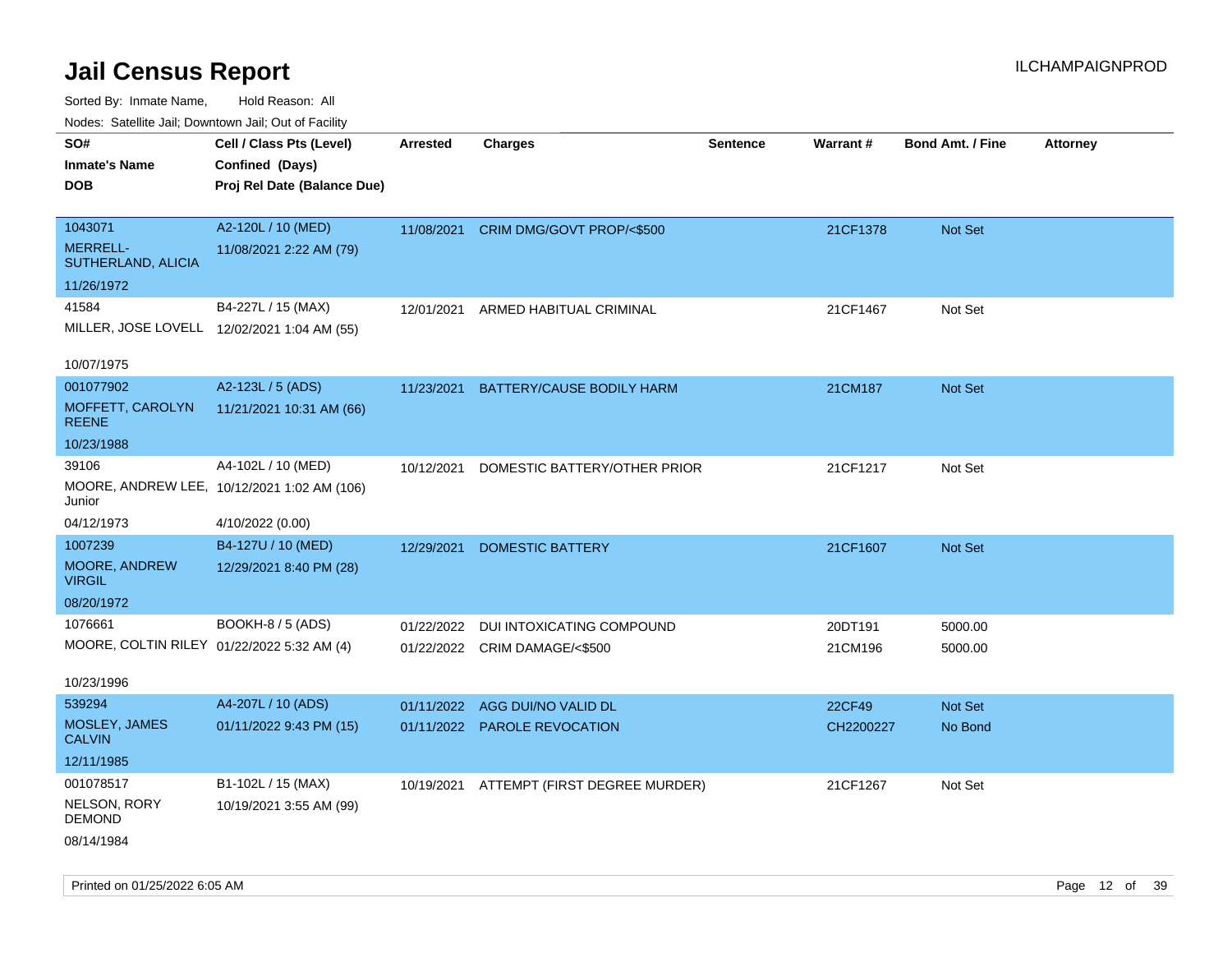# Jail Census Report

ILCHAMPAIGNPROD

Sorted By: Inmate Name, Hold Reason: All

Nodes: Satellite Jail; Downtown Jail; Out of Facility

| SO# / Inmate's Name / DOB | Cell / Class Pts (Level) / Confined (Days) / Proj Rel Date (Balance Due) | Arrested | Charges | Sentence | Warrant # | Bond Amt. / Fine | Attorney |
|---|---|---|---|---|---|---|---|
| 1043071<br>MERRELL-SUTHERLAND, ALICIA<br>11/26/1972 | A2-120L / 10 (MED)<br>11/08/2021 2:22 AM (79) | 11/08/2021 | CRIM DMG/GOVT PROP/<$500 | | 21CF1378 | Not Set | |
| 41584<br>MILLER, JOSE LOVELL<br>10/07/1975 | B4-227L / 15 (MAX)<br>12/02/2021 1:04 AM (55) | 12/01/2021 | ARMED HABITUAL CRIMINAL | | 21CF1467 | Not Set | |
| 001077902<br>MOFFETT, CAROLYN REENE<br>10/23/1988 | A2-123L / 5 (ADS)<br>11/21/2021 10:31 AM (66) | 11/23/2021 | BATTERY/CAUSE BODILY HARM | | 21CM187 | Not Set | |
| 39106<br>MOORE, ANDREW LEE, Junior<br>04/12/1973 | A4-102L / 10 (MED)<br>10/12/2021 1:02 AM (106)<br>4/10/2022 (0.00) | 10/12/2021 | DOMESTIC BATTERY/OTHER PRIOR | | 21CF1217 | Not Set | |
| 1007239<br>MOORE, ANDREW VIRGIL<br>08/20/1972 | B4-127U / 10 (MED)<br>12/29/2021 8:40 PM (28) | 12/29/2021 | DOMESTIC BATTERY | | 21CF1607 | Not Set | |
| 1076661<br>MOORE, COLTIN RILEY<br>10/23/1996 | BOOKH-8 / 5 (ADS)<br>01/22/2022 5:32 AM (4) | 01/22/2022<br>01/22/2022 | DUI INTOXICATING COMPOUND<br>CRIM DAMAGE/<$500 | | 20DT191<br>21CM196 | 5000.00<br>5000.00 | |
| 539294<br>MOSLEY, JAMES CALVIN<br>12/11/1985 | A4-207L / 10 (ADS)<br>01/11/2022 9:43 PM (15) | 01/11/2022<br>01/11/2022 | AGG DUI/NO VALID DL<br>PAROLE REVOCATION | | 22CF49<br>CH2200227 | Not Set<br>No Bond | |
| 001078517<br>NELSON, RORY DEMOND<br>08/14/1984 | B1-102L / 15 (MAX)<br>10/19/2021 3:55 AM (99) | 10/19/2021 | ATTEMPT (FIRST DEGREE MURDER) | | 21CF1267 | Not Set | |

Printed on 01/25/2022 6:05 AM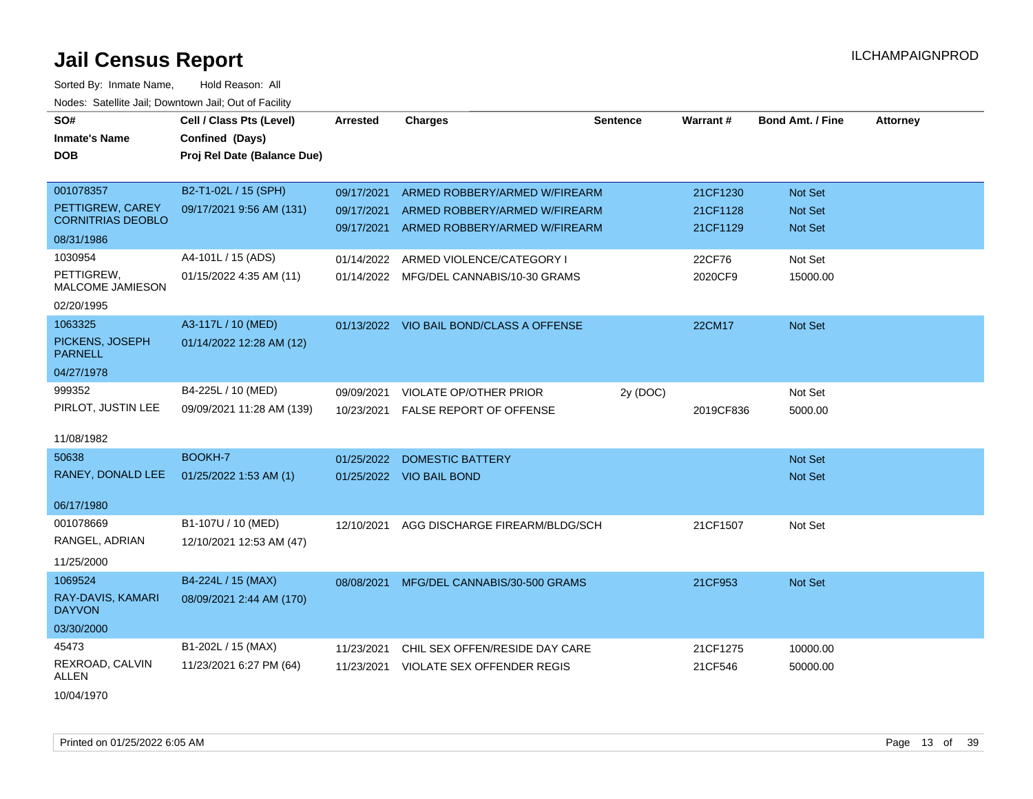# Jail Census Report

ILCHAMPAIGNPROD

Sorted By: Inmate Name, Hold Reason: All

Nodes: Satellite Jail; Downtown Jail; Out of Facility

| SO# / Inmate's Name / DOB | Cell / Class Pts (Level) / Confined (Days) / Proj Rel Date (Balance Due) | Arrested | Charges | Sentence | Warrant # | Bond Amt. / Fine | Attorney |
|---|---|---|---|---|---|---|---|
| 001078357<br>PETTIGREW, CAREY CORNITRIAS DEOBLO<br>08/31/1986 | B2-T1-02L / 15 (SPH)<br>09/17/2021 9:56 AM (131) | 09/17/2021<br>09/17/2021<br>09/17/2021 | ARMED ROBBERY/ARMED W/FIREARM<br>ARMED ROBBERY/ARMED W/FIREARM<br>ARMED ROBBERY/ARMED W/FIREARM | | 21CF1230<br>21CF1128<br>21CF1129 | Not Set<br>Not Set<br>Not Set | |
| 1030954<br>PETTIGREW, MALCOME JAMIESON<br>02/20/1995 | A4-101L / 15 (ADS)<br>01/15/2022 4:35 AM (11) | 01/14/2022<br>01/14/2022 | ARMED VIOLENCE/CATEGORY I<br>MFG/DEL CANNABIS/10-30 GRAMS | | 22CF76<br>2020CF9 | Not Set<br>15000.00 | |
| 1063325<br>PICKENS, JOSEPH PARNELL<br>04/27/1978 | A3-117L / 10 (MED)<br>01/14/2022 12:28 AM (12) | 01/13/2022 | VIO BAIL BOND/CLASS A OFFENSE | | 22CM17 | Not Set | |
| 999352<br>PIRLOT, JUSTIN LEE<br>11/08/1982 | B4-225L / 10 (MED)<br>09/09/2021 11:28 AM (139) | 09/09/2021<br>10/23/2021 | VIOLATE OP/OTHER PRIOR<br>FALSE REPORT OF OFFENSE | 2y (DOC) | <br>2019CF836 | Not Set<br>5000.00 | |
| 50638<br>RANEY, DONALD LEE<br>06/17/1980 | BOOKH-7<br>01/25/2022 1:53 AM (1) | 01/25/2022<br>01/25/2022 | DOMESTIC BATTERY<br>VIO BAIL BOND | | | Not Set<br>Not Set | |
| 001078669<br>RANGEL, ADRIAN<br>11/25/2000 | B1-107U / 10 (MED)<br>12/10/2021 12:53 AM (47) | 12/10/2021 | AGG DISCHARGE FIREARM/BLDG/SCH | | 21CF1507 | Not Set | |
| 1069524<br>RAY-DAVIS, KAMARI DAYVON<br>03/30/2000 | B4-224L / 15 (MAX)<br>08/09/2021 2:44 AM (170) | 08/08/2021 | MFG/DEL CANNABIS/30-500 GRAMS | | 21CF953 | Not Set | |
| 45473<br>REXROAD, CALVIN ALLEN<br>10/04/1970 | B1-202L / 15 (MAX)<br>11/23/2021 6:27 PM (64) | 11/23/2021<br>11/23/2021 | CHIL SEX OFFEN/RESIDE DAY CARE<br>VIOLATE SEX OFFENDER REGIS | | 21CF1275<br>21CF546 | 10000.00<br>50000.00 | |

Printed on 01/25/2022 6:05 AM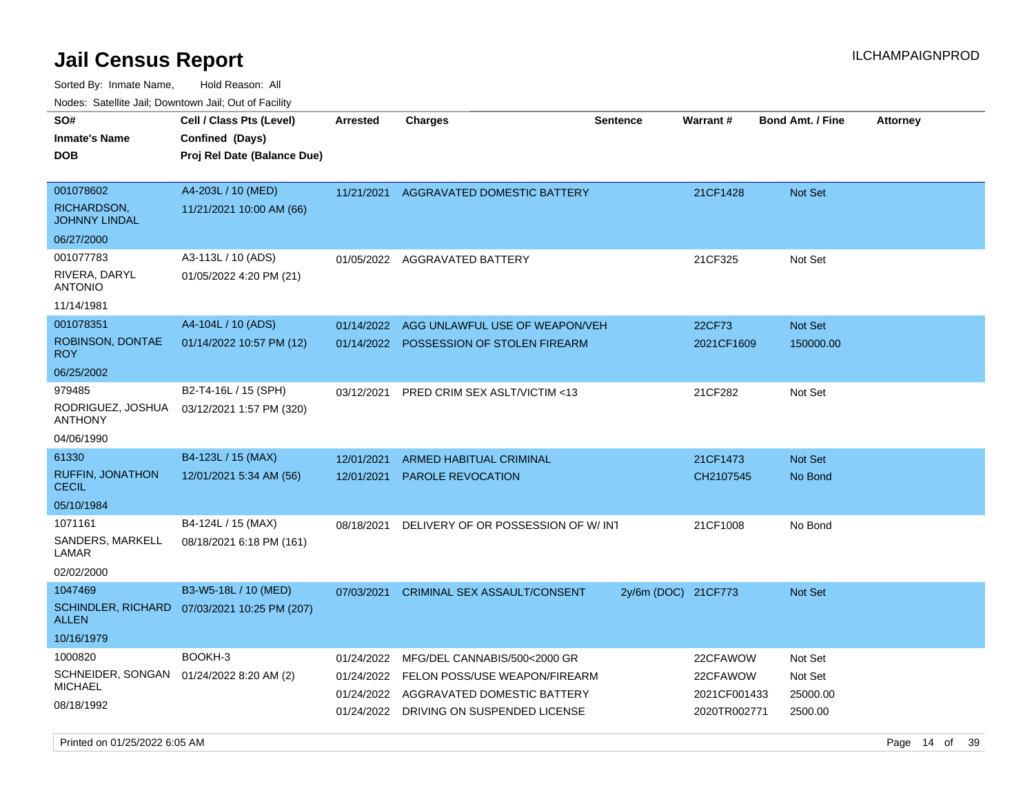# Jail Census Report

ILCHAMPAIGNPROD

Sorted By: Inmate Name, Hold Reason: All

Nodes: Satellite Jail; Downtown Jail; Out of Facility

| SO# / Inmate's Name / DOB | Cell / Class Pts (Level) / Confined (Days) / Proj Rel Date (Balance Due) | Arrested | Charges | Sentence | Warrant # | Bond Amt. / Fine | Attorney |
|---|---|---|---|---|---|---|---|
| 001078602<br>RICHARDSON, JOHNNY LINDAL<br>06/27/2000 | A4-203L / 10 (MED)<br>11/21/2021 10:00 AM (66) | 11/21/2021 | AGGRAVATED DOMESTIC BATTERY | | 21CF1428 | Not Set | |
| 001077783<br>RIVERA, DARYL ANTONIO<br>11/14/1981 | A3-113L / 10 (ADS)<br>01/05/2022 4:20 PM (21) | 01/05/2022 | AGGRAVATED BATTERY | | 21CF325 | Not Set | |
| 001078351<br>ROBINSON, DONTAE ROY<br>06/25/2002 | A4-104L / 10 (ADS)<br>01/14/2022 10:57 PM (12) | 01/14/2022 | AGG UNLAWFUL USE OF WEAPON/VEH | | 22CF73 | Not Set | |
| | | 01/14/2022 | POSSESSION OF STOLEN FIREARM | | 2021CF1609 | 150000.00 | |
| 979485<br>RODRIGUEZ, JOSHUA ANTHONY<br>04/06/1990 | B2-T4-16L / 15 (SPH)<br>03/12/2021 1:57 PM (320) | 03/12/2021 | PRED CRIM SEX ASLT/VICTIM <13 | | 21CF282 | Not Set | |
| 61330<br>RUFFIN, JONATHON CECIL<br>05/10/1984 | B4-123L / 15 (MAX)<br>12/01/2021 5:34 AM (56) | 12/01/2021 | ARMED HABITUAL CRIMINAL | | 21CF1473 | Not Set | |
| | | 12/01/2021 | PAROLE REVOCATION | | CH2107545 | No Bond | |
| 1071161<br>SANDERS, MARKELL LAMAR<br>02/02/2000 | B4-124L / 15 (MAX)<br>08/18/2021 6:18 PM (161) | 08/18/2021 | DELIVERY OF OR POSSESSION OF W/ INT | | 21CF1008 | No Bond | |
| 1047469<br>SCHINDLER, RICHARD ALLEN<br>10/16/1979 | B3-W5-18L / 10 (MED)<br>07/03/2021 10:25 PM (207) | 07/03/2021 | CRIMINAL SEX ASSAULT/CONSENT | 2y/6m (DOC) | 21CF773 | Not Set | |
| 1000820<br>SCHNEIDER, SONGAN MICHAEL<br>08/18/1992 | BOOKH-3<br>01/24/2022 8:20 AM (2) | 01/24/2022 | MFG/DEL CANNABIS/500<2000 GR | | 22CFAWOW | Not Set | |
| | | 01/24/2022 | FELON POSS/USE WEAPON/FIREARM | | 22CFAWOW | Not Set | |
| | | 01/24/2022 | AGGRAVATED DOMESTIC BATTERY | | 2021CF001433 | 25000.00 | |
| | | 01/24/2022 | DRIVING ON SUSPENDED LICENSE | | 2020TR002771 | 2500.00 | |

Printed on 01/25/2022 6:05 AM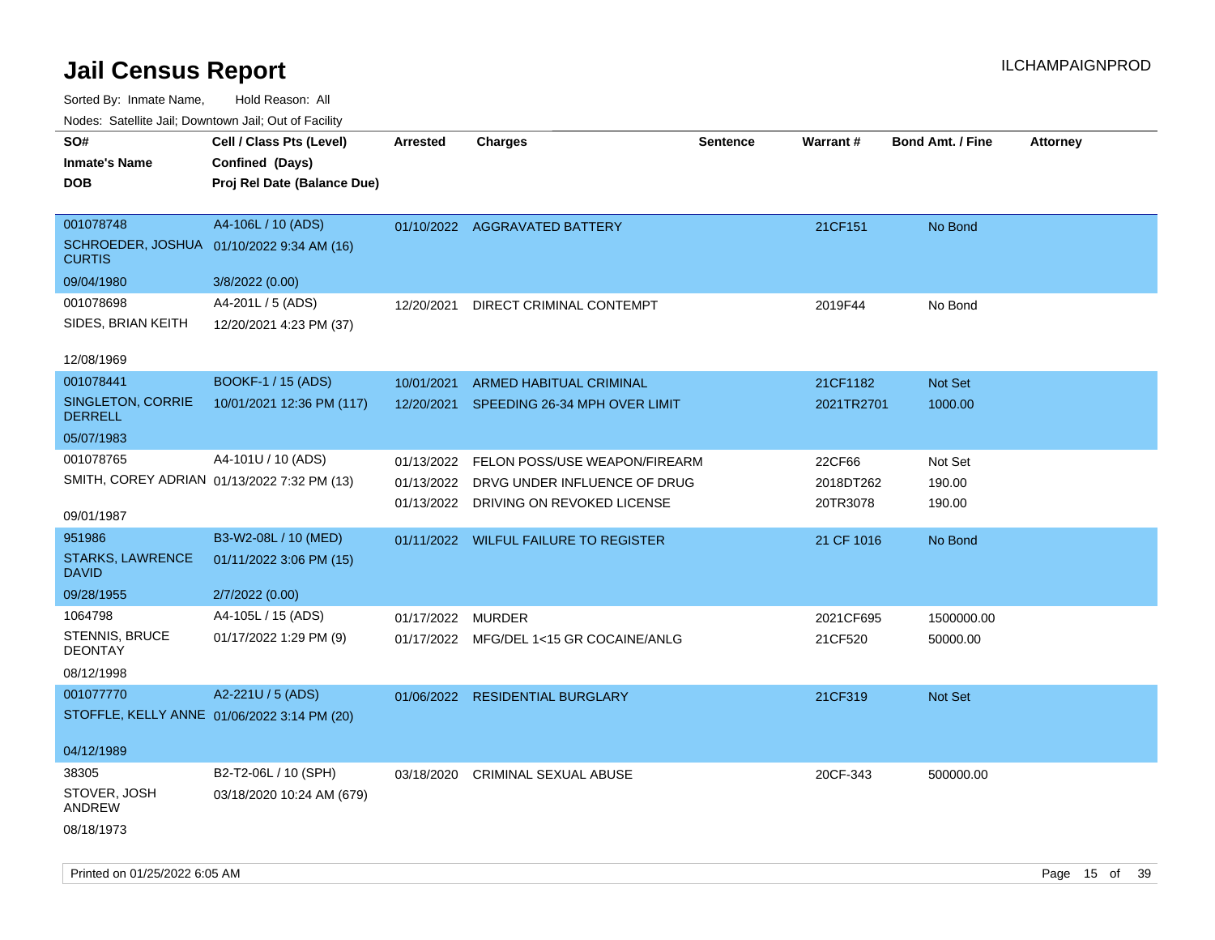# Jail Census Report

ILCHAMPAIGNPROD

Sorted By: Inmate Name, Hold Reason: All

Nodes: Satellite Jail; Downtown Jail; Out of Facility

| SO# / Inmate's Name / DOB | Cell / Class Pts (Level) / Confined (Days) / Proj Rel Date (Balance Due) | Arrested | Charges | Sentence | Warrant # | Bond Amt. / Fine | Attorney |
|---|---|---|---|---|---|---|---|
| 001078748 SCHROEDER, JOSHUA CURTIS 09/04/1980 | A4-106L / 10 (ADS) 01/10/2022 9:34 AM (16) 3/8/2022 (0.00) | 01/10/2022 | AGGRAVATED BATTERY | | 21CF151 | No Bond | |
| 001078698 SIDES, BRIAN KEITH 12/08/1969 | A4-201L / 5 (ADS) 12/20/2021 4:23 PM (37) | 12/20/2021 | DIRECT CRIMINAL CONTEMPT | | 2019F44 | No Bond | |
| 001078441 SINGLETON, CORRIE DERRELL 05/07/1983 | BOOKF-1 / 15 (ADS) 10/01/2021 12:36 PM (117) | 10/01/2021 | ARMED HABITUAL CRIMINAL | | 21CF1182 | Not Set | |
| | | 12/20/2021 | SPEEDING 26-34 MPH OVER LIMIT | | 2021TR2701 | 1000.00 | |
| 001078765 SMITH, COREY ADRIAN 09/01/1987 | A4-101U / 10 (ADS) 01/13/2022 7:32 PM (13) | 01/13/2022 | FELON POSS/USE WEAPON/FIREARM | | 22CF66 | Not Set | |
| | | 01/13/2022 | DRVG UNDER INFLUENCE OF DRUG | | 2018DT262 | 190.00 | |
| | | 01/13/2022 | DRIVING ON REVOKED LICENSE | | 20TR3078 | 190.00 | |
| 951986 STARKS, LAWRENCE DAVID 09/28/1955 | B3-W2-08L / 10 (MED) 01/11/2022 3:06 PM (15) 2/7/2022 (0.00) | 01/11/2022 | WILFUL FAILURE TO REGISTER | | 21 CF 1016 | No Bond | |
| 1064798 STENNIS, BRUCE DEONTAY 08/12/1998 | A4-105L / 15 (ADS) 01/17/2022 1:29 PM (9) | 01/17/2022 | MURDER | | 2021CF695 | 1500000.00 | |
| | | 01/17/2022 | MFG/DEL 1<15 GR COCAINE/ANLG | | 21CF520 | 50000.00 | |
| 001077770 STOFFLE, KELLY ANNE 04/12/1989 | A2-221U / 5 (ADS) 01/06/2022 3:14 PM (20) | 01/06/2022 | RESIDENTIAL BURGLARY | | 21CF319 | Not Set | |
| 38305 STOVER, JOSH ANDREW 08/18/1973 | B2-T2-06L / 10 (SPH) 03/18/2020 10:24 AM (679) | 03/18/2020 | CRIMINAL SEXUAL ABUSE | | 20CF-343 | 500000.00 | |

Printed on 01/25/2022 6:05 AM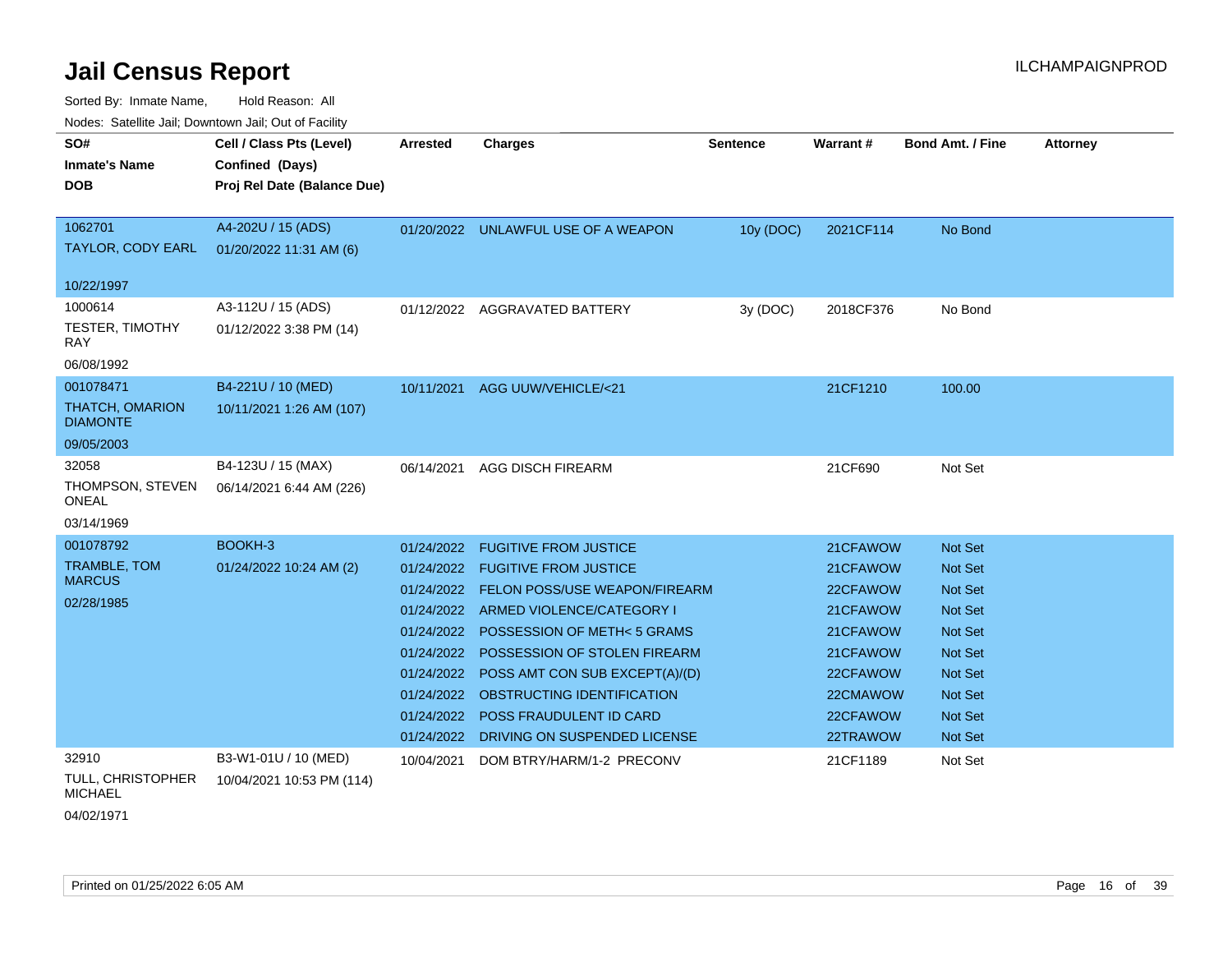# Jail Census Report

Sorted By: Inmate Name, Hold Reason: All

Nodes: Satellite Jail; Downtown Jail; Out of Facility

| SO# / Inmate's Name / DOB | Cell / Class Pts (Level) / Confined (Days) / Proj Rel Date (Balance Due) | Arrested | Charges | Sentence | Warrant # | Bond Amt. / Fine | Attorney |
|---|---|---|---|---|---|---|---|
| 1062701<br>TAYLOR, CODY EARL<br>10/22/1997 | A4-202U / 15 (ADS)<br>01/20/2022 11:31 AM (6) | 01/20/2022 | UNLAWFUL USE OF A WEAPON | 10y (DOC) | 2021CF114 | No Bond | |
| 1000614<br>TESTER, TIMOTHY RAY<br>06/08/1992 | A3-112U / 15 (ADS)<br>01/12/2022 3:38 PM (14) | 01/12/2022 | AGGRAVATED BATTERY | 3y (DOC) | 2018CF376 | No Bond | |
| 001078471<br>THATCH, OMARION DIAMONTE<br>09/05/2003 | B4-221U / 10 (MED)<br>10/11/2021 1:26 AM (107) | 10/11/2021 | AGG UUW/VEHICLE/<21 | | 21CF1210 | 100.00 | |
| 32058<br>THOMPSON, STEVEN ONEAL<br>03/14/1969 | B4-123U / 15 (MAX)<br>06/14/2021 6:44 AM (226) | 06/14/2021 | AGG DISCH FIREARM | | 21CF690 | Not Set | |
| 001078792<br>TRAMBLE, TOM MARCUS<br>02/28/1985 | BOOKH-3<br>01/24/2022 10:24 AM (2) | 01/24/2022 | FUGITIVE FROM JUSTICE | | 21CFAWOW | Not Set | |
| | | 01/24/2022 | FUGITIVE FROM JUSTICE | | 21CFAWOW | Not Set | |
| | | 01/24/2022 | FELON POSS/USE WEAPON/FIREARM | | 22CFAWOW | Not Set | |
| | | 01/24/2022 | ARMED VIOLENCE/CATEGORY I | | 21CFAWOW | Not Set | |
| | | 01/24/2022 | POSSESSION OF METH< 5 GRAMS | | 21CFAWOW | Not Set | |
| | | 01/24/2022 | POSSESSION OF STOLEN FIREARM | | 21CFAWOW | Not Set | |
| | | 01/24/2022 | POSS AMT CON SUB EXCEPT(A)/(D) | | 22CFAWOW | Not Set | |
| | | 01/24/2022 | OBSTRUCTING IDENTIFICATION | | 22CMAWOW | Not Set | |
| | | 01/24/2022 | POSS FRAUDULENT ID CARD | | 22CFAWOW | Not Set | |
| | | 01/24/2022 | DRIVING ON SUSPENDED LICENSE | | 22TRAWOW | Not Set | |
| 32910<br>TULL, CHRISTOPHER MICHAEL<br>04/02/1971 | B3-W1-01U / 10 (MED)<br>10/04/2021 10:53 PM (114) | 10/04/2021 | DOM BTRY/HARM/1-2 PRECONV | | 21CF1189 | Not Set | |

Printed on 01/25/2022 6:05 AM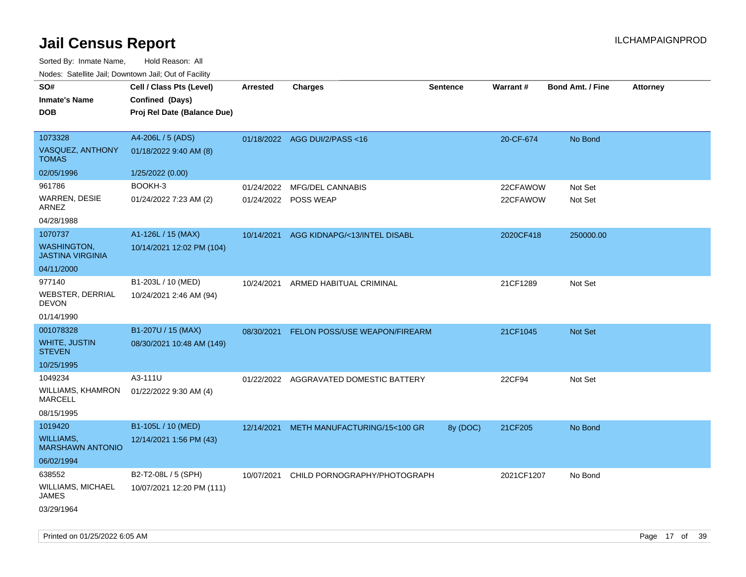# Jail Census Report

ILCHAMPAIGNPROD

Sorted By: Inmate Name, Hold Reason: All

Nodes: Satellite Jail; Downtown Jail; Out of Facility

| SO# / Inmate's Name / DOB | Cell / Class Pts (Level) / Confined (Days) / Proj Rel Date (Balance Due) | Arrested | Charges | Sentence | Warrant # | Bond Amt. / Fine | Attorney |
|---|---|---|---|---|---|---|---|
| 1073328<br>VASQUEZ, ANTHONY TOMAS<br>02/05/1996 | A4-206L / 5 (ADS)<br>01/18/2022 9:40 AM (8)<br>1/25/2022 (0.00) | 01/18/2022 | AGG DUI/2/PASS <16 | | 20-CF-674 | No Bond | |
| 961786<br>WARREN, DESIE ARNEZ<br>04/28/1988 | BOOKH-3<br>01/24/2022 7:23 AM (2) | 01/24/2022<br>01/24/2022 | MFG/DEL CANNABIS<br>POSS WEAP | | 22CFAWOW<br>22CFAWOW | Not Set<br>Not Set | |
| 1070737<br>WASHINGTON, JASTINA VIRGINIA<br>04/11/2000 | A1-126L / 15 (MAX)<br>10/14/2021 12:02 PM (104) | 10/14/2021 | AGG KIDNAPG/<13/INTEL DISABL | | 2020CF418 | 250000.00 | |
| 977140<br>WEBSTER, DERRIAL DEVON<br>01/14/1990 | B1-203L / 10 (MED)<br>10/24/2021 2:46 AM (94) | 10/24/2021 | ARMED HABITUAL CRIMINAL | | 21CF1289 | Not Set | |
| 001078328<br>WHITE, JUSTIN STEVEN<br>10/25/1995 | B1-207U / 15 (MAX)<br>08/30/2021 10:48 AM (149) | 08/30/2021 | FELON POSS/USE WEAPON/FIREARM | | 21CF1045 | Not Set | |
| 1049234<br>WILLIAMS, KHAMRON MARCELL<br>08/15/1995 | A3-111U<br>01/22/2022 9:30 AM (4) | 01/22/2022 | AGGRAVATED DOMESTIC BATTERY | | 22CF94 | Not Set | |
| 1019420<br>WILLIAMS, MARSHAWN ANTONIO<br>06/02/1994 | B1-105L / 10 (MED)<br>12/14/2021 1:56 PM (43) | 12/14/2021 | METH MANUFACTURING/15<100 GR | 8y (DOC) | 21CF205 | No Bond | |
| 638552<br>WILLIAMS, MICHAEL JAMES<br>03/29/1964 | B2-T2-08L / 5 (SPH)<br>10/07/2021 12:20 PM (111) | 10/07/2021 | CHILD PORNOGRAPHY/PHOTOGRAPH | | 2021CF1207 | No Bond | |

Printed on 01/25/2022 6:05 AM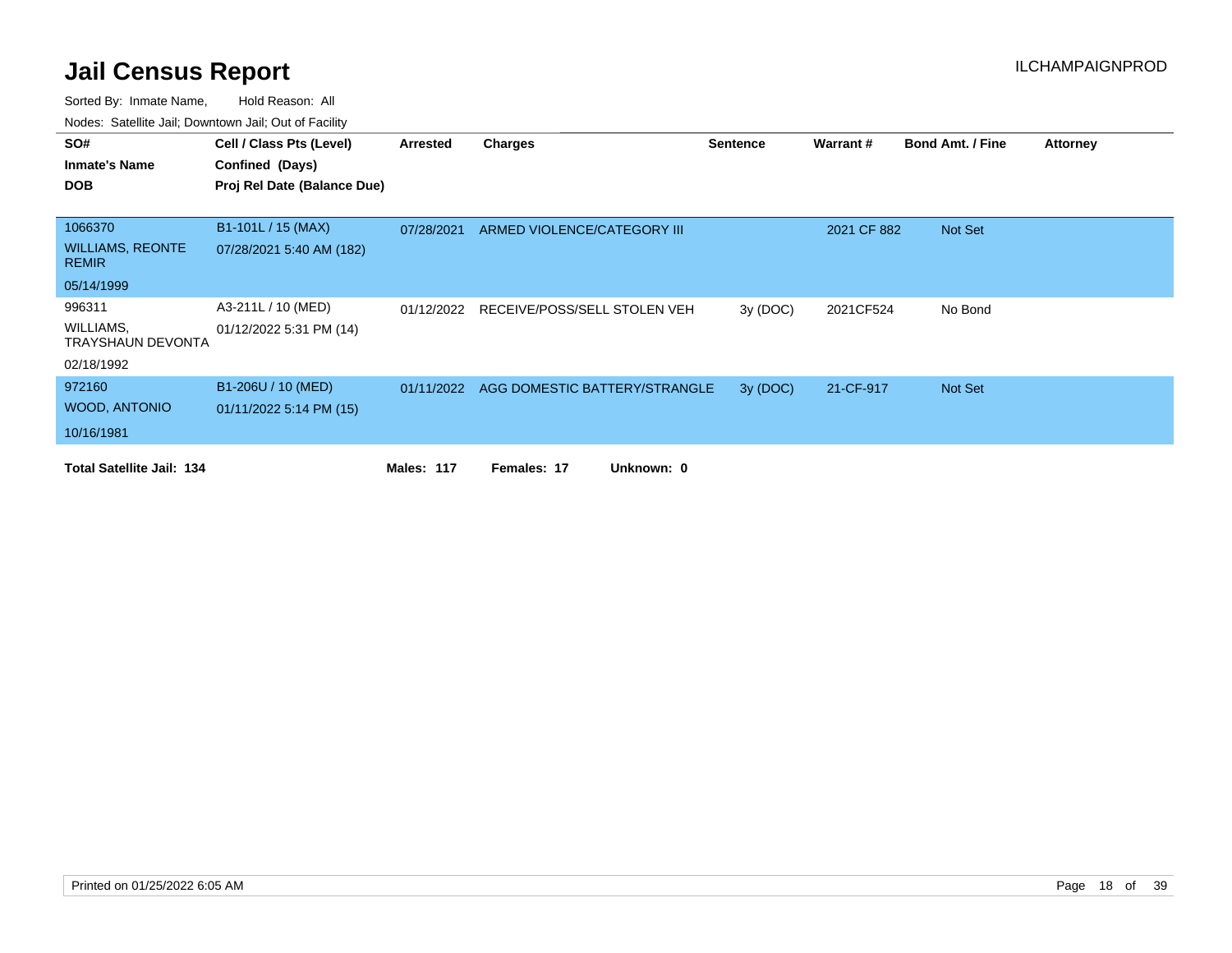# Jail Census Report

ILCHAMPAIGNPROD

Sorted By: Inmate Name, Hold Reason: All

Nodes: Satellite Jail; Downtown Jail; Out of Facility

| SO# / Inmate's Name / DOB | Cell / Class Pts (Level) / Confined (Days) / Proj Rel Date (Balance Due) | Arrested | Charges | Sentence | Warrant # | Bond Amt. / Fine | Attorney |
|---|---|---|---|---|---|---|---|
| 1066370 WILLIAMS, REONTE REMIR 05/14/1999 | B1-101L / 15 (MAX) 07/28/2021 5:40 AM (182) | 07/28/2021 | ARMED VIOLENCE/CATEGORY III | | 2021 CF 882 | Not Set | |
| 996311 WILLIAMS, TRAYSHAUN DEVONTA 02/18/1992 | A3-211L / 10 (MED) 01/12/2022 5:31 PM (14) | 01/12/2022 | RECEIVE/POSS/SELL STOLEN VEH | 3y (DOC) | 2021CF524 | No Bond | |
| 972160 WOOD, ANTONIO 10/16/1981 | B1-206U / 10 (MED) 01/11/2022 5:14 PM (15) | 01/11/2022 | AGG DOMESTIC BATTERY/STRANGLE | 3y (DOC) | 21-CF-917 | Not Set | |

**Total Satellite Jail: 134** **Males: 117** **Females: 17** **Unknown: 0**

Printed on 01/25/2022 6:05 AM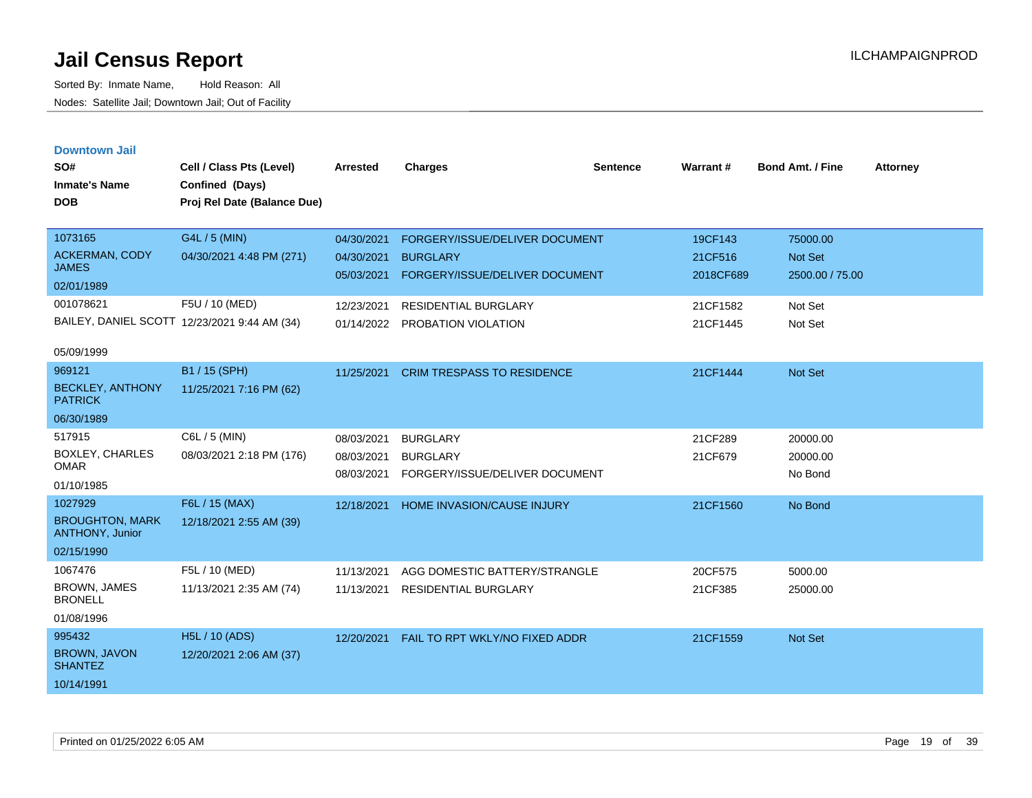# Jail Census Report

Sorted By: Inmate Name, Hold Reason: All

Nodes: Satellite Jail; Downtown Jail; Out of Facility

## Downtown Jail

| SO# / Inmate's Name / DOB | Cell / Class Pts (Level) / Confined (Days) / Proj Rel Date (Balance Due) | Arrested | Charges | Sentence | Warrant # | Bond Amt. / Fine | Attorney |
|---|---|---|---|---|---|---|---|
| 1073165 ACKERMAN, CODY JAMES 02/01/1989 | G4L / 5 (MIN) 04/30/2021 4:48 PM (271) | 04/30/2021 | FORGERY/ISSUE/DELIVER DOCUMENT | | 19CF143 | 75000.00 | |
| | | 04/30/2021 | BURGLARY | | 21CF516 | Not Set | |
| | | 05/03/2021 | FORGERY/ISSUE/DELIVER DOCUMENT | | 2018CF689 | 2500.00 / 75.00 | |
| 001078621 BAILEY, DANIEL SCOTT 05/09/1999 | F5U / 10 (MED) 12/23/2021 9:44 AM (34) | 12/23/2021 | RESIDENTIAL BURGLARY | | 21CF1582 | Not Set | |
| | | 01/14/2022 | PROBATION VIOLATION | | 21CF1445 | Not Set | |
| 969121 BECKLEY, ANTHONY PATRICK 06/30/1989 | B1 / 15 (SPH) 11/25/2021 7:16 PM (62) | 11/25/2021 | CRIM TRESPASS TO RESIDENCE | | 21CF1444 | Not Set | |
| 517915 BOXLEY, CHARLES OMAR 01/10/1985 | C6L / 5 (MIN) 08/03/2021 2:18 PM (176) | 08/03/2021 | BURGLARY | | 21CF289 | 20000.00 | |
| | | 08/03/2021 | BURGLARY | | 21CF679 | 20000.00 | |
| | | 08/03/2021 | FORGERY/ISSUE/DELIVER DOCUMENT | | | No Bond | |
| 1027929 BROUGHTON, MARK ANTHONY, Junior 02/15/1990 | F6L / 15 (MAX) 12/18/2021 2:55 AM (39) | 12/18/2021 | HOME INVASION/CAUSE INJURY | | 21CF1560 | No Bond | |
| 1067476 BROWN, JAMES BRONELL 01/08/1996 | F5L / 10 (MED) 11/13/2021 2:35 AM (74) | 11/13/2021 | AGG DOMESTIC BATTERY/STRANGLE | | 20CF575 | 5000.00 | |
| | | 11/13/2021 | RESIDENTIAL BURGLARY | | 21CF385 | 25000.00 | |
| 995432 BROWN, JAVON SHANTEZ 10/14/1991 | H5L / 10 (ADS) 12/20/2021 2:06 AM (37) | 12/20/2021 | FAIL TO RPT WKLY/NO FIXED ADDR | | 21CF1559 | Not Set | |

Printed on 01/25/2022 6:05 AM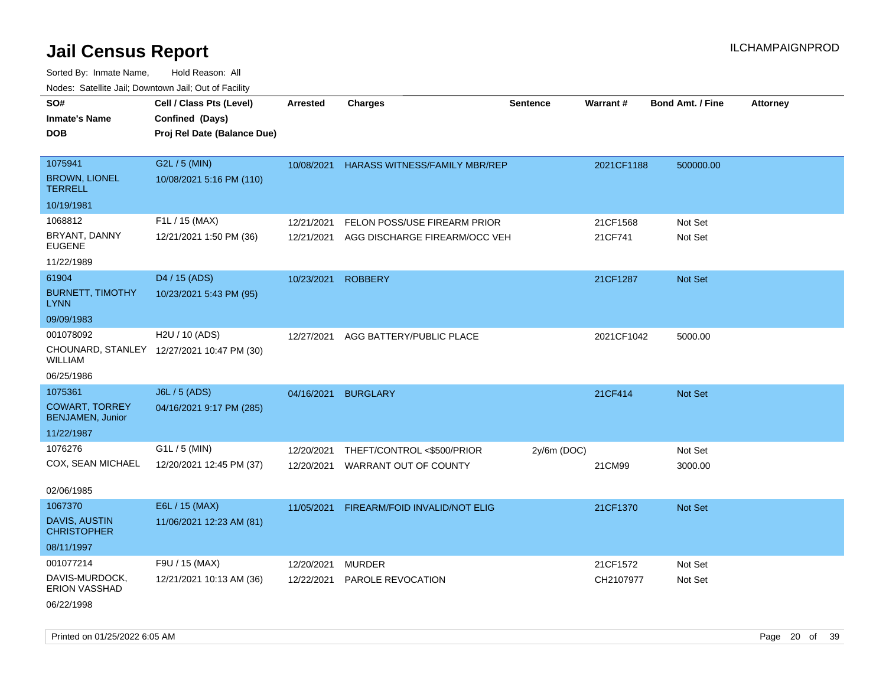# Jail Census Report

ILCHAMPAIGNPROD

Sorted By: Inmate Name, Hold Reason: All

Nodes: Satellite Jail; Downtown Jail; Out of Facility

| SO# / Inmate's Name / DOB | Cell / Class Pts (Level) / Confined (Days) / Proj Rel Date (Balance Due) | Arrested | Charges | Sentence | Warrant # | Bond Amt. / Fine | Attorney |
|---|---|---|---|---|---|---|---|
| 1075941<br>BROWN, LIONEL TERRELL<br>10/19/1981 | G2L / 5 (MIN)<br>10/08/2021 5:16 PM (110) | 10/08/2021 | HARASS WITNESS/FAMILY MBR/REP | | 2021CF1188 | 500000.00 | |
| 1068812<br>BRYANT, DANNY EUGENE<br>11/22/1989 | F1L / 15 (MAX)<br>12/21/2021 1:50 PM (36) | 12/21/2021 | FELON POSS/USE FIREARM PRIOR | | 21CF1568 | Not Set | |
| | | 12/21/2021 | AGG DISCHARGE FIREARM/OCC VEH | | 21CF741 | Not Set | |
| 61904<br>BURNETT, TIMOTHY LYNN<br>09/09/1983 | D4 / 15 (ADS)<br>10/23/2021 5:43 PM (95) | 10/23/2021 | ROBBERY | | 21CF1287 | Not Set | |
| 001078092<br>CHOUNARD, STANLEY WILLIAM<br>06/25/1986 | H2U / 10 (ADS)<br>12/27/2021 10:47 PM (30) | 12/27/2021 | AGG BATTERY/PUBLIC PLACE | | 2021CF1042 | 5000.00 | |
| 1075361<br>COWART, TORREY BENJAMEN, Junior<br>11/22/1987 | J6L / 5 (ADS)<br>04/16/2021 9:17 PM (285) | 04/16/2021 | BURGLARY | | 21CF414 | Not Set | |
| 1076276<br>COX, SEAN MICHAEL<br>02/06/1985 | G1L / 5 (MIN)<br>12/20/2021 12:45 PM (37) | 12/20/2021 | THEFT/CONTROL <$500/PRIOR | 2y/6m (DOC) | | Not Set | |
| | | 12/20/2021 | WARRANT OUT OF COUNTY | | 21CM99 | 3000.00 | |
| 1067370<br>DAVIS, AUSTIN CHRISTOPHER<br>08/11/1997 | E6L / 15 (MAX)<br>11/06/2021 12:23 AM (81) | 11/05/2021 | FIREARM/FOID INVALID/NOT ELIG | | 21CF1370 | Not Set | |
| 001077214<br>DAVIS-MURDOCK, ERION VASSHAD<br>06/22/1998 | F9U / 15 (MAX)<br>12/21/2021 10:13 AM (36) | 12/20/2021 | MURDER | | 21CF1572 | Not Set | |
| | | 12/22/2021 | PAROLE REVOCATION | | CH2107977 | Not Set | |

Printed on 01/25/2022 6:05 AM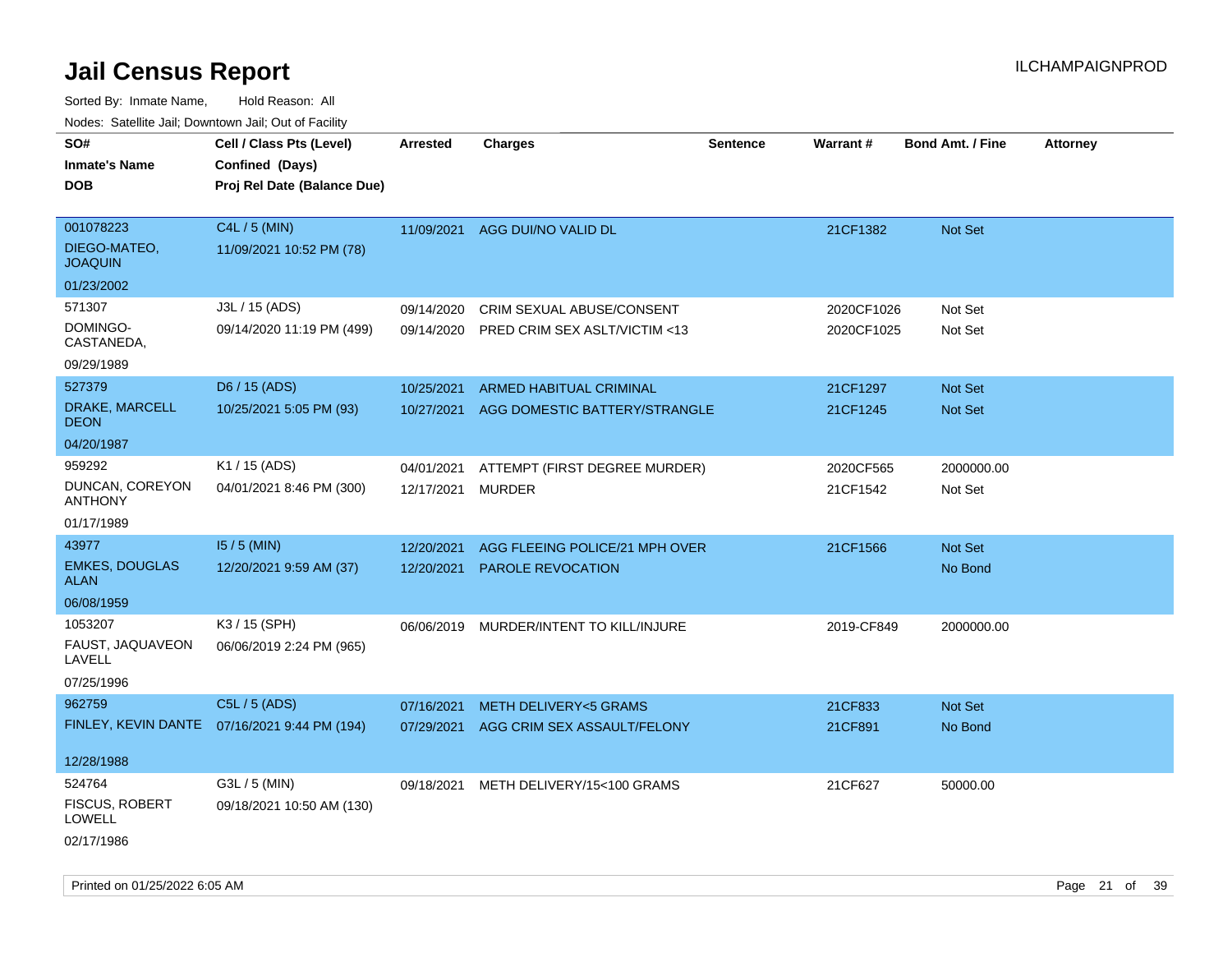# Jail Census Report

ILCHAMPAIGNPROD

Sorted By: Inmate Name, Hold Reason: All

Nodes: Satellite Jail; Downtown Jail; Out of Facility

| SO#<br>Inmate's Name<br>DOB | Cell / Class Pts (Level)<br>Confined (Days)<br>Proj Rel Date (Balance Due) | Arrested | Charges | Sentence | Warrant # | Bond Amt. / Fine | Attorney |
|---|---|---|---|---|---|---|---|
| 001078223<br>DIEGO-MATEO, JOAQUIN<br>01/23/2002 | C4L / 5 (MIN)<br>11/09/2021 10:52 PM (78) | 11/09/2021 | AGG DUI/NO VALID DL | | 21CF1382 | Not Set | |
| 571307<br>DOMINGO-CASTANEDA,<br>09/29/1989 | J3L / 15 (ADS)<br>09/14/2020 11:19 PM (499) | 09/14/2020 | CRIM SEXUAL ABUSE/CONSENT | | 2020CF1026 | Not Set | |
| | | 09/14/2020 | PRED CRIM SEX ASLT/VICTIM <13 | | 2020CF1025 | Not Set | |
| 527379<br>DRAKE, MARCELL DEON<br>04/20/1987 | D6 / 15 (ADS)<br>10/25/2021 5:05 PM (93) | 10/25/2021 | ARMED HABITUAL CRIMINAL | | 21CF1297 | Not Set | |
| | | 10/27/2021 | AGG DOMESTIC BATTERY/STRANGLE | | 21CF1245 | Not Set | |
| 959292<br>DUNCAN, COREYON ANTHONY<br>01/17/1989 | K1 / 15 (ADS)<br>04/01/2021 8:46 PM (300) | 04/01/2021 | ATTEMPT (FIRST DEGREE MURDER) | | 2020CF565 | 2000000.00 | |
| | | 12/17/2021 | MURDER | | 21CF1542 | Not Set | |
| 43977<br>EMKES, DOUGLAS ALAN<br>06/08/1959 | I5 / 5 (MIN)<br>12/20/2021 9:59 AM (37) | 12/20/2021 | AGG FLEEING POLICE/21 MPH OVER | | 21CF1566 | Not Set | |
| | | 12/20/2021 | PAROLE REVOCATION | | | No Bond | |
| 1053207<br>FAUST, JAQUAVEON LAVELL<br>07/25/1996 | K3 / 15 (SPH)<br>06/06/2019 2:24 PM (965) | 06/06/2019 | MURDER/INTENT TO KILL/INJURE | | 2019-CF849 | 2000000.00 | |
| 962759<br>FINLEY, KEVIN DANTE<br>12/28/1988 | C5L / 5 (ADS)<br>07/16/2021 9:44 PM (194) | 07/16/2021 | METH DELIVERY<5 GRAMS | | 21CF833 | Not Set | |
| | | 07/29/2021 | AGG CRIM SEX ASSAULT/FELONY | | 21CF891 | No Bond | |
| 524764<br>FISCUS, ROBERT LOWELL<br>02/17/1986 | G3L / 5 (MIN)<br>09/18/2021 10:50 AM (130) | 09/18/2021 | METH DELIVERY/15<100 GRAMS | | 21CF627 | 50000.00 | |

Printed on 01/25/2022 6:05 AM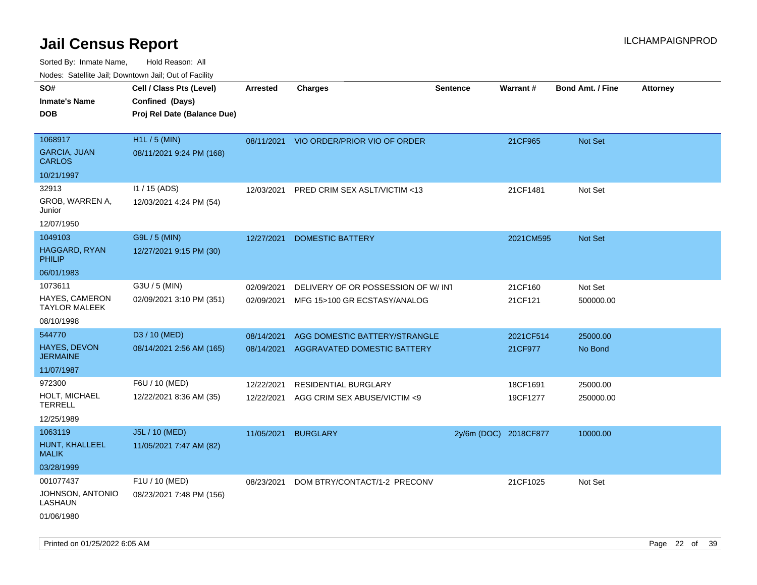# Jail Census Report

ILCHAMPAIGNPROD

Sorted By: Inmate Name, Hold Reason: All

Nodes: Satellite Jail; Downtown Jail; Out of Facility

| SO#<br>Inmate's Name<br>DOB | Cell / Class Pts (Level)<br>Confined (Days)<br>Proj Rel Date (Balance Due) | Arrested | Charges | Sentence | Warrant # | Bond Amt. / Fine | Attorney |
|---|---|---|---|---|---|---|---|
| 1068917<br>GARCIA, JUAN CARLOS<br>10/21/1997 | H1L / 5 (MIN)<br>08/11/2021 9:24 PM (168) | 08/11/2021 | VIO ORDER/PRIOR VIO OF ORDER | | 21CF965 | Not Set | |
| 32913<br>GROB, WARREN A, Junior<br>12/07/1950 | I1 / 15 (ADS)<br>12/03/2021 4:24 PM (54) | 12/03/2021 | PRED CRIM SEX ASLT/VICTIM <13 | | 21CF1481 | Not Set | |
| 1049103<br>HAGGARD, RYAN PHILIP<br>06/01/1983 | G9L / 5 (MIN)<br>12/27/2021 9:15 PM (30) | 12/27/2021 | DOMESTIC BATTERY | | 2021CM595 | Not Set | |
| 1073611<br>HAYES, CAMERON TAYLOR MALEEK<br>08/10/1998 | G3U / 5 (MIN)<br>02/09/2021 3:10 PM (351) | 02/09/2021<br>02/09/2021 | DELIVERY OF OR POSSESSION OF W/ INT<br>MFG 15>100 GR ECSTASY/ANALOG | | 21CF160<br>21CF121 | Not Set<br>500000.00 | |
| 544770<br>HAYES, DEVON JERMAINE<br>11/07/1987 | D3 / 10 (MED)<br>08/14/2021 2:56 AM (165) | 08/14/2021<br>08/14/2021 | AGG DOMESTIC BATTERY/STRANGLE<br>AGGRAVATED DOMESTIC BATTERY | | 2021CF514<br>21CF977 | 25000.00<br>No Bond | |
| 972300<br>HOLT, MICHAEL TERRELL<br>12/25/1989 | F6U / 10 (MED)<br>12/22/2021 8:36 AM (35) | 12/22/2021<br>12/22/2021 | RESIDENTIAL BURGLARY<br>AGG CRIM SEX ABUSE/VICTIM <9 | | 18CF1691<br>19CF1277 | 25000.00<br>250000.00 | |
| 1063119<br>HUNT, KHALLEEL MALIK<br>03/28/1999 | J5L / 10 (MED)<br>11/05/2021 7:47 AM (82) | 11/05/2021 | BURGLARY | 2y/6m (DOC) | 2018CF877 | 10000.00 | |
| 001077437<br>JOHNSON, ANTONIO LASHAUN<br>01/06/1980 | F1U / 10 (MED)<br>08/23/2021 7:48 PM (156) | 08/23/2021 | DOM BTRY/CONTACT/1-2 PRECONV | | 21CF1025 | Not Set | |

Printed on 01/25/2022 6:05 AM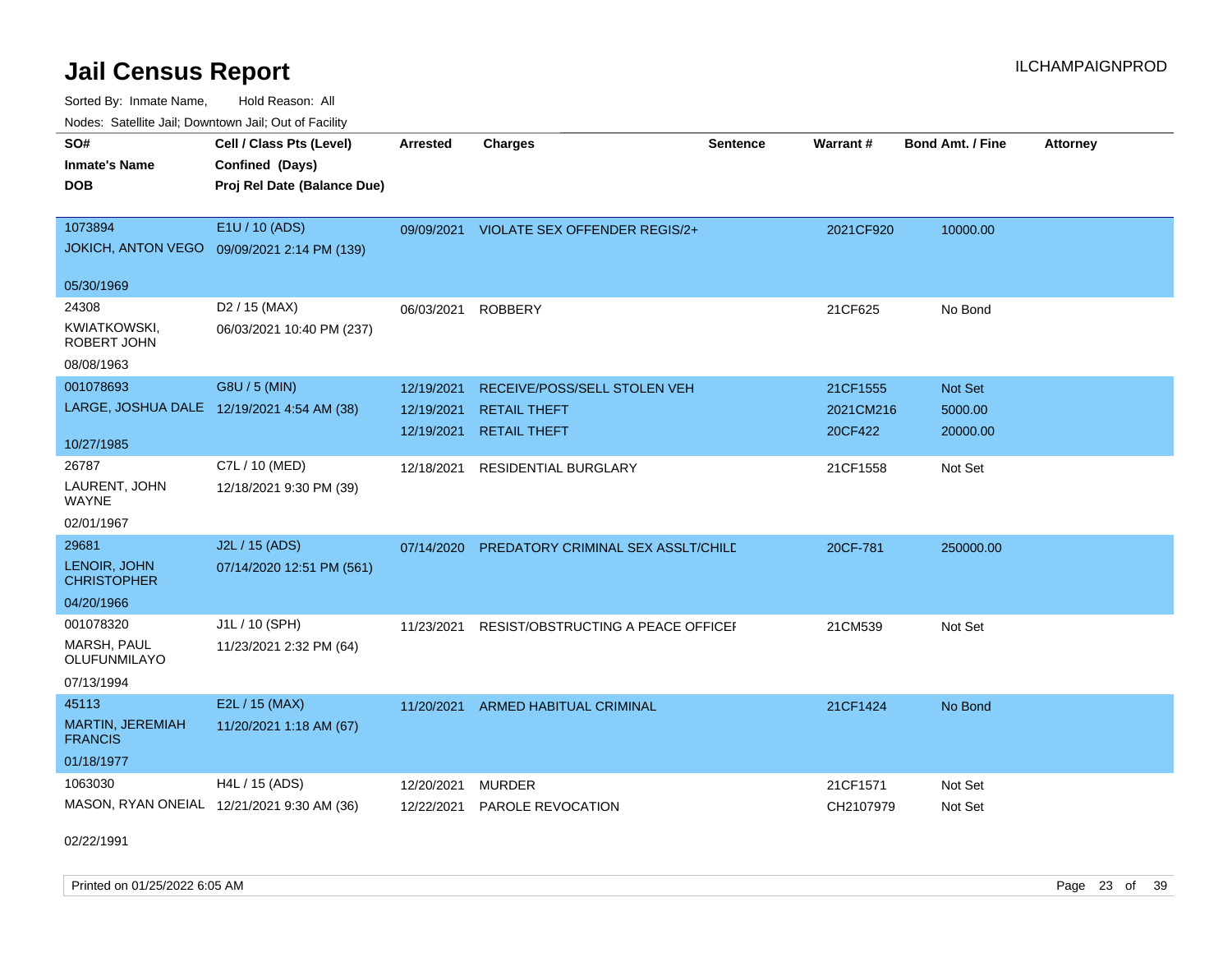# Jail Census Report

ILCHAMPAIGNPROD

Sorted By: Inmate Name, Hold Reason: All

Nodes: Satellite Jail; Downtown Jail; Out of Facility

| SO# / Inmate's Name / DOB | Cell / Class Pts (Level) / Confined (Days) / Proj Rel Date (Balance Due) | Arrested | Charges | Sentence | Warrant # | Bond Amt. / Fine | Attorney |
|---|---|---|---|---|---|---|---|
| 1073894<br>JOKICH, ANTON VEGO<br>05/30/1969 | E1U / 10 (ADS)<br>09/09/2021 2:14 PM (139) | 09/09/2021 | VIOLATE SEX OFFENDER REGIS/2+ | | 2021CF920 | 10000.00 | |
| 24308<br>KWIATKOWSKI, ROBERT JOHN<br>08/08/1963 | D2 / 15 (MAX)<br>06/03/2021 10:40 PM (237) | 06/03/2021 | ROBBERY | | 21CF625 | No Bond | |
| 001078693<br>LARGE, JOSHUA DALE<br>10/27/1985 | G8U / 5 (MIN)<br>12/19/2021 4:54 AM (38) | 12/19/2021 | RECEIVE/POSS/SELL STOLEN VEH | | 21CF1555 | Not Set | |
| | | 12/19/2021 | RETAIL THEFT | | 2021CM216 | 5000.00 | |
| | | 12/19/2021 | RETAIL THEFT | | 20CF422 | 20000.00 | |
| 26787<br>LAURENT, JOHN WAYNE<br>02/01/1967 | C7L / 10 (MED)<br>12/18/2021 9:30 PM (39) | 12/18/2021 | RESIDENTIAL BURGLARY | | 21CF1558 | Not Set | |
| 29681<br>LENOIR, JOHN CHRISTOPHER<br>04/20/1966 | J2L / 15 (ADS)<br>07/14/2020 12:51 PM (561) | 07/14/2020 | PREDATORY CRIMINAL SEX ASSLT/CHILD | | 20CF-781 | 250000.00 | |
| 001078320<br>MARSH, PAUL OLUFUNMILAYO<br>07/13/1994 | J1L / 10 (SPH)<br>11/23/2021 2:32 PM (64) | 11/23/2021 | RESIST/OBSTRUCTING A PEACE OFFICER | | 21CM539 | Not Set | |
| 45113<br>MARTIN, JEREMIAH FRANCIS<br>01/18/1977 | E2L / 15 (MAX)<br>11/20/2021 1:18 AM (67) | 11/20/2021 | ARMED HABITUAL CRIMINAL | | 21CF1424 | No Bond | |
| 1063030<br>MASON, RYAN ONEIAL<br>02/22/1991 | H4L / 15 (ADS)<br>12/21/2021 9:30 AM (36) | 12/20/2021 | MURDER | | 21CF1571 | Not Set | |
| | | 12/22/2021 | PAROLE REVOCATION | | CH2107979 | Not Set | |

Printed on 01/25/2022 6:05 AM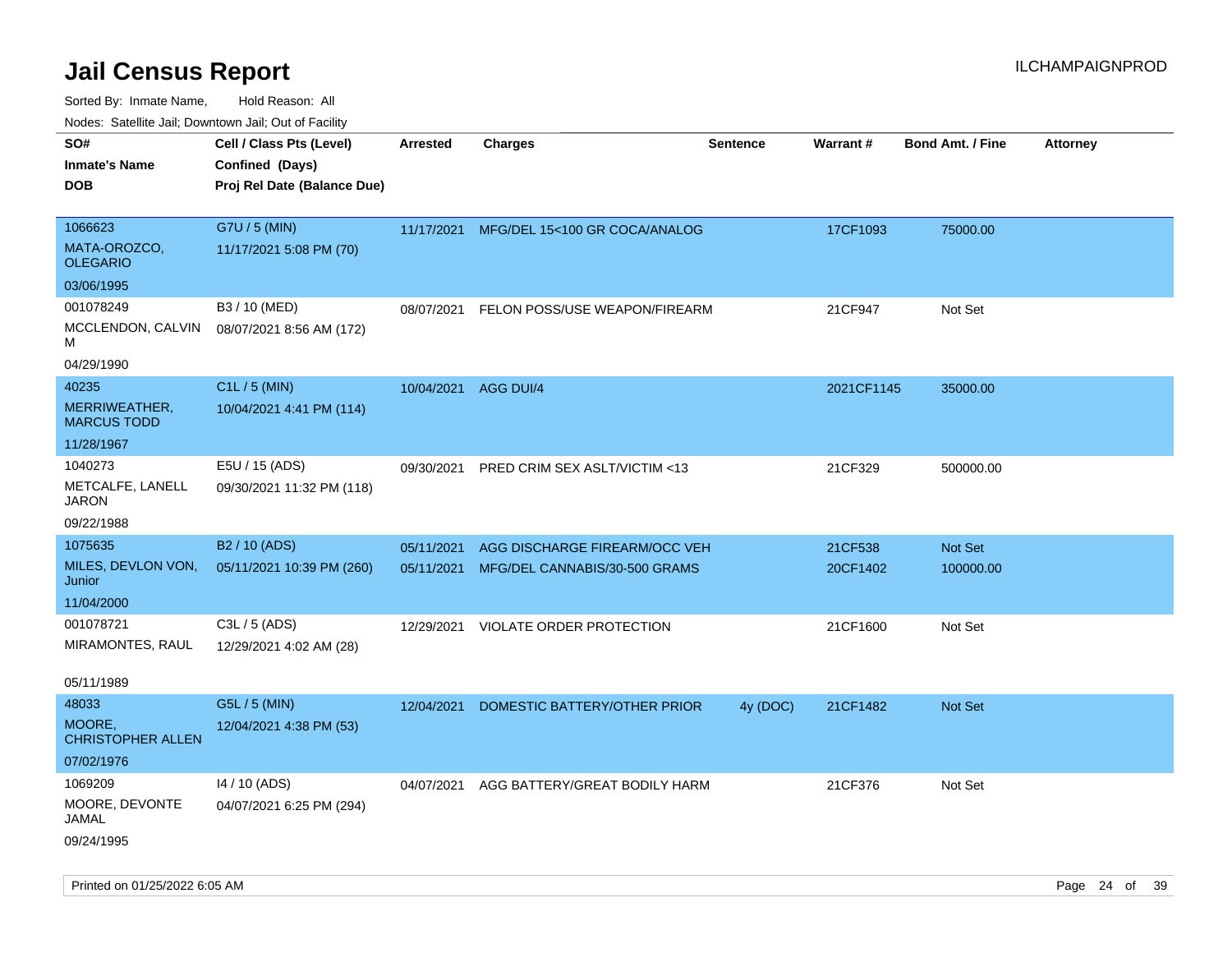# Jail Census Report

ILCHAMPAIGNPROD

Sorted By: Inmate Name, Hold Reason: All

Nodes: Satellite Jail; Downtown Jail; Out of Facility

| SO# / Inmate's Name / DOB | Cell / Class Pts (Level) / Confined (Days) / Proj Rel Date (Balance Due) | Arrested | Charges | Sentence | Warrant # | Bond Amt. / Fine | Attorney |
|---|---|---|---|---|---|---|---|
| 1066623 MATA-OROZCO, OLEGARIO 03/06/1995 | G7U / 5 (MIN) 11/17/2021 5:08 PM (70) | 11/17/2021 | MFG/DEL 15<100 GR COCA/ANALOG | | 17CF1093 | 75000.00 | |
| 001078249 MCCLENDON, CALVIN M 04/29/1990 | B3 / 10 (MED) 08/07/2021 8:56 AM (172) | 08/07/2021 | FELON POSS/USE WEAPON/FIREARM | | 21CF947 | Not Set | |
| 40235 MERRIWEATHER, MARCUS TODD 11/28/1967 | C1L / 5 (MIN) 10/04/2021 4:41 PM (114) | 10/04/2021 | AGG DUI/4 | | 2021CF1145 | 35000.00 | |
| 1040273 METCALFE, LANELL JARON 09/22/1988 | E5U / 15 (ADS) 09/30/2021 11:32 PM (118) | 09/30/2021 | PRED CRIM SEX ASLT/VICTIM <13 | | 21CF329 | 500000.00 | |
| 1075635 MILES, DEVLON VON, Junior 11/04/2000 | B2 / 10 (ADS) 05/11/2021 10:39 PM (260) | 05/11/2021 | AGG DISCHARGE FIREARM/OCC VEH | | 21CF538 | Not Set | |
| | | 05/11/2021 | MFG/DEL CANNABIS/30-500 GRAMS | | 20CF1402 | 100000.00 | |
| 001078721 MIRAMONTES, RAUL 05/11/1989 | C3L / 5 (ADS) 12/29/2021 4:02 AM (28) | 12/29/2021 | VIOLATE ORDER PROTECTION | | 21CF1600 | Not Set | |
| 48033 MOORE, CHRISTOPHER ALLEN 07/02/1976 | G5L / 5 (MIN) 12/04/2021 4:38 PM (53) | 12/04/2021 | DOMESTIC BATTERY/OTHER PRIOR | 4y (DOC) | 21CF1482 | Not Set | |
| 1069209 MOORE, DEVONTE JAMAL 09/24/1995 | I4 / 10 (ADS) 04/07/2021 6:25 PM (294) | 04/07/2021 | AGG BATTERY/GREAT BODILY HARM | | 21CF376 | Not Set | |

Printed on 01/25/2022 6:05 AM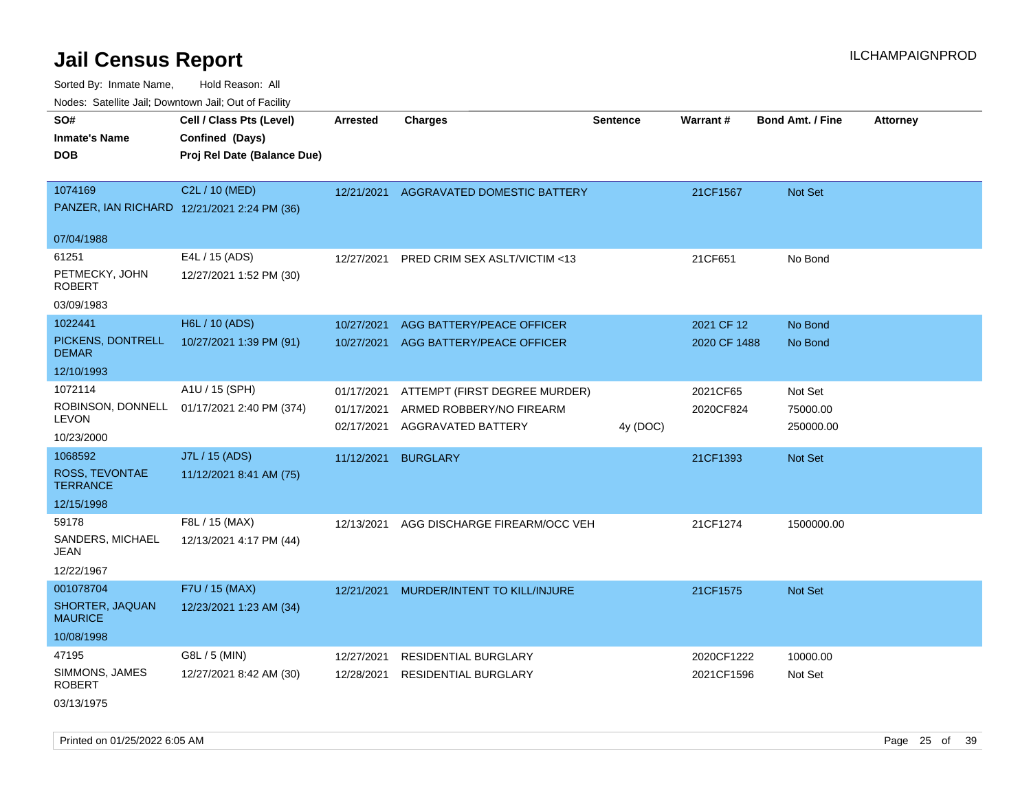# Jail Census Report

ILCHAMPAIGNPROD

Sorted By: Inmate Name, Hold Reason: All

Nodes: Satellite Jail; Downtown Jail; Out of Facility

| SO# / Inmate's Name / DOB | Cell / Class Pts (Level) / Confined (Days) / Proj Rel Date (Balance Due) | Arrested | Charges | Sentence | Warrant # | Bond Amt. / Fine | Attorney |
|---|---|---|---|---|---|---|---|
| 1074169 PANZER, IAN RICHARD 07/04/1988 | C2L / 10 (MED) 12/21/2021 2:24 PM (36) | 12/21/2021 | AGGRAVATED DOMESTIC BATTERY | | 21CF1567 | Not Set | |
| 61251 PETMECKY, JOHN ROBERT 03/09/1983 | E4L / 15 (ADS) 12/27/2021 1:52 PM (30) | 12/27/2021 | PRED CRIM SEX ASLT/VICTIM <13 | | 21CF651 | No Bond | |
| 1022441 PICKENS, DONTRELL DEMAR 12/10/1993 | H6L / 10 (ADS) 10/27/2021 1:39 PM (91) | 10/27/2021 | AGG BATTERY/PEACE OFFICER | | 2021 CF 12 | No Bond | |
| | | 10/27/2021 | AGG BATTERY/PEACE OFFICER | | 2020 CF 1488 | No Bond | |
| 1072114 ROBINSON, DONNELL LEVON 10/23/2000 | A1U / 15 (SPH) 01/17/2021 2:40 PM (374) | 01/17/2021 | ATTEMPT (FIRST DEGREE MURDER) | | 2021CF65 | Not Set | |
| | | 01/17/2021 | ARMED ROBBERY/NO FIREARM | | 2020CF824 | 75000.00 | |
| | | 02/17/2021 | AGGRAVATED BATTERY | 4y (DOC) | | 250000.00 | |
| 1068592 ROSS, TEVONTAE TERRANCE 12/15/1998 | J7L / 15 (ADS) 11/12/2021 8:41 AM (75) | 11/12/2021 | BURGLARY | | 21CF1393 | Not Set | |
| 59178 SANDERS, MICHAEL JEAN 12/22/1967 | F8L / 15 (MAX) 12/13/2021 4:17 PM (44) | 12/13/2021 | AGG DISCHARGE FIREARM/OCC VEH | | 21CF1274 | 1500000.00 | |
| 001078704 SHORTER, JAQUAN MAURICE 10/08/1998 | F7U / 15 (MAX) 12/23/2021 1:23 AM (34) | 12/21/2021 | MURDER/INTENT TO KILL/INJURE | | 21CF1575 | Not Set | |
| 47195 SIMMONS, JAMES ROBERT 03/13/1975 | G8L / 5 (MIN) 12/27/2021 8:42 AM (30) | 12/27/2021 | RESIDENTIAL BURGLARY | | 2020CF1222 | 10000.00 | |
| | | 12/28/2021 | RESIDENTIAL BURGLARY | | 2021CF1596 | Not Set | |

Printed on 01/25/2022 6:05 AM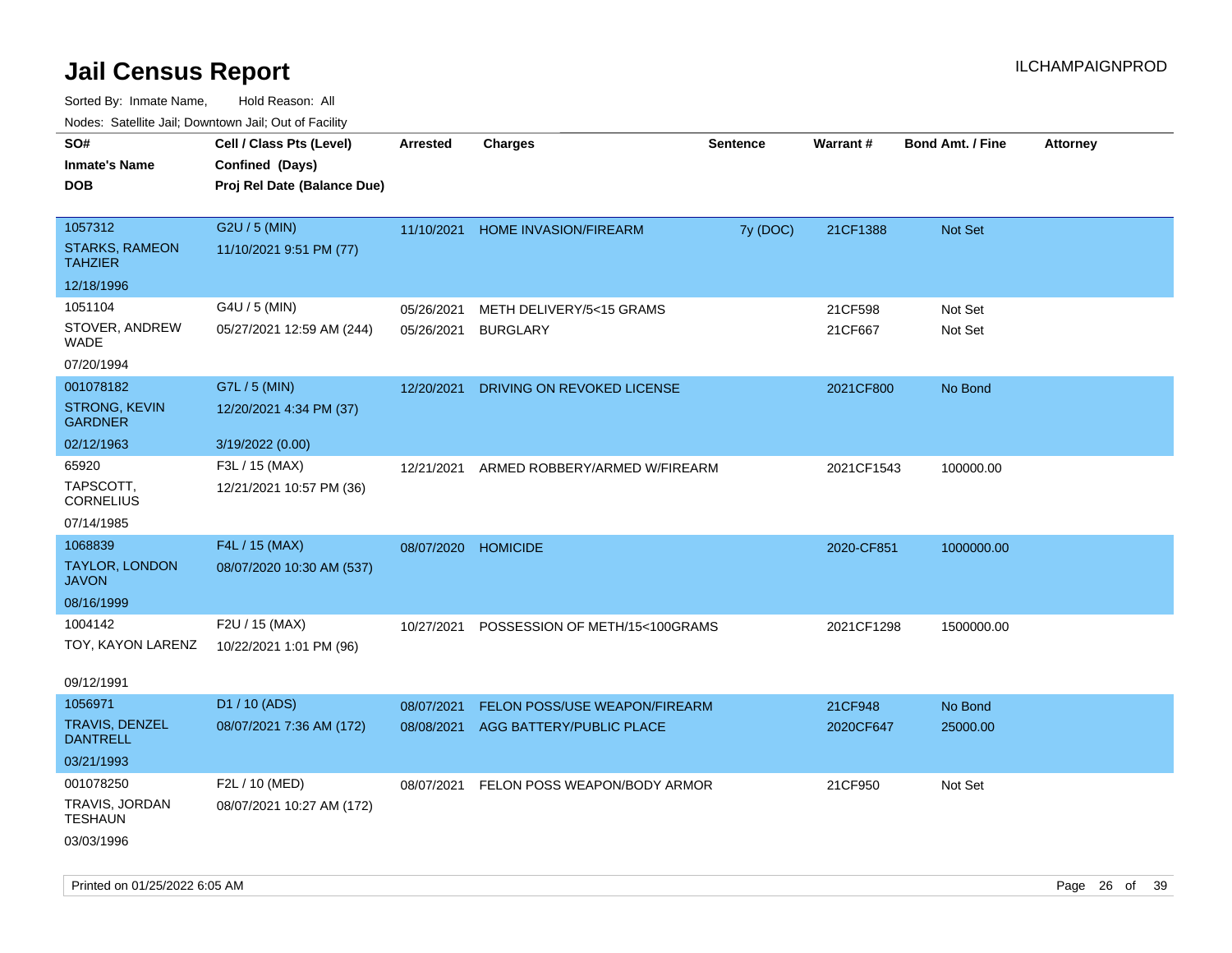# Jail Census Report

ILCHAMPAIGNPROD

Sorted By: Inmate Name, Hold Reason: All

Nodes: Satellite Jail; Downtown Jail; Out of Facility

| SO# / Inmate's Name / DOB | Cell / Class Pts (Level) / Confined (Days) / Proj Rel Date (Balance Due) | Arrested | Charges | Sentence | Warrant # | Bond Amt. / Fine | Attorney |
|---|---|---|---|---|---|---|---|
| 1057312<br>STARKS, RAMEON TAHZIER<br>12/18/1996 | G2U / 5 (MIN)<br>11/10/2021 9:51 PM (77) | 11/10/2021 | HOME INVASION/FIREARM | 7y (DOC) | 21CF1388 | Not Set | |
| 1051104<br>STOVER, ANDREW WADE<br>07/20/1994 | G4U / 5 (MIN)<br>05/27/2021 12:59 AM (244) | 05/26/2021<br>05/26/2021 | METH DELIVERY/5<15 GRAMS<br>BURGLARY | | 21CF598<br>21CF667 | Not Set<br>Not Set | |
| 001078182<br>STRONG, KEVIN GARDNER<br>02/12/1963 | G7L / 5 (MIN)<br>12/20/2021 4:34 PM (37)<br>3/19/2022 (0.00) | 12/20/2021 | DRIVING ON REVOKED LICENSE | | 2021CF800 | No Bond | |
| 65920<br>TAPSCOTT, CORNELIUS<br>07/14/1985 | F3L / 15 (MAX)<br>12/21/2021 10:57 PM (36) | 12/21/2021 | ARMED ROBBERY/ARMED W/FIREARM | | 2021CF1543 | 100000.00 | |
| 1068839<br>TAYLOR, LONDON JAVON<br>08/16/1999 | F4L / 15 (MAX)<br>08/07/2020 10:30 AM (537) | 08/07/2020 | HOMICIDE | | 2020-CF851 | 1000000.00 | |
| 1004142<br>TOY, KAYON LARENZ<br>09/12/1991 | F2U / 15 (MAX)<br>10/22/2021 1:01 PM (96) | 10/27/2021 | POSSESSION OF METH/15<100GRAMS | | 2021CF1298 | 1500000.00 | |
| 1056971<br>TRAVIS, DENZEL DANTRELL<br>03/21/1993 | D1 / 10 (ADS)<br>08/07/2021 7:36 AM (172) | 08/07/2021<br>08/08/2021 | FELON POSS/USE WEAPON/FIREARM<br>AGG BATTERY/PUBLIC PLACE | | 21CF948<br>2020CF647 | No Bond<br>25000.00 | |
| 001078250<br>TRAVIS, JORDAN TESHAUN<br>03/03/1996 | F2L / 10 (MED)<br>08/07/2021 10:27 AM (172) | 08/07/2021 | FELON POSS WEAPON/BODY ARMOR | | 21CF950 | Not Set | |

Printed on 01/25/2022 6:05 AM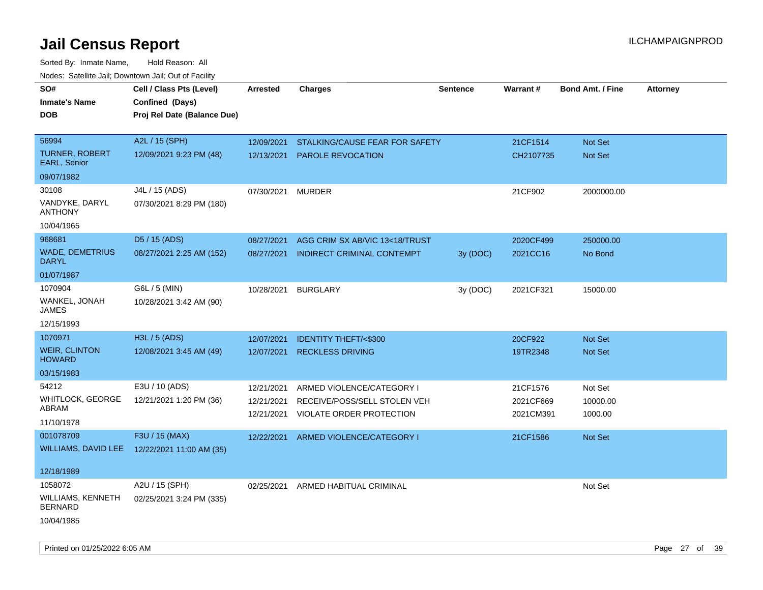# Jail Census Report

ILCHAMPAIGNPROD

Sorted By: Inmate Name, Hold Reason: All

Nodes: Satellite Jail; Downtown Jail; Out of Facility

| SO# / Inmate's Name / DOB | Cell / Class Pts (Level) / Confined (Days) / Proj Rel Date (Balance Due) | Arrested | Charges | Sentence | Warrant # | Bond Amt. / Fine | Attorney |
|---|---|---|---|---|---|---|---|
| 56994<br>TURNER, ROBERT EARL, Senior<br>09/07/1982 | A2L / 15 (SPH)<br>12/09/2021 9:23 PM (48) | 12/09/2021<br>12/13/2021 | STALKING/CAUSE FEAR FOR SAFETY<br>PAROLE REVOCATION | | 21CF1514<br>CH2107735 | Not Set<br>Not Set | |
| 30108<br>VANDYKE, DARYL ANTHONY<br>10/04/1965 | J4L / 15 (ADS)<br>07/30/2021 8:29 PM (180) | 07/30/2021 | MURDER | | 21CF902 | 2000000.00 | |
| 968681<br>WADE, DEMETRIUS DARYL<br>01/07/1987 | D5 / 15 (ADS)<br>08/27/2021 2:25 AM (152) | 08/27/2021<br>08/27/2021 | AGG CRIM SX AB/VIC 13<18/TRUST<br>INDIRECT CRIMINAL CONTEMPT | <br>3y (DOC) | 2020CF499<br>2021CC16 | 250000.00<br>No Bond | |
| 1070904<br>WANKEL, JONAH JAMES<br>12/15/1993 | G6L / 5 (MIN)<br>10/28/2021 3:42 AM (90) | 10/28/2021 | BURGLARY | 3y (DOC) | 2021CF321 | 15000.00 | |
| 1070971<br>WEIR, CLINTON HOWARD<br>03/15/1983 | H3L / 5 (ADS)<br>12/08/2021 3:45 AM (49) | 12/07/2021<br>12/07/2021 | IDENTITY THEFT/<$300<br>RECKLESS DRIVING | | 20CF922<br>19TR2348 | Not Set<br>Not Set | |
| 54212<br>WHITLOCK, GEORGE ABRAM<br>11/10/1978 | E3U / 10 (ADS)<br>12/21/2021 1:20 PM (36) | 12/21/2021<br>12/21/2021<br>12/21/2021 | ARMED VIOLENCE/CATEGORY I<br>RECEIVE/POSS/SELL STOLEN VEH<br>VIOLATE ORDER PROTECTION | | 21CF1576<br>2021CF669<br>2021CM391 | Not Set<br>10000.00<br>1000.00 | |
| 001078709<br>WILLIAMS, DAVID LEE<br>12/18/1989 | F3U / 15 (MAX)<br>12/22/2021 11:00 AM (35) | 12/22/2021 | ARMED VIOLENCE/CATEGORY I | | 21CF1586 | Not Set | |
| 1058072<br>WILLIAMS, KENNETH BERNARD<br>10/04/1985 | A2U / 15 (SPH)<br>02/25/2021 3:24 PM (335) | 02/25/2021 | ARMED HABITUAL CRIMINAL | | | Not Set | |

Printed on 01/25/2022 6:05 AM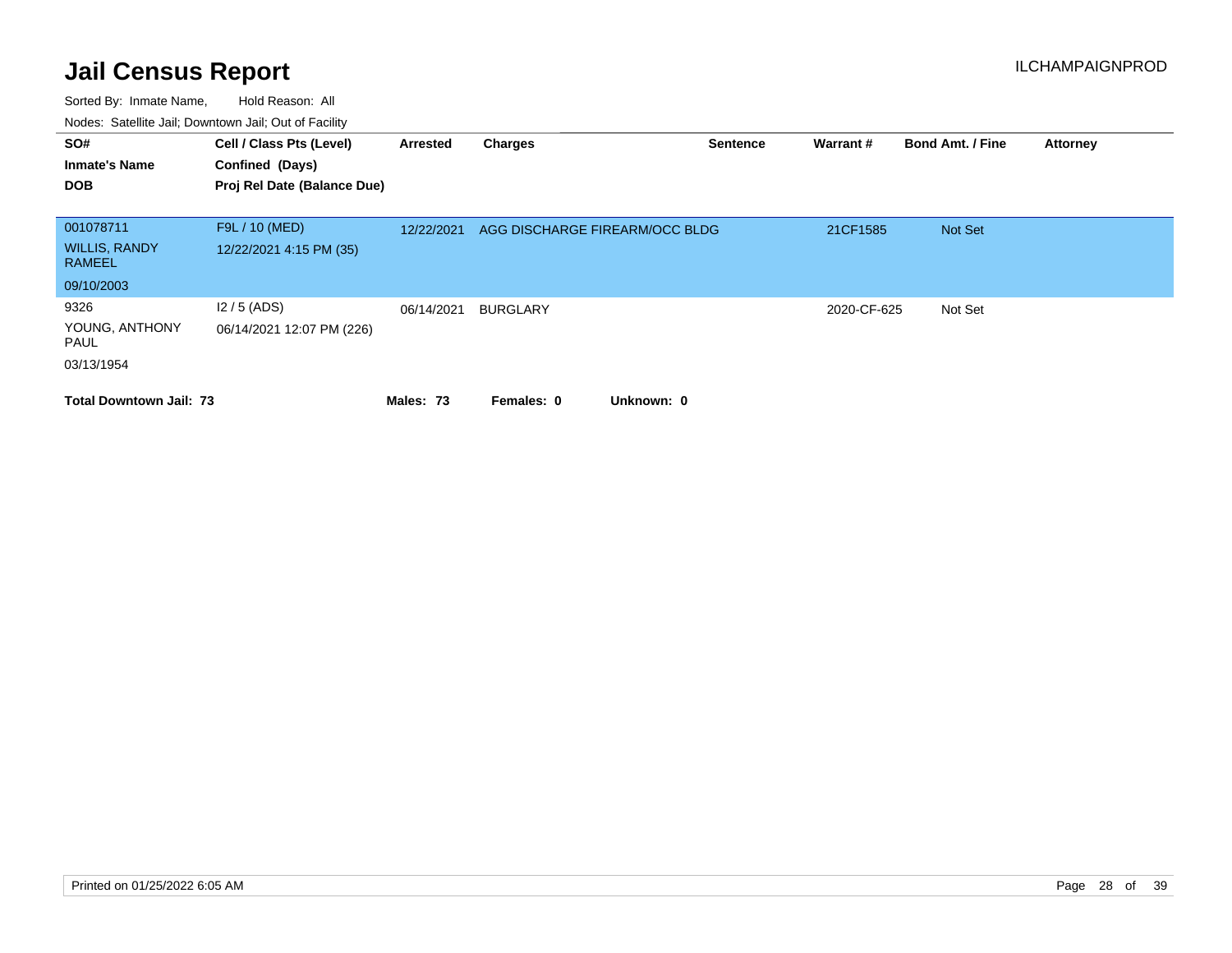# Jail Census Report

ILCHAMPAIGNPROD

Sorted By: Inmate Name, Hold Reason: All

Nodes: Satellite Jail; Downtown Jail; Out of Facility

| SO# / Inmate's Name / DOB | Cell / Class Pts (Level) / Confined (Days) / Proj Rel Date (Balance Due) | Arrested | Charges | Sentence | Warrant # | Bond Amt. / Fine | Attorney |
|---|---|---|---|---|---|---|---|
| 001078711 WILLIS, RANDY RAMEEL 09/10/2003 | F9L / 10 (MED) 12/22/2021 4:15 PM (35) | 12/22/2021 | AGG DISCHARGE FIREARM/OCC BLDG | | 21CF1585 | Not Set | |
| 9326 YOUNG, ANTHONY PAUL 03/13/1954 | I2 / 5 (ADS) 06/14/2021 12:07 PM (226) | 06/14/2021 | BURGLARY | | 2020-CF-625 | Not Set | |

**Total Downtown Jail: 73** **Males: 73** **Females: 0** **Unknown: 0**

Printed on 01/25/2022 6:05 AM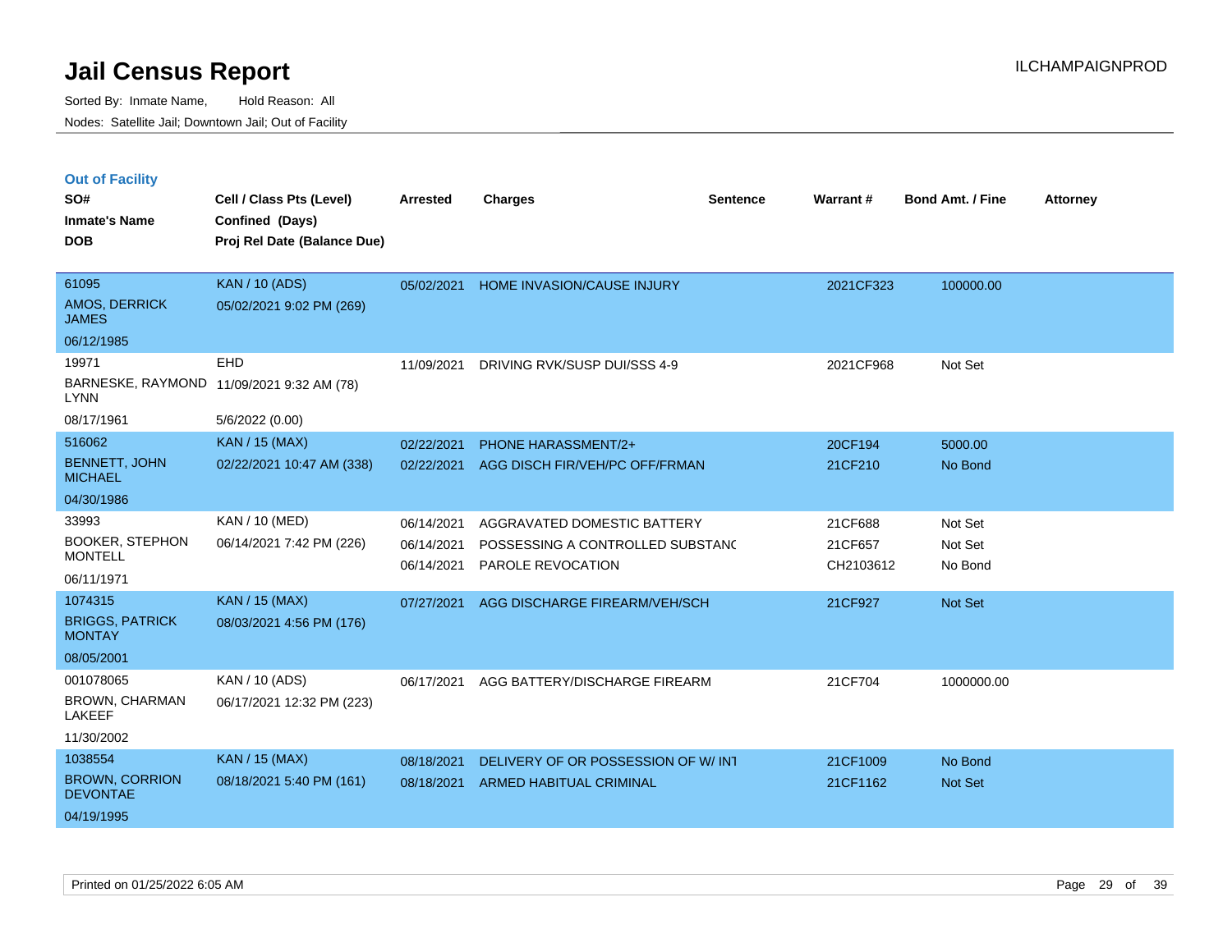# Jail Census Report

Sorted By: Inmate Name, Hold Reason: All

Nodes: Satellite Jail; Downtown Jail; Out of Facility

ILCHAMPAIGNPROD

## Out of Facility

| SO# / Inmate's Name / DOB | Cell / Class Pts (Level) / Confined (Days) / Proj Rel Date (Balance Due) | Arrested | Charges | Sentence | Warrant # | Bond Amt. / Fine | Attorney |
|---|---|---|---|---|---|---|---|
| 61095<br>AMOS, DERRICK JAMES<br>06/12/1985 | KAN / 10 (ADS)<br>05/02/2021 9:02 PM (269) | 05/02/2021 | HOME INVASION/CAUSE INJURY | | 2021CF323 | 100000.00 | |
| 19971<br>BARNESKE, RAYMOND LYNN<br>08/17/1961 | EHD<br>11/09/2021 9:32 AM (78)<br>5/6/2022 (0.00) | 11/09/2021 | DRIVING RVK/SUSP DUI/SSS 4-9 | | 2021CF968 | Not Set | |
| 516062<br>BENNETT, JOHN MICHAEL<br>04/30/1986 | KAN / 15 (MAX)<br>02/22/2021 10:47 AM (338) | 02/22/2021<br>02/22/2021 | PHONE HARASSMENT/2+<br>AGG DISCH FIR/VEH/PC OFF/FRMAN | | 20CF194<br>21CF210 | 5000.00<br>No Bond | |
| 33993<br>BOOKER, STEPHON MONTELL<br>06/11/1971 | KAN / 10 (MED)<br>06/14/2021 7:42 PM (226) | 06/14/2021<br>06/14/2021<br>06/14/2021 | AGGRAVATED DOMESTIC BATTERY<br>POSSESSING A CONTROLLED SUBSTANC<br>PAROLE REVOCATION | | 21CF688<br>21CF657<br>CH2103612 | Not Set<br>Not Set<br>No Bond | |
| 1074315<br>BRIGGS, PATRICK MONTAY<br>08/05/2001 | KAN / 15 (MAX)<br>08/03/2021 4:56 PM (176) | 07/27/2021 | AGG DISCHARGE FIREARM/VEH/SCH | | 21CF927 | Not Set | |
| 001078065<br>BROWN, CHARMAN LAKEEF<br>11/30/2002 | KAN / 10 (ADS)<br>06/17/2021 12:32 PM (223) | 06/17/2021 | AGG BATTERY/DISCHARGE FIREARM | | 21CF704 | 1000000.00 | |
| 1038554<br>BROWN, CORRION DEVONTAE<br>04/19/1995 | KAN / 15 (MAX)<br>08/18/2021 5:40 PM (161) | 08/18/2021<br>08/18/2021 | DELIVERY OF OR POSSESSION OF W/ INT<br>ARMED HABITUAL CRIMINAL | | 21CF1009<br>21CF1162 | No Bond<br>Not Set | |

Printed on 01/25/2022 6:05 AM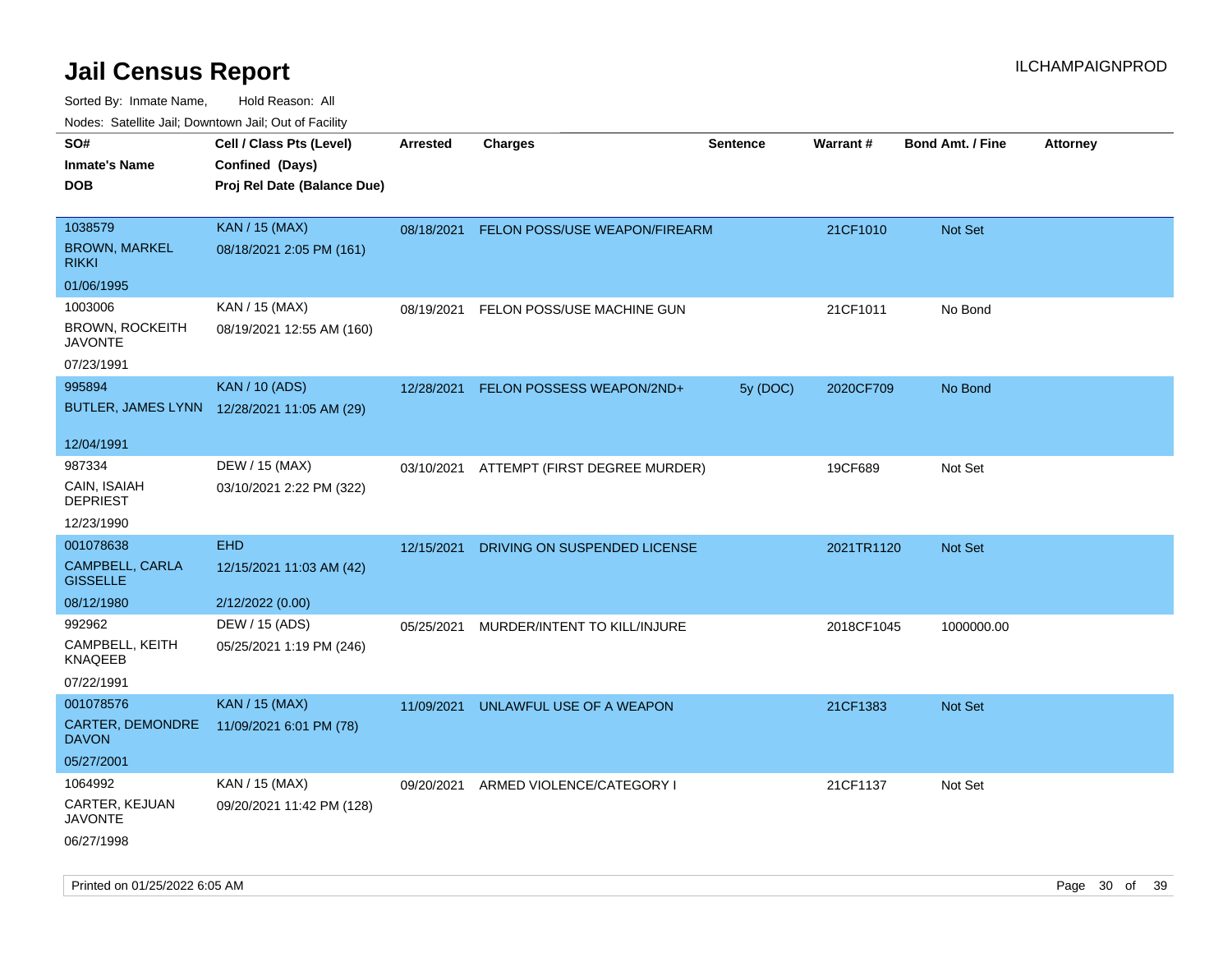# Jail Census Report

ILCHAMPAIGNPROD

Sorted By: Inmate Name, Hold Reason: All

Nodes: Satellite Jail; Downtown Jail; Out of Facility

| SO# / Inmate's Name / DOB | Cell / Class Pts (Level) / Confined (Days) / Proj Rel Date (Balance Due) | Arrested | Charges | Sentence | Warrant # | Bond Amt. / Fine | Attorney |
|---|---|---|---|---|---|---|---|
| 1038579<br>BROWN, MARKEL RIKKI<br>01/06/1995 | KAN / 15 (MAX)<br>08/18/2021 2:05 PM (161) | 08/18/2021 | FELON POSS/USE WEAPON/FIREARM | | 21CF1010 | Not Set | |
| 1003006<br>BROWN, ROCKEITH JAVONTE<br>07/23/1991 | KAN / 15 (MAX)<br>08/19/2021 12:55 AM (160) | 08/19/2021 | FELON POSS/USE MACHINE GUN | | 21CF1011 | No Bond | |
| 995894<br>BUTLER, JAMES LYNN<br>12/04/1991 | KAN / 10 (ADS)<br>12/28/2021 11:05 AM (29) | 12/28/2021 | FELON POSSESS WEAPON/2ND+ | 5y (DOC) | 2020CF709 | No Bond | |
| 987334<br>CAIN, ISAIAH DEPRIEST<br>12/23/1990 | DEW / 15 (MAX)<br>03/10/2021 2:22 PM (322) | 03/10/2021 | ATTEMPT (FIRST DEGREE MURDER) | | 19CF689 | Not Set | |
| 001078638<br>CAMPBELL, CARLA GISSELLE<br>08/12/1980 | EHD<br>12/15/2021 11:03 AM (42)<br>2/12/2022 (0.00) | 12/15/2021 | DRIVING ON SUSPENDED LICENSE | | 2021TR1120 | Not Set | |
| 992962<br>CAMPBELL, KEITH KNAQEEB<br>07/22/1991 | DEW / 15 (ADS)<br>05/25/2021 1:19 PM (246) | 05/25/2021 | MURDER/INTENT TO KILL/INJURE | | 2018CF1045 | 1000000.00 | |
| 001078576<br>CARTER, DEMONDRE DAVON<br>05/27/2001 | KAN / 15 (MAX)<br>11/09/2021 6:01 PM (78) | 11/09/2021 | UNLAWFUL USE OF A WEAPON | | 21CF1383 | Not Set | |
| 1064992<br>CARTER, KEJUAN JAVONTE<br>06/27/1998 | KAN / 15 (MAX)<br>09/20/2021 11:42 PM (128) | 09/20/2021 | ARMED VIOLENCE/CATEGORY I | | 21CF1137 | Not Set | |

Printed on 01/25/2022 6:05 AM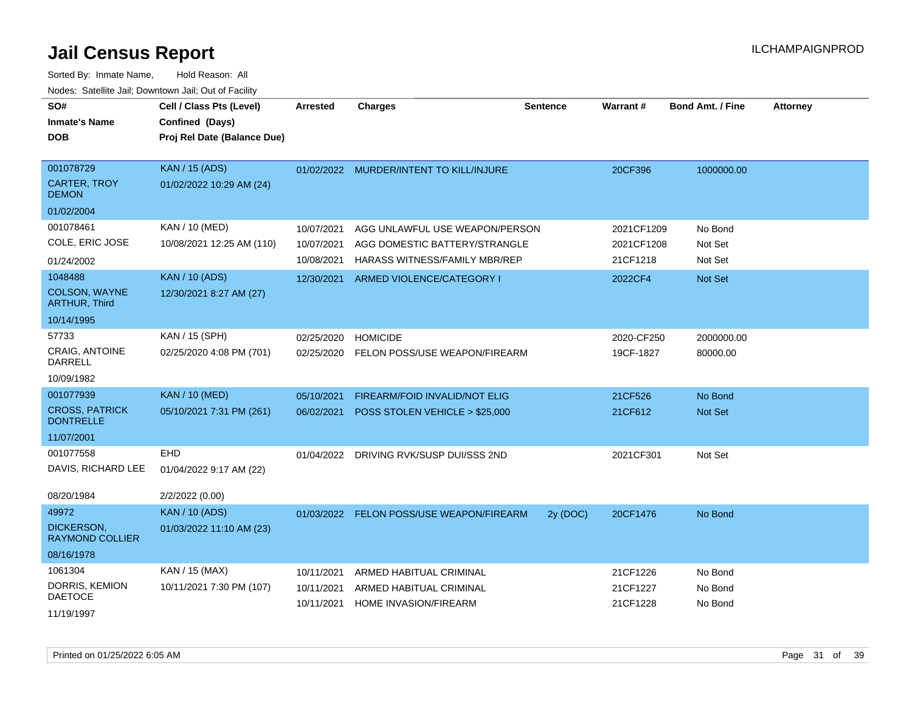# Jail Census Report

ILCHAMPAIGNPROD

Sorted By: Inmate Name, Hold Reason: All

Nodes: Satellite Jail; Downtown Jail; Out of Facility

| SO# / Inmate's Name / DOB | Cell / Class Pts (Level) / Confined (Days) / Proj Rel Date (Balance Due) | Arrested | Charges | Sentence | Warrant # | Bond Amt. / Fine | Attorney |
|---|---|---|---|---|---|---|---|
| 001078729<br>CARTER, TROY DEMON<br>01/02/2004 | KAN / 15 (ADS)<br>01/02/2022 10:29 AM (24) | 01/02/2022 | MURDER/INTENT TO KILL/INJURE | | 20CF396 | 1000000.00 | |
| 001078461<br>COLE, ERIC JOSE<br>01/24/2002 | KAN / 10 (MED)<br>10/08/2021 12:25 AM (110) | 10/07/2021 | AGG UNLAWFUL USE WEAPON/PERSON | | 2021CF1209 | No Bond | |
| | | 10/07/2021 | AGG DOMESTIC BATTERY/STRANGLE | | 2021CF1208 | Not Set | |
| | | 10/08/2021 | HARASS WITNESS/FAMILY MBR/REP | | 21CF1218 | Not Set | |
| 1048488<br>COLSON, WAYNE ARTHUR, Third<br>10/14/1995 | KAN / 10 (ADS)<br>12/30/2021 8:27 AM (27) | 12/30/2021 | ARMED VIOLENCE/CATEGORY I | | 2022CF4 | Not Set | |
| 57733<br>CRAIG, ANTOINE DARRELL<br>10/09/1982 | KAN / 15 (SPH)<br>02/25/2020 4:08 PM (701) | 02/25/2020 | HOMICIDE | | 2020-CF250 | 2000000.00 | |
| | | 02/25/2020 | FELON POSS/USE WEAPON/FIREARM | | 19CF-1827 | 80000.00 | |
| 001077939<br>CROSS, PATRICK DONTRELLE<br>11/07/2001 | KAN / 10 (MED)<br>05/10/2021 7:31 PM (261) | 05/10/2021 | FIREARM/FOID INVALID/NOT ELIG | | 21CF526 | No Bond | |
| | | 06/02/2021 | POSS STOLEN VEHICLE > $25,000 | | 21CF612 | Not Set | |
| 001077558<br>DAVIS, RICHARD LEE<br>08/20/1984 | EHD<br>01/04/2022 9:17 AM (22)<br>2/2/2022 (0.00) | 01/04/2022 | DRIVING RVK/SUSP DUI/SSS 2ND | | 2021CF301 | Not Set | |
| 49972<br>DICKERSON, RAYMOND COLLIER<br>08/16/1978 | KAN / 10 (ADS)<br>01/03/2022 11:10 AM (23) | 01/03/2022 | FELON POSS/USE WEAPON/FIREARM | 2y (DOC) | 20CF1476 | No Bond | |
| 1061304<br>DORRIS, KEMION DAETOCE<br>11/19/1997 | KAN / 15 (MAX)<br>10/11/2021 7:30 PM (107) | 10/11/2021 | ARMED HABITUAL CRIMINAL | | 21CF1226 | No Bond | |
| | | 10/11/2021 | ARMED HABITUAL CRIMINAL | | 21CF1227 | No Bond | |
| | | 10/11/2021 | HOME INVASION/FIREARM | | 21CF1228 | No Bond | |

Printed on 01/25/2022 6:05 AM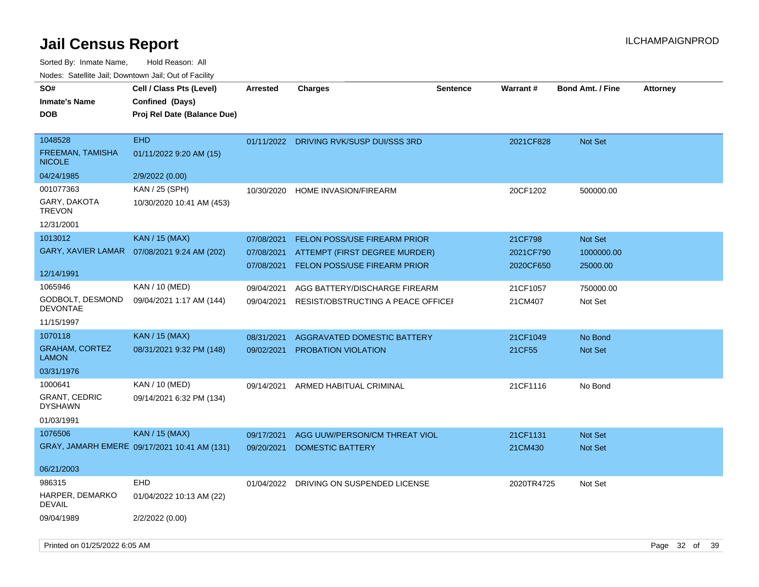# Jail Census Report

Sorted By: Inmate Name, Hold Reason: All

Nodes: Satellite Jail; Downtown Jail; Out of Facility

| SO# / Inmate's Name / DOB | Cell / Class Pts (Level) / Confined (Days) / Proj Rel Date (Balance Due) | Arrested | Charges | Sentence | Warrant # | Bond Amt. / Fine | Attorney |
|---|---|---|---|---|---|---|---|
| 1048528 FREEMAN, TAMISHA NICOLE 04/24/1985 | EHD 01/11/2022 9:20 AM (15) 2/9/2022 (0.00) | 01/11/2022 | DRIVING RVK/SUSP DUI/SSS 3RD | | 2021CF828 | Not Set | |
| 001077363 GARY, DAKOTA TREVON 12/31/2001 | KAN / 25 (SPH) 10/30/2020 10:41 AM (453) | 10/30/2020 | HOME INVASION/FIREARM | | 20CF1202 | 500000.00 | |
| 1013012 GARY, XAVIER LAMAR 12/14/1991 | KAN / 15 (MAX) 07/08/2021 9:24 AM (202) | 07/08/2021 | FELON POSS/USE FIREARM PRIOR | | 21CF798 | Not Set | |
| | | 07/08/2021 | ATTEMPT (FIRST DEGREE MURDER) | | 2021CF790 | 1000000.00 | |
| | | 07/08/2021 | FELON POSS/USE FIREARM PRIOR | | 2020CF650 | 25000.00 | |
| 1065946 GODBOLT, DESMOND DEVONTAE 11/15/1997 | KAN / 10 (MED) 09/04/2021 1:17 AM (144) | 09/04/2021 | AGG BATTERY/DISCHARGE FIREARM | | 21CF1057 | 750000.00 | |
| | | 09/04/2021 | RESIST/OBSTRUCTING A PEACE OFFICER | | 21CM407 | Not Set | |
| 1070118 GRAHAM, CORTEZ LAMON 03/31/1976 | KAN / 15 (MAX) 08/31/2021 9:32 PM (148) | 08/31/2021 | AGGRAVATED DOMESTIC BATTERY | | 21CF1049 | No Bond | |
| | | 09/02/2021 | PROBATION VIOLATION | | 21CF55 | Not Set | |
| 1000641 GRANT, CEDRIC DYSHAWN 01/03/1991 | KAN / 10 (MED) 09/14/2021 6:32 PM (134) | 09/14/2021 | ARMED HABITUAL CRIMINAL | | 21CF1116 | No Bond | |
| 1076506 GRAY, JAMARH EMERE 06/21/2003 | KAN / 15 (MAX) 09/17/2021 10:41 AM (131) | 09/17/2021 | AGG UUW/PERSON/CM THREAT VIOL | | 21CF1131 | Not Set | |
| | | 09/20/2021 | DOMESTIC BATTERY | | 21CM430 | Not Set | |
| 986315 HARPER, DEMARKO DEVAIL 09/04/1989 | EHD 01/04/2022 10:13 AM (22) 2/2/2022 (0.00) | 01/04/2022 | DRIVING ON SUSPENDED LICENSE | | 2020TR4725 | Not Set | |

Printed on 01/25/2022 6:05 AM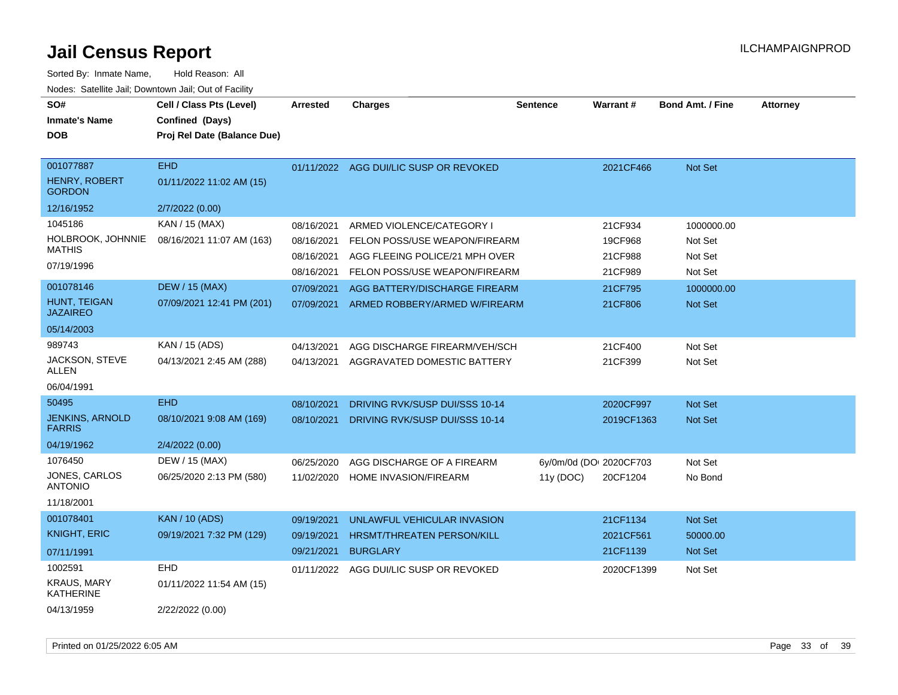# Jail Census Report

Sorted By: Inmate Name, Hold Reason: All

Nodes: Satellite Jail; Downtown Jail; Out of Facility

| SO# / Inmate's Name / DOB | Cell / Class Pts (Level) / Confined (Days) / Proj Rel Date (Balance Due) | Arrested | Charges | Sentence | Warrant # | Bond Amt. / Fine | Attorney |
|---|---|---|---|---|---|---|---|
| 001077887 HENRY, ROBERT GORDON 12/16/1952 | EHD 01/11/2022 11:02 AM (15) 2/7/2022 (0.00) | 01/11/2022 | AGG DUI/LIC SUSP OR REVOKED | | 2021CF466 | Not Set | |
| 1045186 HOLBROOK, JOHNNIE MATHIS 07/19/1996 | KAN / 15 (MAX) 08/16/2021 11:07 AM (163) | 08/16/2021 | ARMED VIOLENCE/CATEGORY I | | 21CF934 | 1000000.00 | |
| | | 08/16/2021 | FELON POSS/USE WEAPON/FIREARM | | 19CF968 | Not Set | |
| | | 08/16/2021 | AGG FLEEING POLICE/21 MPH OVER | | 21CF988 | Not Set | |
| | | 08/16/2021 | FELON POSS/USE WEAPON/FIREARM | | 21CF989 | Not Set | |
| 001078146 HUNT, TEIGAN JAZAIREO 05/14/2003 | DEW / 15 (MAX) 07/09/2021 12:41 PM (201) | 07/09/2021 | AGG BATTERY/DISCHARGE FIREARM | | 21CF795 | 1000000.00 | |
| | | 07/09/2021 | ARMED ROBBERY/ARMED W/FIREARM | | 21CF806 | Not Set | |
| 989743 JACKSON, STEVE ALLEN 06/04/1991 | KAN / 15 (ADS) 04/13/2021 2:45 AM (288) | 04/13/2021 | AGG DISCHARGE FIREARM/VEH/SCH | | 21CF400 | Not Set | |
| | | 04/13/2021 | AGGRAVATED DOMESTIC BATTERY | | 21CF399 | Not Set | |
| 50495 JENKINS, ARNOLD FARRIS 04/19/1962 | EHD 08/10/2021 9:08 AM (169) 2/4/2022 (0.00) | 08/10/2021 | DRIVING RVK/SUSP DUI/SSS 10-14 | | 2020CF997 | Not Set | |
| | | 08/10/2021 | DRIVING RVK/SUSP DUI/SSS 10-14 | | 2019CF1363 | Not Set | |
| 1076450 JONES, CARLOS ANTONIO 11/18/2001 | DEW / 15 (MAX) 06/25/2020 2:13 PM (580) | 06/25/2020 | AGG DISCHARGE OF A FIREARM | 6y/0m/0d (DO | 2020CF703 | Not Set | |
| | | 11/02/2020 | HOME INVASION/FIREARM | 11y (DOC) | 20CF1204 | No Bond | |
| 001078401 KNIGHT, ERIC 07/11/1991 | KAN / 10 (ADS) 09/19/2021 7:32 PM (129) | 09/19/2021 | UNLAWFUL VEHICULAR INVASION | | 21CF1134 | Not Set | |
| | | 09/19/2021 | HRSMT/THREATEN PERSON/KILL | | 2021CF561 | 50000.00 | |
| | | 09/21/2021 | BURGLARY | | 21CF1139 | Not Set | |
| 1002591 KRAUS, MARY KATHERINE 04/13/1959 | EHD 01/11/2022 11:54 AM (15) 2/22/2022 (0.00) | 01/11/2022 | AGG DUI/LIC SUSP OR REVOKED | | 2020CF1399 | Not Set | |

Printed on 01/25/2022 6:05 AM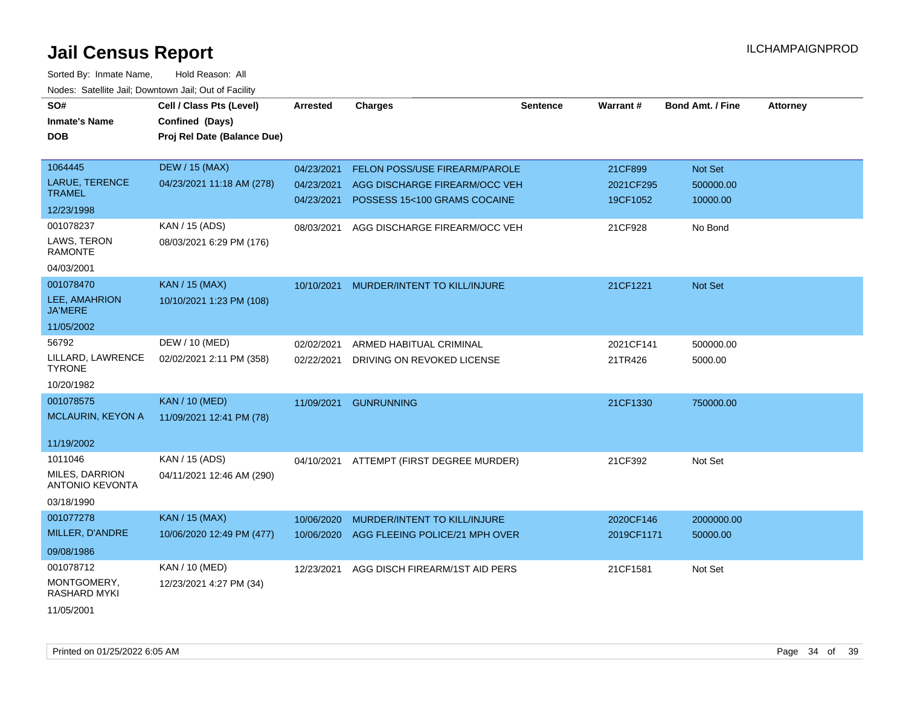# Jail Census Report

ILCHAMPAIGNPROD

Sorted By: Inmate Name, Hold Reason: All

Nodes: Satellite Jail; Downtown Jail; Out of Facility

| SO# / Inmate's Name / DOB | Cell / Class Pts (Level) / Confined (Days) / Proj Rel Date (Balance Due) | Arrested | Charges | Sentence | Warrant # | Bond Amt. / Fine | Attorney |
|---|---|---|---|---|---|---|---|
| 1064445<br>LARUE, TERENCE TRAMEL<br>12/23/1998 | DEW / 15 (MAX)<br>04/23/2021 11:18 AM (278) | 04/23/2021<br>04/23/2021<br>04/23/2021 | FELON POSS/USE FIREARM/PAROLE<br>AGG DISCHARGE FIREARM/OCC VEH<br>POSSESS 15<100 GRAMS COCAINE | | 21CF899<br>2021CF295<br>19CF1052 | Not Set<br>500000.00<br>10000.00 | |
| 001078237<br>LAWS, TERON RAMONTE<br>04/03/2001 | KAN / 15 (ADS)<br>08/03/2021 6:29 PM (176) | 08/03/2021 | AGG DISCHARGE FIREARM/OCC VEH | | 21CF928 | No Bond | |
| 001078470<br>LEE, AMAHRION JA'MERE<br>11/05/2002 | KAN / 15 (MAX)<br>10/10/2021 1:23 PM (108) | 10/10/2021 | MURDER/INTENT TO KILL/INJURE | | 21CF1221 | Not Set | |
| 56792<br>LILLARD, LAWRENCE TYRONE<br>10/20/1982 | DEW / 10 (MED)<br>02/02/2021 2:11 PM (358) | 02/02/2021<br>02/22/2021 | ARMED HABITUAL CRIMINAL<br>DRIVING ON REVOKED LICENSE | | 2021CF141<br>21TR426 | 500000.00<br>5000.00 | |
| 001078575<br>MCLAURIN, KEYON A<br>11/19/2002 | KAN / 10 (MED)<br>11/09/2021 12:41 PM (78) | 11/09/2021 | GUNRUNNING | | 21CF1330 | 750000.00 | |
| 1011046<br>MILES, DARRION ANTONIO KEVONTA<br>03/18/1990 | KAN / 15 (ADS)<br>04/11/2021 12:46 AM (290) | 04/10/2021 | ATTEMPT (FIRST DEGREE MURDER) | | 21CF392 | Not Set | |
| 001077278<br>MILLER, D'ANDRE<br>09/08/1986 | KAN / 15 (MAX)<br>10/06/2020 12:49 PM (477) | 10/06/2020<br>10/06/2020 | MURDER/INTENT TO KILL/INJURE<br>AGG FLEEING POLICE/21 MPH OVER | | 2020CF146<br>2019CF1171 | 2000000.00<br>50000.00 | |
| 001078712<br>MONTGOMERY, RASHARD MYKI<br>11/05/2001 | KAN / 10 (MED)<br>12/23/2021 4:27 PM (34) | 12/23/2021 | AGG DISCH FIREARM/1ST AID PERS | | 21CF1581 | Not Set | |

Printed on 01/25/2022 6:05 AM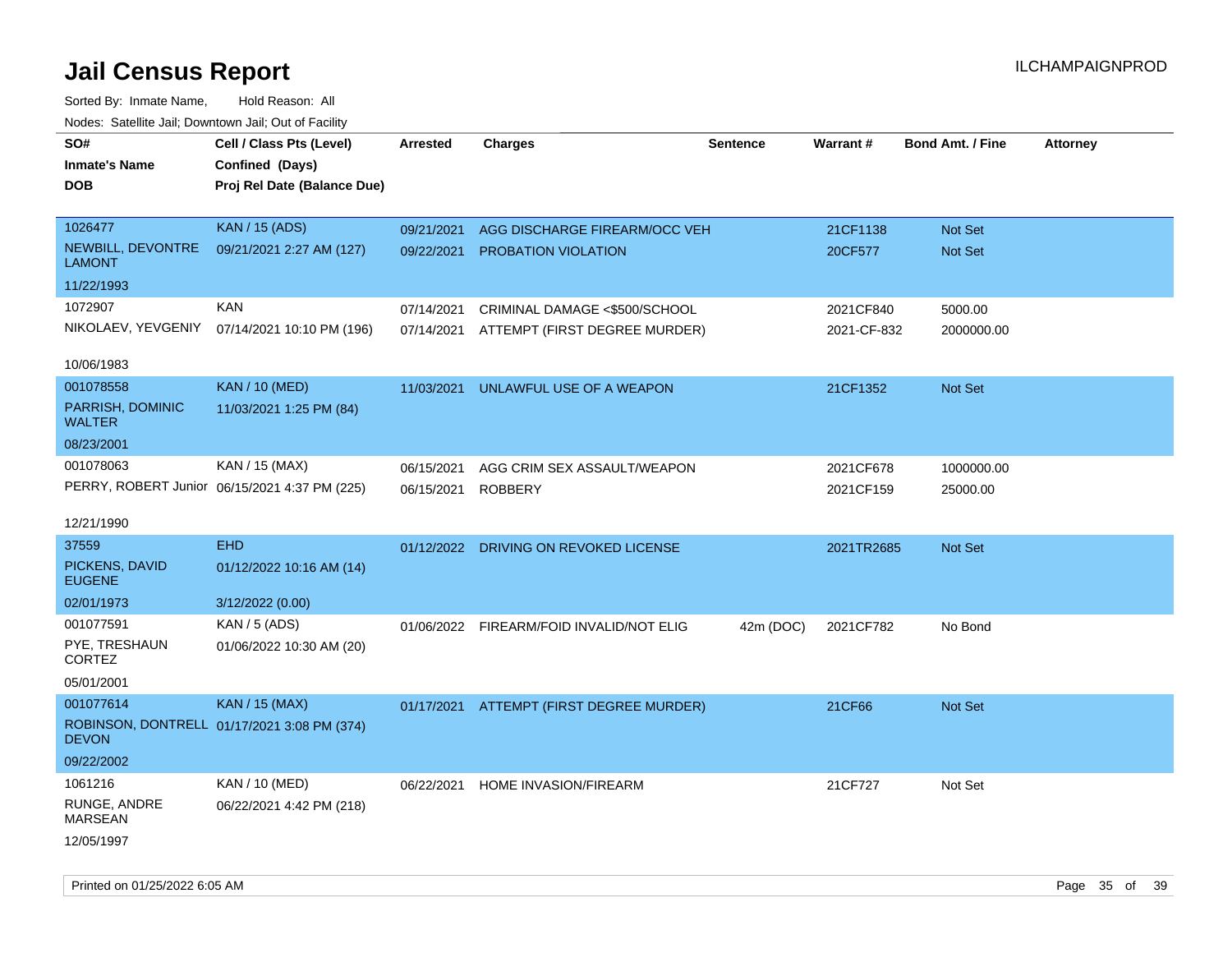# Jail Census Report

Sorted By: Inmate Name,  Hold Reason: All

Nodes: Satellite Jail; Downtown Jail; Out of Facility

| SO# / Inmate's Name / DOB | Cell / Class Pts (Level) / Confined (Days) / Proj Rel Date (Balance Due) | Arrested | Charges | Sentence | Warrant # | Bond Amt. / Fine | Attorney |
|---|---|---|---|---|---|---|---|
| 1026477 | KAN / 15 (ADS) | 09/21/2021 | AGG DISCHARGE FIREARM/OCC VEH | | 21CF1138 | Not Set | |
| NEWBILL, DEVONTRE LAMONT | 09/21/2021 2:27 AM (127) | 09/22/2021 | PROBATION VIOLATION | | 20CF577 | Not Set | |
| 11/22/1993 | | | | | | | |
| 1072907 | KAN | 07/14/2021 | CRIMINAL DAMAGE <$500/SCHOOL | | 2021CF840 | 5000.00 | |
| NIKOLAEV, YEVGENIY | 07/14/2021 10:10 PM (196) | 07/14/2021 | ATTEMPT (FIRST DEGREE MURDER) | | 2021-CF-832 | 2000000.00 | |
| 10/06/1983 | | | | | | | |
| 001078558 | KAN / 10 (MED) | 11/03/2021 | UNLAWFUL USE OF A WEAPON | | 21CF1352 | Not Set | |
| PARRISH, DOMINIC WALTER | 11/03/2021 1:25 PM (84) | | | | | | |
| 08/23/2001 | | | | | | | |
| 001078063 | KAN / 15 (MAX) | 06/15/2021 | AGG CRIM SEX ASSAULT/WEAPON | | 2021CF678 | 1000000.00 | |
| PERRY, ROBERT Junior | 06/15/2021 4:37 PM (225) | 06/15/2021 | ROBBERY | | 2021CF159 | 25000.00 | |
| 12/21/1990 | | | | | | | |
| 37559 | EHD | 01/12/2022 | DRIVING ON REVOKED LICENSE | | 2021TR2685 | Not Set | |
| PICKENS, DAVID EUGENE | 01/12/2022 10:16 AM (14) | | | | | | |
| 02/01/1973 | 3/12/2022 (0.00) | | | | | | |
| 001077591 | KAN / 5 (ADS) | 01/06/2022 | FIREARM/FOID INVALID/NOT ELIG | 42m (DOC) | 2021CF782 | No Bond | |
| PYE, TRESHAUN CORTEZ | 01/06/2022 10:30 AM (20) | | | | | | |
| 05/01/2001 | | | | | | | |
| 001077614 | KAN / 15 (MAX) | 01/17/2021 | ATTEMPT (FIRST DEGREE MURDER) | | 21CF66 | Not Set | |
| ROBINSON, DONTRELL DEVON | 01/17/2021 3:08 PM (374) | | | | | | |
| 09/22/2002 | | | | | | | |
| 1061216 | KAN / 10 (MED) | 06/22/2021 | HOME INVASION/FIREARM | | 21CF727 | Not Set | |
| RUNGE, ANDRE MARSEAN | 06/22/2021 4:42 PM (218) | | | | | | |
| 12/05/1997 | | | | | | | |

Printed on 01/25/2022 6:05 AM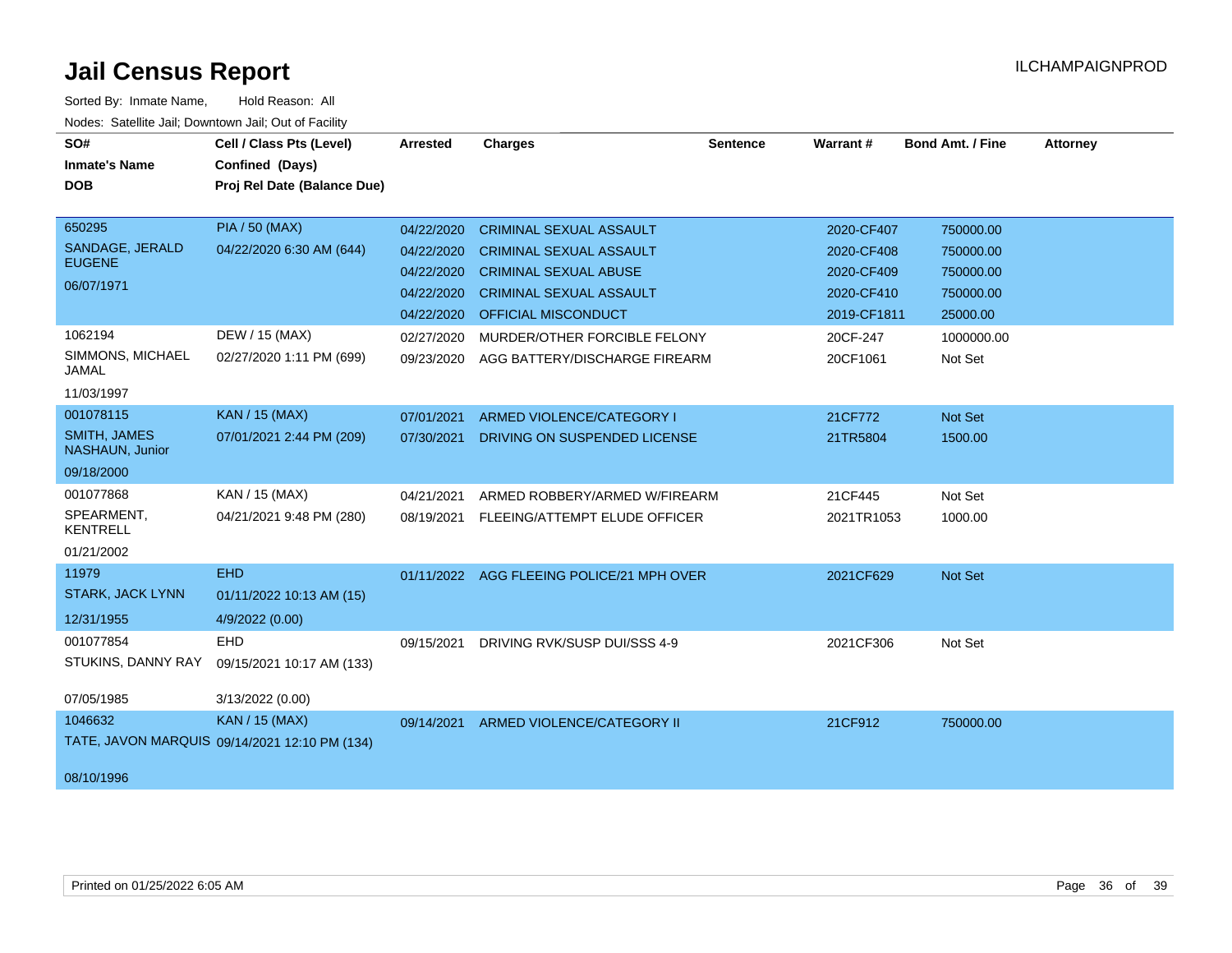# Jail Census Report

ILCHAMPAIGNPROD

Sorted By: Inmate Name, Hold Reason: All

Nodes: Satellite Jail; Downtown Jail; Out of Facility

| SO# / Inmate's Name / DOB | Cell / Class Pts (Level) / Confined (Days) / Proj Rel Date (Balance Due) | Arrested | Charges | Sentence | Warrant # | Bond Amt. / Fine | Attorney |
|---|---|---|---|---|---|---|---|
| 650295 SANDAGE, JERALD EUGENE 06/07/1971 | PIA / 50 (MAX) 04/22/2020 6:30 AM (644) | 04/22/2020 | CRIMINAL SEXUAL ASSAULT | | 2020-CF407 | 750000.00 | |
| | | 04/22/2020 | CRIMINAL SEXUAL ASSAULT | | 2020-CF408 | 750000.00 | |
| | | 04/22/2020 | CRIMINAL SEXUAL ABUSE | | 2020-CF409 | 750000.00 | |
| | | 04/22/2020 | CRIMINAL SEXUAL ASSAULT | | 2020-CF410 | 750000.00 | |
| | | 04/22/2020 | OFFICIAL MISCONDUCT | | 2019-CF1811 | 25000.00 | |
| 1062194 SIMMONS, MICHAEL JAMAL 11/03/1997 | DEW / 15 (MAX) 02/27/2020 1:11 PM (699) | 02/27/2020 | MURDER/OTHER FORCIBLE FELONY | | 20CF-247 | 1000000.00 | |
| | | 09/23/2020 | AGG BATTERY/DISCHARGE FIREARM | | 20CF1061 | Not Set | |
| 001078115 SMITH, JAMES NASHAUN, Junior 09/18/2000 | KAN / 15 (MAX) 07/01/2021 2:44 PM (209) | 07/01/2021 | ARMED VIOLENCE/CATEGORY I | | 21CF772 | Not Set | |
| | | 07/30/2021 | DRIVING ON SUSPENDED LICENSE | | 21TR5804 | 1500.00 | |
| 001077868 SPEARMENT, KENTRELL 01/21/2002 | KAN / 15 (MAX) 04/21/2021 9:48 PM (280) | 04/21/2021 | ARMED ROBBERY/ARMED W/FIREARM | | 21CF445 | Not Set | |
| | | 08/19/2021 | FLEEING/ATTEMPT ELUDE OFFICER | | 2021TR1053 | 1000.00 | |
| 11979 STARK, JACK LYNN 12/31/1955 | EHD 01/11/2022 10:13 AM (15) 4/9/2022 (0.00) | 01/11/2022 | AGG FLEEING POLICE/21 MPH OVER | | 2021CF629 | Not Set | |
| 001077854 STUKINS, DANNY RAY 07/05/1985 | EHD 09/15/2021 10:17 AM (133) 3/13/2022 (0.00) | 09/15/2021 | DRIVING RVK/SUSP DUI/SSS 4-9 | | 2021CF306 | Not Set | |
| 1046632 TATE, JAVON MARQUIS 08/10/1996 | KAN / 15 (MAX) 09/14/2021 12:10 PM (134) | 09/14/2021 | ARMED VIOLENCE/CATEGORY II | | 21CF912 | 750000.00 | |

Printed on 01/25/2022 6:05 AM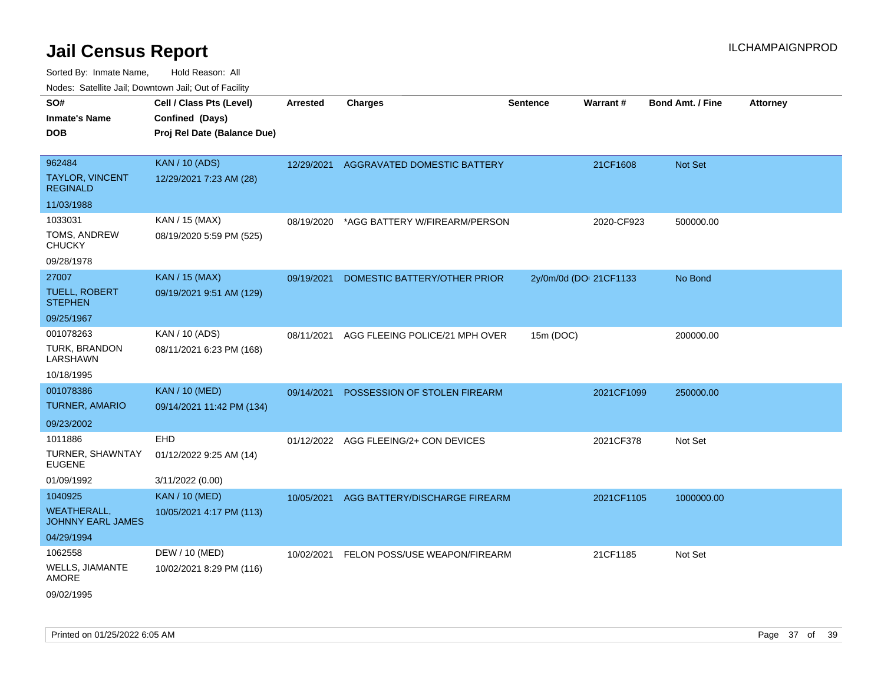# Jail Census Report

Sorted By: Inmate Name, Hold Reason: All

Nodes: Satellite Jail; Downtown Jail; Out of Facility

| SO# / Inmate's Name / DOB | Cell / Class Pts (Level) / Confined (Days) / Proj Rel Date (Balance Due) | Arrested | Charges | Sentence | Warrant # | Bond Amt. / Fine | Attorney |
|---|---|---|---|---|---|---|---|
| 962484<br>TAYLOR, VINCENT REGINALD<br>11/03/1988 | KAN / 10 (ADS)<br>12/29/2021 7:23 AM (28) | 12/29/2021 | AGGRAVATED DOMESTIC BATTERY | | 21CF1608 | Not Set | |
| 1033031<br>TOMS, ANDREW CHUCKY<br>09/28/1978 | KAN / 15 (MAX)<br>08/19/2020 5:59 PM (525) | 08/19/2020 | *AGG BATTERY W/FIREARM/PERSON | | 2020-CF923 | 500000.00 | |
| 27007<br>TUELL, ROBERT STEPHEN<br>09/25/1967 | KAN / 15 (MAX)<br>09/19/2021 9:51 AM (129) | 09/19/2021 | DOMESTIC BATTERY/OTHER PRIOR | 2y/0m/0d (DO | 21CF1133 | No Bond | |
| 001078263<br>TURK, BRANDON LARSHAWN<br>10/18/1995 | KAN / 10 (ADS)<br>08/11/2021 6:23 PM (168) | 08/11/2021 | AGG FLEEING POLICE/21 MPH OVER | 15m (DOC) | | 200000.00 | |
| 001078386<br>TURNER, AMARIO<br>09/23/2002 | KAN / 10 (MED)<br>09/14/2021 11:42 PM (134) | 09/14/2021 | POSSESSION OF STOLEN FIREARM | | 2021CF1099 | 250000.00 | |
| 1011886<br>TURNER, SHAWNTAY EUGENE<br>01/09/1992 | EHD<br>01/12/2022 9:25 AM (14)<br>3/11/2022 (0.00) | 01/12/2022 | AGG FLEEING/2+ CON DEVICES | | 2021CF378 | Not Set | |
| 1040925<br>WEATHERALL, JOHNNY EARL JAMES<br>04/29/1994 | KAN / 10 (MED)<br>10/05/2021 4:17 PM (113) | 10/05/2021 | AGG BATTERY/DISCHARGE FIREARM | | 2021CF1105 | 1000000.00 | |
| 1062558<br>WELLS, JIAMANTE AMORE<br>09/02/1995 | DEW / 10 (MED)<br>10/02/2021 8:29 PM (116) | 10/02/2021 | FELON POSS/USE WEAPON/FIREARM | | 21CF1185 | Not Set | |

Printed on 01/25/2022 6:05 AM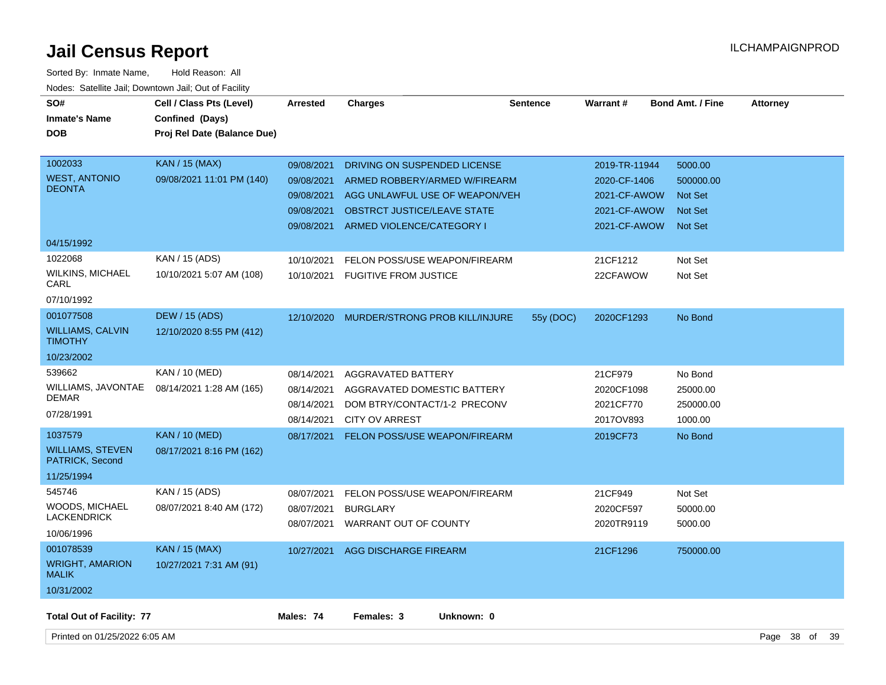# Jail Census Report

ILCHAMPAIGNPROD

Sorted By: Inmate Name, Hold Reason: All

Nodes: Satellite Jail; Downtown Jail; Out of Facility

| SO# / Inmate's Name / DOB | Cell / Class Pts (Level) / Confined (Days) / Proj Rel Date (Balance Due) | Arrested | Charges | Sentence | Warrant # | Bond Amt. / Fine | Attorney |
|---|---|---|---|---|---|---|---|
| 1002033 WEST, ANTONIO DEONTA 04/15/1992 | KAN / 15 (MAX) 09/08/2021 11:01 PM (140) | 09/08/2021 | DRIVING ON SUSPENDED LICENSE | | 2019-TR-11944 | 5000.00 | |
| | | 09/08/2021 | ARMED ROBBERY/ARMED W/FIREARM | | 2020-CF-1406 | 500000.00 | |
| | | 09/08/2021 | AGG UNLAWFUL USE OF WEAPON/VEH | | 2021-CF-AWOW | Not Set | |
| | | 09/08/2021 | OBSTRCT JUSTICE/LEAVE STATE | | 2021-CF-AWOW | Not Set | |
| | | 09/08/2021 | ARMED VIOLENCE/CATEGORY I | | 2021-CF-AWOW | Not Set | |
| 1022068 WILKINS, MICHAEL CARL 07/10/1992 | KAN / 15 (ADS) 10/10/2021 5:07 AM (108) | 10/10/2021 | FELON POSS/USE WEAPON/FIREARM | | 21CF1212 | Not Set | |
| | | 10/10/2021 | FUGITIVE FROM JUSTICE | | 22CFAWOW | Not Set | |
| 001077508 WILLIAMS, CALVIN TIMOTHY 10/23/2002 | DEW / 15 (ADS) 12/10/2020 8:55 PM (412) | 12/10/2020 | MURDER/STRONG PROB KILL/INJURE | 55y (DOC) | 2020CF1293 | No Bond | |
| 539662 WILLIAMS, JAVONTAE DEMAR 07/28/1991 | KAN / 10 (MED) 08/14/2021 1:28 AM (165) | 08/14/2021 | AGGRAVATED BATTERY | | 21CF979 | No Bond | |
| | | 08/14/2021 | AGGRAVATED DOMESTIC BATTERY | | 2020CF1098 | 25000.00 | |
| | | 08/14/2021 | DOM BTRY/CONTACT/1-2 PRECONV | | 2021CF770 | 250000.00 | |
| | | 08/14/2021 | CITY OV ARREST | | 2017OV893 | 1000.00 | |
| 1037579 WILLIAMS, STEVEN PATRICK, Second 11/25/1994 | KAN / 10 (MED) 08/17/2021 8:16 PM (162) | 08/17/2021 | FELON POSS/USE WEAPON/FIREARM | | 2019CF73 | No Bond | |
| 545746 WOODS, MICHAEL LACKENDRICK 10/06/1996 | KAN / 15 (ADS) 08/07/2021 8:40 AM (172) | 08/07/2021 | FELON POSS/USE WEAPON/FIREARM | | 21CF949 | Not Set | |
| | | 08/07/2021 | BURGLARY | | 2020CF597 | 50000.00 | |
| | | 08/07/2021 | WARRANT OUT OF COUNTY | | 2020TR9119 | 5000.00 | |
| 001078539 WRIGHT, AMARION MALIK 10/31/2002 | KAN / 15 (MAX) 10/27/2021 7:31 AM (91) | 10/27/2021 | AGG DISCHARGE FIREARM | | 21CF1296 | 750000.00 | |

**Total Out of Facility: 77** **Males: 74** **Females: 3** **Unknown: 0**

Printed on 01/25/2022 6:05 AM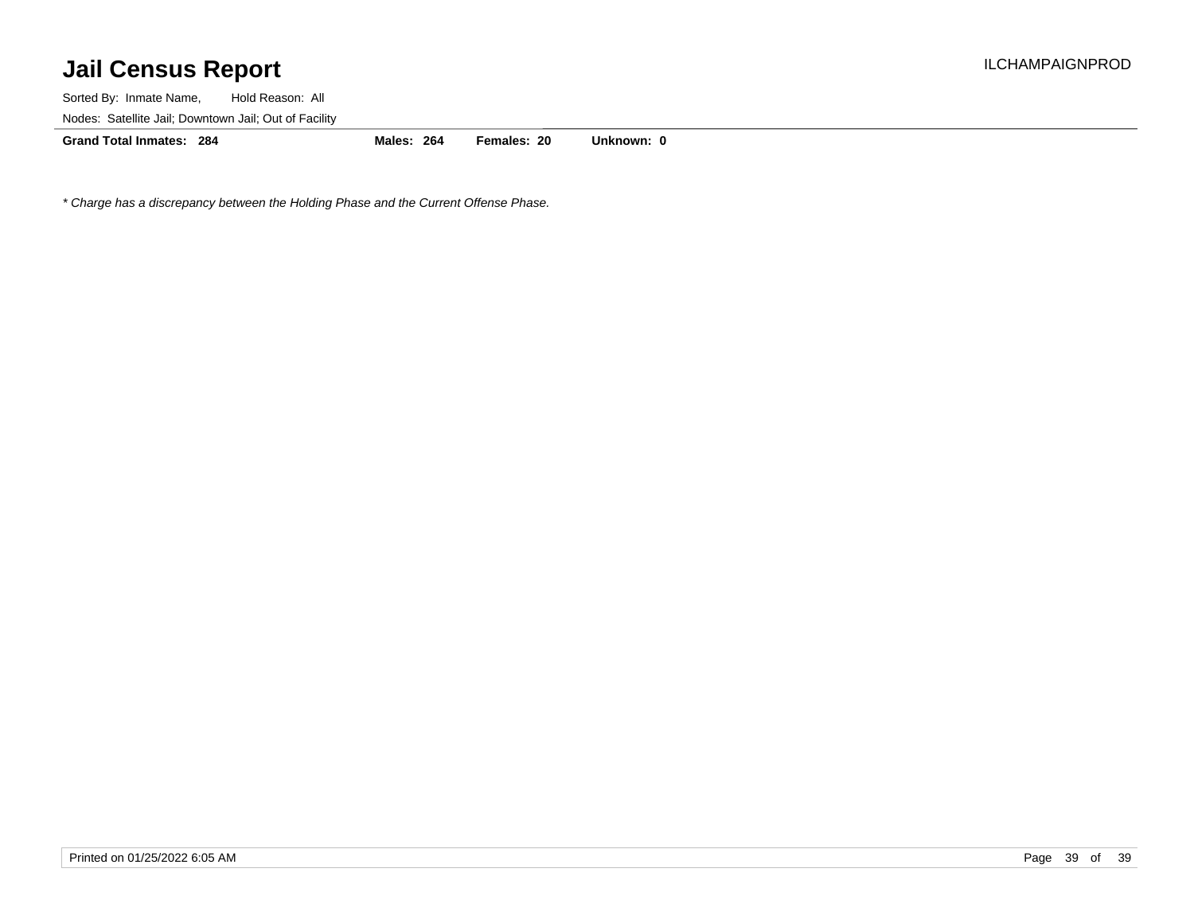# Jail Census Report

Sorted By: Inmate Name, Hold Reason: All

Nodes: Satellite Jail; Downtown Jail; Out of Facility

**Grand Total Inmates: 284** **Males: 264** **Females: 20** **Unknown: 0**

*\* Charge has a discrepancy between the Holding Phase and the Current Offense Phase.*